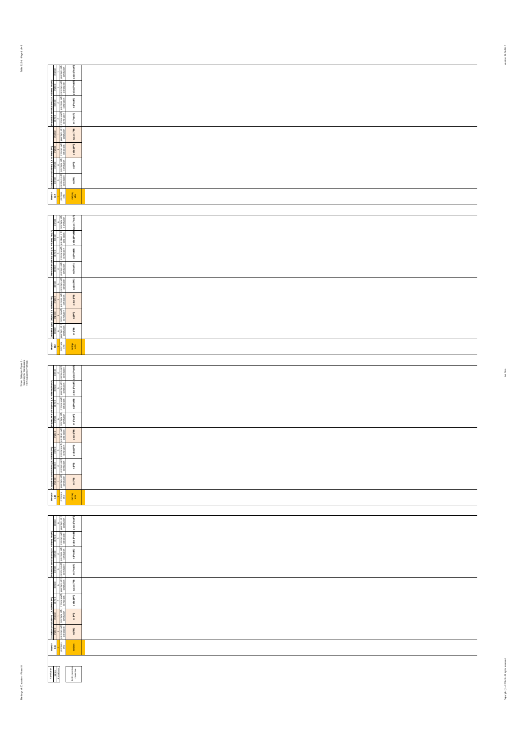| Mood # 134 | Causative conclusions (i.e. wit-items PR) | | | | Preventive conclusions (i.e. wit-items Pnot R) | | | |
|---|---|---|---|---|---|---|---|---|
| | causal | causal | causal | causal | causal | causal | causal | causal |
| premises only | premises with conclusion | premises with conclusion | premises with conclusion | premises with conclusion | premises with conclusion | premises with conclusion | premises with conclusion | premises with conclusion |
| m(n)(q) abs | m (PR) | n (PR) | p abs (PR) | q abs (PR) | m (PnotR) | n (PnotR) | p abs (PnotR) | q abs (PnotR) |

| Mood # 133 | Causative conclusions (i.e. wit-items PR) | | | | Preventive conclusions (i.e. wit-items Pnot R) | | | |
|---|---|---|---|---|---|---|---|---|
| | causal | causal | causal | causal | causal | causal | causal | causal |
| premises only | premises with conclusion | premises with conclusion | premises with conclusion | premises with conclusion | premises with conclusion | premises with conclusion | premises with conclusion | premises with conclusion |
| m(n)(p) abs | m (PR) | n (PR) | p abs (PR) | q abs (PR) | m (PnotR) | n (PnotR) | p abs (PnotR) | q abs (PnotR) |

| Mood # 132 | Causative conclusions (i.e. wit-items PR) | | | | Preventive conclusions (i.e. wit-items Pnot R) | | | |
|---|---|---|---|---|---|---|---|---|
| | causal | causal | causal | causal | causal | causal | causal | causal |
| premises only | premises with conclusion | premises with conclusion | premises with conclusion | premises with conclusion | premises with conclusion | premises with conclusion | premises with conclusion | premises with conclusion |
| m(n)(q) abs | m (PR) | n (PR) | p abs (PR) | q abs (PR) | m (PnotR) | n (PnotR) | p abs (PnotR) | q abs (PnotR) |

| Mood # 131 | Causative conclusions (i.e. wit-items PR) | | | | Preventive conclusions (i.e. wit-items Pnot R) | | | |
|---|---|---|---|---|---|---|---|---|
| | causal | causal | causal | causal | causal | causal | causal | causal |
| premises only | premises with conclusion | premises with conclusion | premises with conclusion | premises with conclusion | premises with conclusion | premises with conclusion | premises with conclusion | premises with conclusion |
| m(n) abs | m (PR) | n (PR) | p abs (PR) | q abs (PR) | m (PnotR) | n (PnotR) | p abs (PnotR) | q abs (PnotR) |

| Conclusion | |
|---|---|
| status | |
| if mood valid | both premises + conclusion |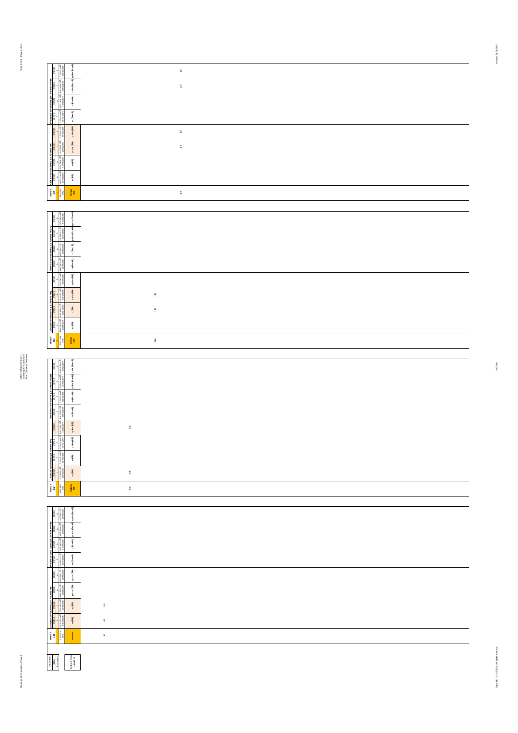| Mood # 114 | Causative conclusions (i.e. without Prel/PR) | | | | Preventive conclusions (i.e. without Prel/R) | | | |
|---|---|---|---|---|---|---|---|---|
| premises only | m (PR) | n (PR) | p abs (PR) | q abs (PR) | m (Prel/R) | n (Prel/R) | p abs (Prel/R) | q abs (Prel/R) |
| m/n/p/q abs | | | 114 | 114 | | | 114 | 114 |

| Mood # 115 | Causative conclusions (i.e. without PR) | | | | Preventive conclusions (i.e. without Prel/R) | | | |
|---|---|---|---|---|---|---|---|---|
| premises only | m (PR) | n (PR) | p abs (PR) | q abs (PR) | m (Prel/R) | n (Prel/R) | p abs (Prel/R) | q abs (Prel/R) |
| n/m/p abs | | 115 | 115 | | | | | |

| Mood # 116 | Causative conclusions (i.e. without PR) | | | | Preventive conclusions (i.e. without Prel/R) | | | |
|---|---|---|---|---|---|---|---|---|
| premises only | m (PR) | n (PR) | p abs (PR) | q abs (PR) | m (Prel/R) | n (Prel/R) | p abs (Prel/R) | q abs (Prel/R) |
| m/n/q abs | 116 | | | 116 | | | | |

| Mood # 117 | Causative conclusions (i.e. without PR) | | | | Preventive conclusions (i.e. without Prel/R) | | | |
|---|---|---|---|---|---|---|---|---|
| premises only | m (PR) | n (PR) | p abs (PR) | q abs (PR) | m (Prel/R) | n (Prel/R) | p abs (Prel/R) | q abs (Prel/R) |
| m/n | 117 | 117 | | | | | | |

| Conclusion status | |
|---|---|
| # moods/lines | both premises + conclusion |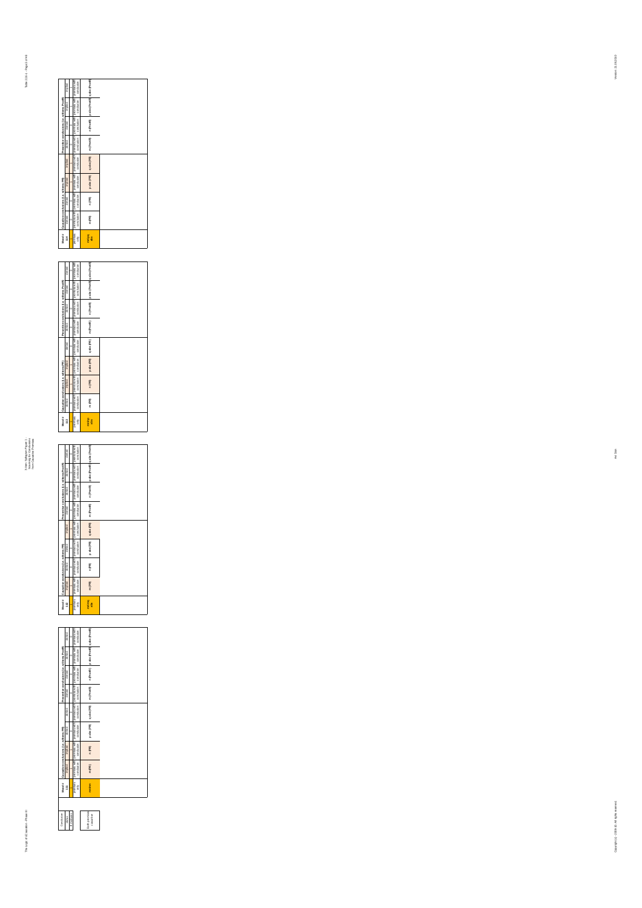| Conclusion | |
|---|---|
| status | |
| # moduses | |
| Both premises causative | |

| Mood # 111 | Causative conclusions (i.e. with form PR) | | | | Preventive conclusions (i.e. with form Pnot R) | | | |
|---|---|---|---|---|---|---|---|---|
| | causal | causal | direct | direct | causal | causal | direct | direct |
| | 1 | 1 | 0 | 0 | 0 | 0 | 0 | 0 |
| premises only | premises with conclusion | premises with conclusion | premises with conclusion | premises with conclusion | premises with conclusion | premises with conclusion | premises with conclusion | premises with conclusion |
| mn/mn | m (PR) | n (PR) | p abs (PR) | q abs (PR) | m (PnotR) | n (PnotR) | p abs (PnotR) | q abs (PnotR) |

| Mood # 112 | Causative conclusions (i.e. with form PR) | | | | Preventive conclusions (i.e. with form Pnot R) | | | |
|---|---|---|---|---|---|---|---|---|
| | causal | causal | direct | direct | causal | causal | direct | direct |
| | 1 | 0 | 0 | 1 | 0 | 0 | 0 | 0 |
| premises only | premises with conclusion | premises with conclusion | premises with conclusion | premises with conclusion | premises with conclusion | premises with conclusion | premises with conclusion | premises with conclusion |
| mn/mq abs | m (PR) | n (PR) | p abs (PR) | q abs (PR) | m (PnotR) | n (PnotR) | p abs (PnotR) | q abs (PnotR) |

| Mood # 113 | Causative conclusions (i.e. with form PR) | | | | Preventive conclusions (i.e. with form Pnot R) | | | |
|---|---|---|---|---|---|---|---|---|
| | causal | causal | direct | direct | causal | causal | direct | direct |
| | 0 | 1 | 1 | 0 | 0 | 0 | 0 | 0 |
| premises only | premises with conclusion | premises with conclusion | premises with conclusion | premises with conclusion | premises with conclusion | premises with conclusion | premises with conclusion | premises with conclusion |
| mn/np abs | m (PR) | n (PR) | p abs (PR) | q abs (PR) | m (PnotR) | n (PnotR) | p abs (PnotR) | q abs (PnotR) |

| Mood # 114 | Causative conclusions (i.e. with form PR) | | | | Preventive conclusions (i.e. with form Pnot R) | | | |
|---|---|---|---|---|---|---|---|---|
| | causal | causal | direct | direct | causal | causal | direct | direct |
| | 0 | 0 | 1 | 1 | 0 | 0 | 0 | 0 |
| premises only | premises with conclusion | premises with conclusion | premises with conclusion | premises with conclusion | premises with conclusion | premises with conclusion | premises with conclusion | premises with conclusion |
| mn/pq abs | m (PR) | n (PR) | p abs (PR) | q abs (PR) | m (PnotR) | n (PnotR) | p abs (PnotR) | q abs (PnotR) |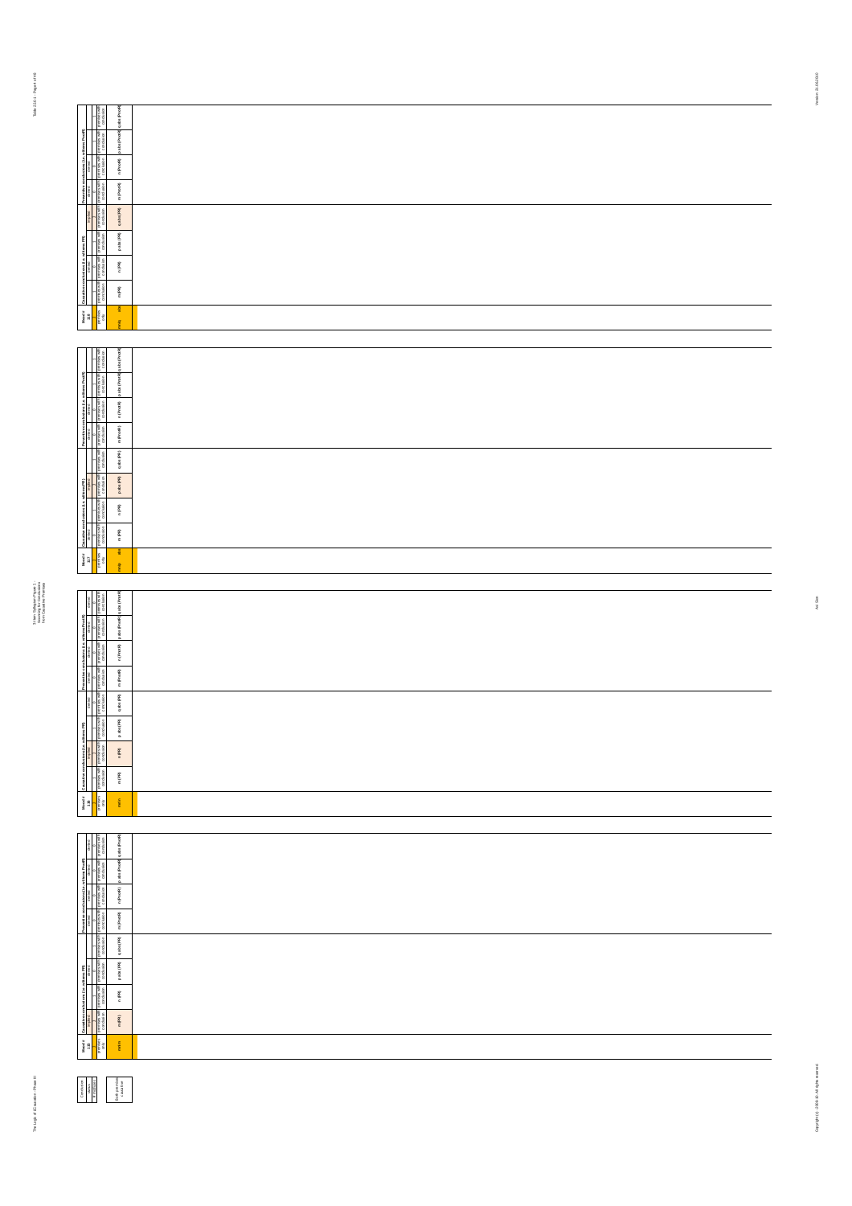| Mood # 138 | Causative conclusions (i.e. with/same PR) | | | | Preventive conclusions (i.e. with/same Prod-R) | | | |
|---|---|---|---|---|---|---|---|---|
| | m (PR) | n (PR) | p abs (PR) | q abs (PR) | m (Prod-R) | n (Prod-R) | p abs (Prod-R) | q abs (Prod-R) |
| premises only | premises with conclusion | premises with conclusion | premises with conclusion | premises with conclusion | premises with conclusion | premises with conclusion | premises with conclusion | premises with conclusion |
| mnq abs | | | | | | | | |

| Mood # 137 | Causative conclusions (i.e. with/same PR) | | | | Preventive conclusions (i.e. with/same Prod-R) | | | |
|---|---|---|---|---|---|---|---|---|
| | m (PR) | n (PR) | p abs (PR) | q abs (PR) | m (Prod-R) | n (Prod-R) | p abs (Prod-R) | q abs (Prod-R) |
| premises only | premises with conclusion | premises with conclusion | premises with conclusion | premises with conclusion | premises with conclusion | premises with conclusion | premises with conclusion | premises with conclusion |
| mnp abs | | | | | | | | |

| Mood # 136 | Causative conclusions (i.e. with/same PR) | | | | Preventive conclusions (i.e. with/same Prod-R) | | | |
|---|---|---|---|---|---|---|---|---|
| | m (PR) | n (PR) | p abs (PR) | q abs (PR) | m (Prod-R) | n (Prod-R) | p abs (Prod-R) | q abs (Prod-R) |
| premises only | premises with conclusion | premises with conclusion | premises with conclusion | premises with conclusion | premises with conclusion | premises with conclusion | premises with conclusion | premises with conclusion |
| mn | | | | | | | | |

| Mood # 135 | Causative conclusions (i.e. with/same PR) | | | | Preventive conclusions (i.e. with/same Prod-R) | | | |
|---|---|---|---|---|---|---|---|---|
| | m (PR) | n (PR) | p abs (PR) | q abs (PR) | m (Prod-R) | n (Prod-R) | p abs (Prod-R) | q abs (Prod-R) |
| premises only | premises with conclusion | premises with conclusion | premises with conclusion | premises with conclusion | premises with conclusion | premises with conclusion | premises with conclusion | premises with conclusion |
| mn | | | | | | | | |

| Conclusion status |
|---|
| # valid/invalid |
| Both premises + conclusion |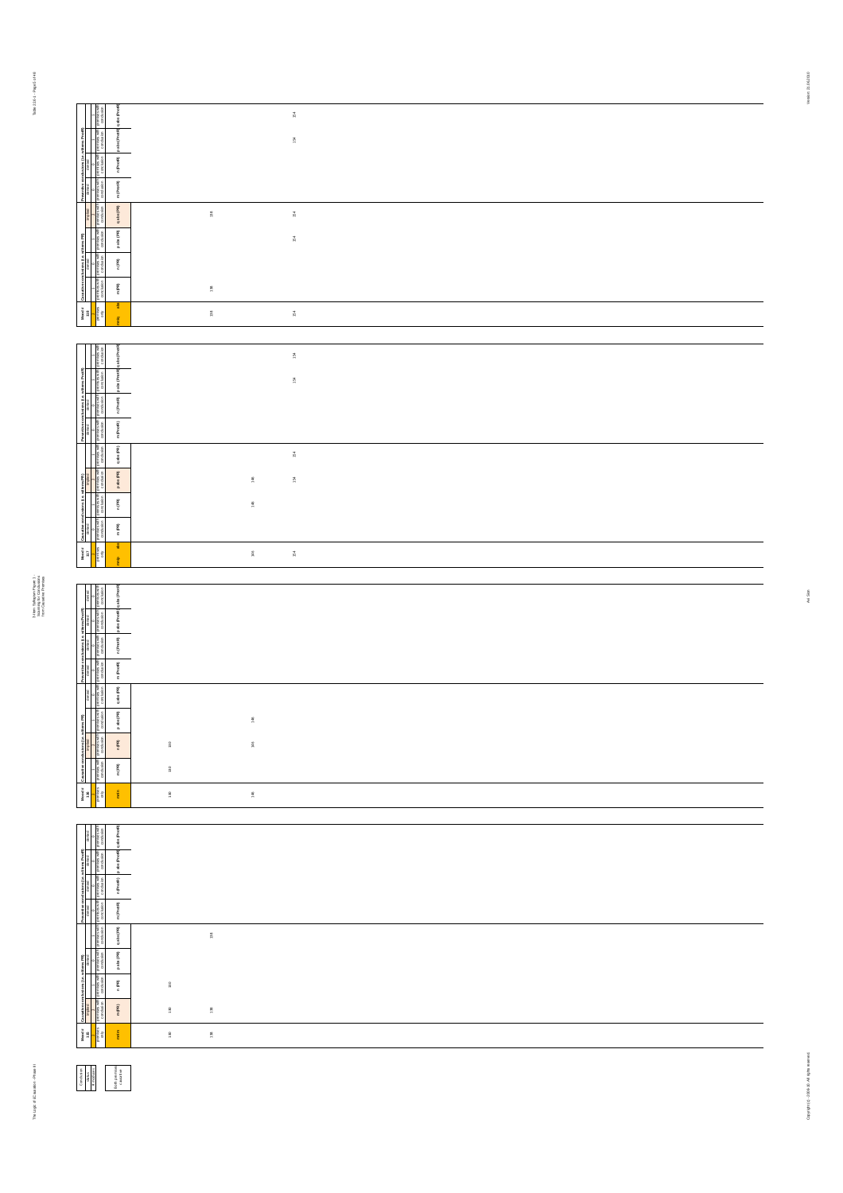| Mood # 118 | Causative conclusions (i.e. with mns PR) | | | | Preventive conclusions (i.e. with mns Prodf) | | | |
|---|---|---|---|---|---|---|---|---|
| premises only | m (PR) | n (PR) | p abs (PR) | q abs (PR) | m (Prodf) | n (Prodf) | p abs (Prodf) | q abs (Prodf) |
| mn | | | | | | | | |
| 118 | 118 | | | 118 | | | | |
| 114 | | | 114 | 114 | | | 114 | 114 |

| Mood # 117 | Causative conclusions (i.e. with mns PR) | | | | Preventive conclusions (i.e. with mns Prodf) | | | |
|---|---|---|---|---|---|---|---|---|
| premises only | m (PR) | n (PR) | p abs (PR) | q abs (PR) | m (Prodf) | n (Prodf) | p abs (Prodf) | q abs (Prodf) |
| mnp | | | | | | | | |
| 140 | | 140 | 140 | | | | | |
| 114 | | | 114 | 114 | | | 114 | 114 |

| Mood # 116 | Causative conclusions (i.e. with mns PR) | | | | Preventive conclusions (i.e. with mns Prodf) | | | |
|---|---|---|---|---|---|---|---|---|
| premises only | m (PR) | n (PR) | p abs (PR) | q abs (PR) | m (Prodf) | n (Prodf) | p abs (Prodf) | q abs (Prodf) |
| mn | | | | | | | | |
| 110 | 110 | 110 | | | | | | |
| 140 | | 140 | 140 | | | | | |

| Mood # 115 | Causative conclusions (i.e. with mns PR) | | | | Preventive conclusions (i.e. with mns Prodf) | | | |
|---|---|---|---|---|---|---|---|---|
| premises only | m (PR) | n (PR) | p abs (PR) | q abs (PR) | m (Prodf) | n (Prodf) | p abs (Prodf) | q abs (Prodf) |
| mn | | | | | | | | |
| 110 | 110 | 110 | | | | | | |
| 118 | 118 | | | 118 | | | | |

| Conclusion status | |
|---|---|
| # mood valid | Both premises + conclusion |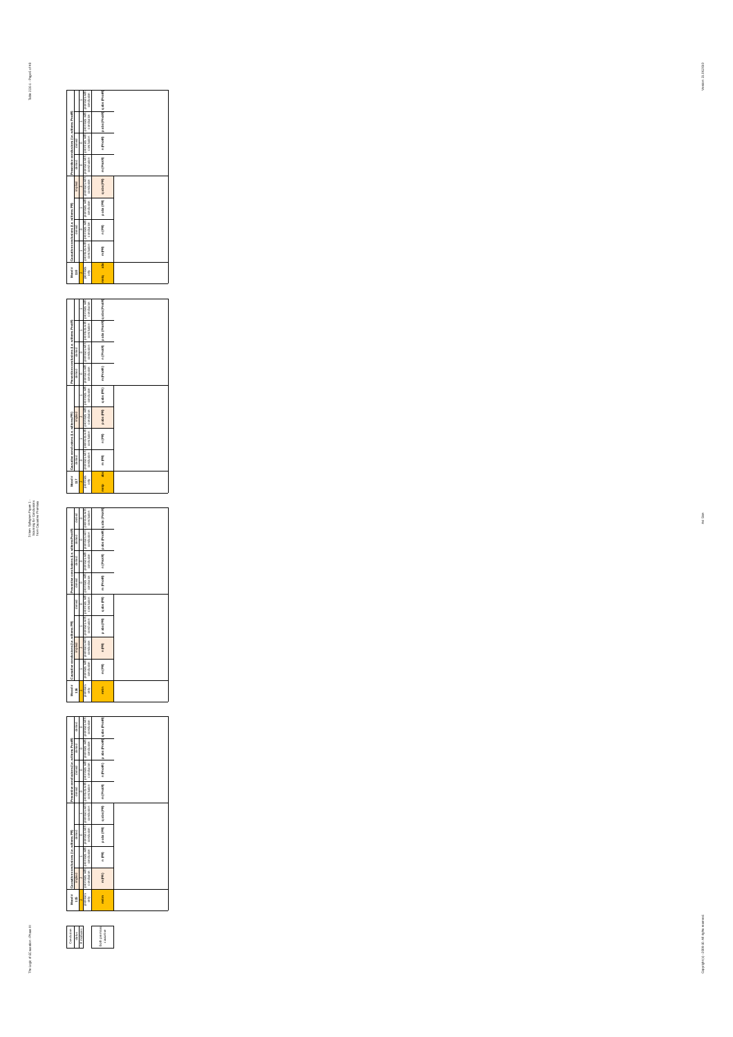| Mood # 125 | Causative conclusions (i.e. with mns P/R) | | | | Preventive conclusions (i.e. with mns P/not R) | | | |
|---|---|---|---|---|---|---|---|---|
| | causal | | | | causal | causal | causal | causal |
| premises only | premises with conclusion | premises with conclusion | premises with conclusion | premises with conclusion | premises with conclusion | premises with conclusion | premises with conclusion | premises with conclusion |
| m/n | m (P/R) | n (P/R) | p abs (P/R) | q abs (P/R) | m (P/notR) | n (P/notR) | p abs (P/notR) | q abs (P/notR) |

| Mood # 126 | Causative conclusions (i.e. with mns P/R) | | | | Preventive conclusions (i.e. with mns P/not R) | | | |
|---|---|---|---|---|---|---|---|---|
| | | causal | | causal | causal | causal | causal | causal |
| premises only | premises with conclusion | premises with conclusion | premises with conclusion | premises with conclusion | premises with conclusion | premises with conclusion | premises with conclusion | premises with conclusion |
| m/n | m (P/R) | n (P/R) | p abs (P/R) | q abs (P/R) | m (P/notR) | n (P/notR) | p abs (P/notR) | q abs (P/notR) |

| Mood # 127 | Causative conclusions (i.e. with mns P/R) | | | | Preventive conclusions (i.e. with mns P/not R) | | | |
|---|---|---|---|---|---|---|---|---|
| | causal | | causal | | causal | causal | | causal |
| premises only | premises with conclusion | premises with conclusion | premises with conclusion | premises with conclusion | premises with conclusion | premises with conclusion | premises with conclusion | premises with conclusion |
| m/p | m (P/R) | n (P/R) | p abs (P/R) | q abs (P/R) | m (P/notR) | n (P/notR) | p abs (P/notR) | q abs (P/notR) |

| Mood # 128 | Causative conclusions (i.e. with mns P/R) | | | | Preventive conclusions (i.e. with mns P/not R) | | | |
|---|---|---|---|---|---|---|---|---|
| | causal | causal | causal | causal | causal | causal | causal | causal |
| premises only | premises with conclusion | premises with conclusion | premises with conclusion | premises with conclusion | premises with conclusion | premises with conclusion | premises with conclusion | premises with conclusion |
| m/q | m (P/R) | n (P/R) | p abs (P/R) | q abs (P/R) | m (P/notR) | n (P/notR) | p abs (P/notR) | q abs (P/notR) |

| Conclusion |
|---|
| causal |
| if not causal |
| Both premises causative |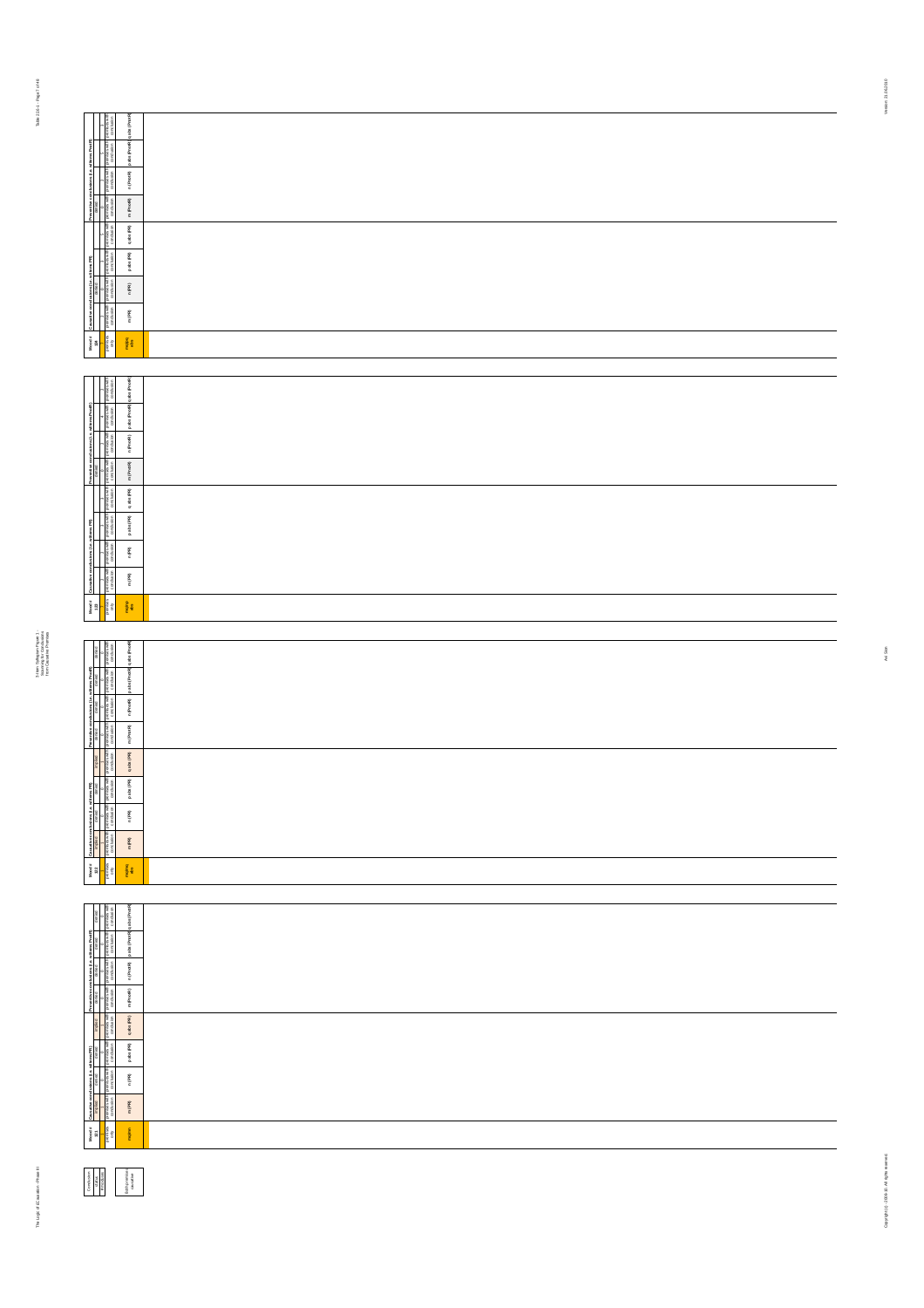| Mood # 108 | Causative conclusions (i.e. with/without PR) | | | | Preventive conclusions (i.e. with/without PnotR) | | | |
|---|---|---|---|---|---|---|---|---|
| premises only | premises with conclusion | premises with conclusion | premises with conclusion | premises with conclusion | premises with conclusion | premises with conclusion | premises with conclusion | premises with conclusion |
| mpossible | m (PR) | n (PR) | p abs (PR) | q abs (PR) | m (PnotR) | n (PnotR) | p abs (PnotR) | q abs (PnotR) |

| Mood # 109 | Causative conclusions (i.e. with/without PR) | | | | Preventive conclusions (i.e. with/without PnotR) | | | |
|---|---|---|---|---|---|---|---|---|
| premises only | premises with conclusion | premises with conclusion | premises with conclusion | premises with conclusion | premises with conclusion | premises with conclusion | premises with conclusion | premises with conclusion |
| mpossible | m (PR) | n (PR) | p abs (PR) | q abs (PR) | m (PnotR) | n (PnotR) | p abs (PnotR) | q abs (PnotR) |

| Mood # 110 | Causative conclusions (i.e. with/without PR) | | | | Preventive conclusions (i.e. with/without PnotR) | | | |
|---|---|---|---|---|---|---|---|---|
| | implied | denied | denied | implied | denied | denied | denied | denied |
| premises only | premises with conclusion | premises with conclusion | premises with conclusion | premises with conclusion | premises with conclusion | premises with conclusion | premises with conclusion | premises with conclusion |
| mpossible | m (PR) | n (PR) | p abs (PR) | q abs (PR) | m (PnotR) | n (PnotR) | p abs (PnotR) | q abs (PnotR) |

| Mood # 111 | Causative conclusions (i.e. with/without PR) | | | | Preventive conclusions (i.e. with/without PnotR) | | | |
|---|---|---|---|---|---|---|---|---|
| | implied | denied | denied | implied | denied | denied | denied | denied |
| premises only | premises with conclusion | premises with conclusion | premises with conclusion | premises with conclusion | premises with conclusion | premises with conclusion | premises with conclusion | premises with conclusion |
| mpossible | m (PR) | n (PR) | p abs (PR) | q abs (PR) | m (PnotR) | n (PnotR) | p abs (PnotR) | q abs (PnotR) |

| Conclusion | |
|---|---|
| valid | |
| implied | |
| | Ed Pre-conclusion |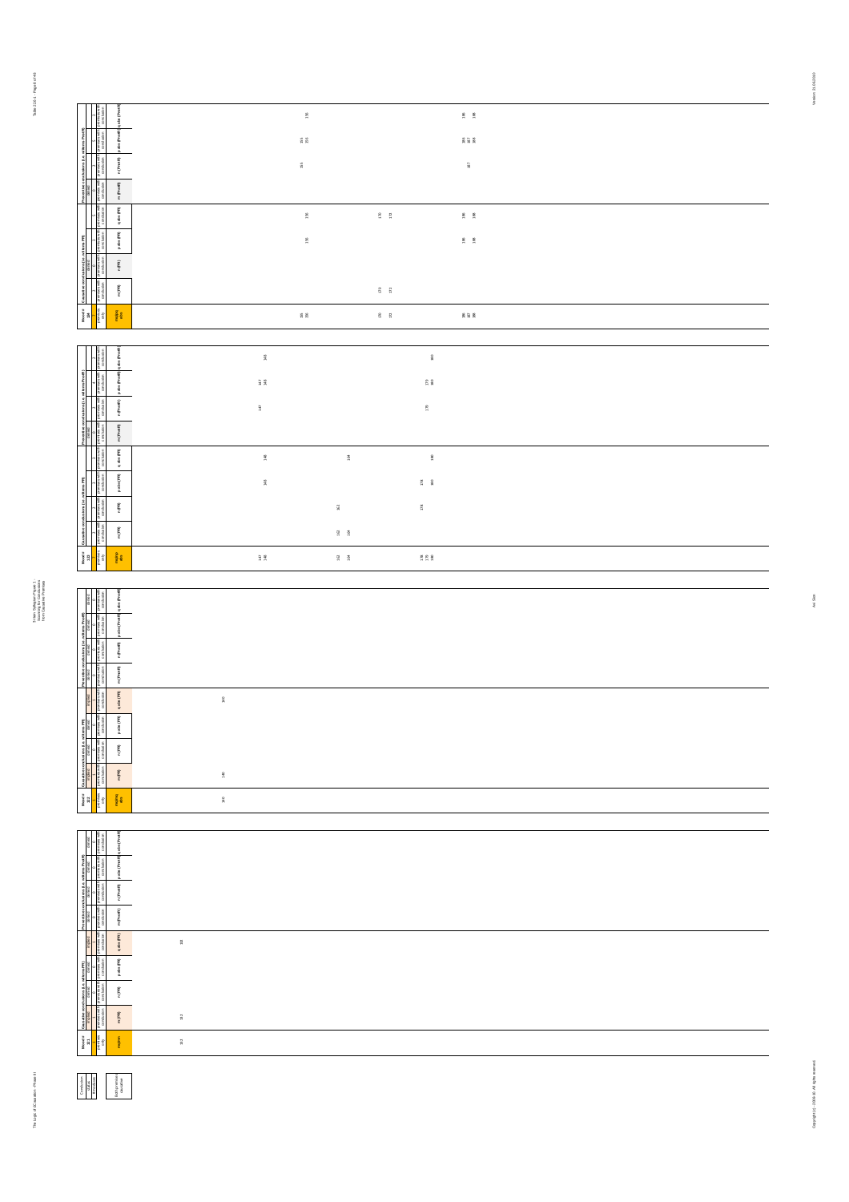| Mood # | | Causative conclusions (i.e. with one PP) | | | | Preventive conclusions (i.e. with one Prod) | | | |
|---|---|---|---|---|---|---|---|---|---|
| 188 | | m (PP) | n (PP) | p abs (PP) | q abs (PP) | m (Prod) | n (Prod) | p abs (Prod) | q abs (Prod) |
| premises only | mqabs | | | | | | | | |
| | 155 156 | | | 156 | 156 | | 155 | 155 156 | 156 |
| | 170 172 | 170 172 | | | 170 172 | | | | |
| | 186 187 188 | | | 186 188 | 186 188 | | 187 | 186 187 188 | 186 188 |

| Mood # | | Causative conclusions (i.e. with one PP) | | | | Preventive conclusions (i.e. with one Prod) | | | |
|---|---|---|---|---|---|---|---|---|---|
| 189 | | m (PP) | n (PP) | p abs (PP) | q abs (PP) | m (Prod) | n (Prod) | p abs (Prod) | q abs (Prod) |
| premises only | mqabs | | | | | | | | |
| | 147 148 | | | 148 | 148 | | 147 | 147 148 | 148 |
| | 162 164 | 162 164 | 162 | | 164 | | | | |
| | 178 179 180 | | 178 | 178 180 | 180 | | 179 | 179 180 | 180 |

| Mood # | | Causative conclusions (i.e. with one PP) | | | | Preventive conclusions (i.e. with one Prod) | | | |
|---|---|---|---|---|---|---|---|---|---|
| 190 | | m (PP) | n (PP) | p abs (PP) | q abs (PP) | m (Prod) | n (Prod) | p abs (Prod) | q abs (Prod) |
| premises only | mqabs | | | | | | | | |
| | 140 | 140 | | | 140 | | | | |

| Mood # | | Causative conclusions (i.e. with one PP) | | | | Preventive conclusions (i.e. with one Prod) | | | |
|---|---|---|---|---|---|---|---|---|---|
| 191 | | m (PP) | n (PP) | p abs (PP) | q abs (PP) | m (Prod) | n (Prod) | p abs (Prod) | q abs (Prod) |
| premises only | mqabs | | | | | | | | |
| | 132 | 132 | | | 132 | | | | |

| Conclusion | |
|---|---|
| status | |
| #moduses | |
| | both/uncertain conclusion |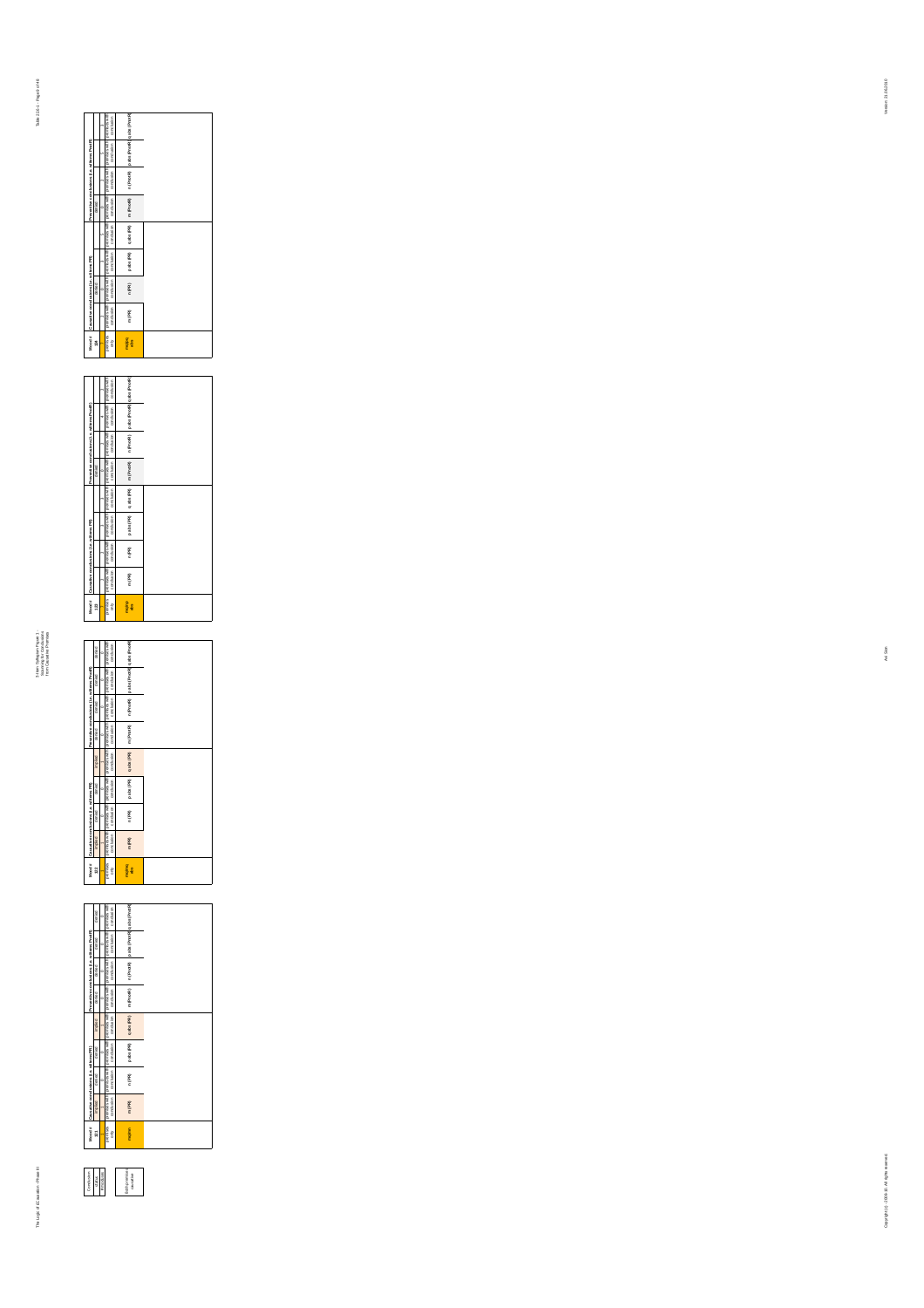| Conclusion |
| --- |
| valid |
| invalid |

| | |
| --- | --- |
| | |
| (p) (causative) causation | |

| Mood # 321 | Causative conclusions (i.e. with/ems PR) | | | | Preventive conclusions (i.e. with/ems PnotR) | | | |
| --- | --- | --- | --- | --- | --- | --- | --- | --- |
| | implied | denied | denied | implied | denied | denied | denied | denied |
| | 1 | 0 | 0 | 1 | 0 | 0 | 0 | 0 |
| premises only | premises with conclusion | premises with conclusion | premises with conclusion | premises with conclusion | premises with conclusion | premises with conclusion | premises with conclusion | premises with conclusion |
| mqbpn | m (PR) | n (PR) | p abs (PR) | q abs (PR) | m (PnotR) | n (PnotR) | p abs (PnotR) | q abs (PnotR) |

| Mood # 322 | Causative conclusions (i.e. with/ems PR) | | | | Preventive conclusions (i.e. with/ems PnotR) | | | |
| --- | --- | --- | --- | --- | --- | --- | --- | --- |
| | implied | denied | denied | implied | denied | denied | denied | denied |
| | 1 | 0 | 0 | 1 | 0 | 0 | 0 | 0 |
| premises only | premises with conclusion | premises with conclusion | premises with conclusion | premises with conclusion | premises with conclusion | premises with conclusion | premises with conclusion | premises with conclusion |
| mqbpn abs | m (PR) | n (PR) | p abs (PR) | q abs (PR) | m (PnotR) | n (PnotR) | p abs (PnotR) | q abs (PnotR) |

| Mood # 323 | Causative conclusions (i.e. with/ems PR) | | | | Preventive conclusions (i.e. with/ems PnotR) | | | |
| --- | --- | --- | --- | --- | --- | --- | --- | --- |
| | | | | | denied | | | |
| | 1 | 1 | 1 | 1 | 0 | 1 | 1 | 1 |
| premises only | premises with conclusion | premises with conclusion | premises with conclusion | premises with conclusion | premises with conclusion | premises with conclusion | premises with conclusion | premises with conclusion |
| mqbpn abs | m (PR) | n (PR) | p abs (PR) | q abs (PR) | m (PnotR) | n (PnotR) | p abs (PnotR) | q abs (PnotR) |

| Mood # 324 | Causative conclusions (i.e. with/ems PR) | | | | Preventive conclusions (i.e. with/ems PnotR) | | | |
| --- | --- | --- | --- | --- | --- | --- | --- | --- |
| | | | | | denied | | | |
| | 1 | 1 | 1 | 1 | 0 | 1 | 1 | 1 |
| premises only | premises with conclusion | premises with conclusion | premises with conclusion | premises with conclusion | premises with conclusion | premises with conclusion | premises with conclusion | premises with conclusion |
| mqbpn abs | m (PR) | n (PR) | p abs (PR) | q abs (PR) | m (PnotR) | n (PnotR) | p abs (PnotR) | q abs (PnotR) |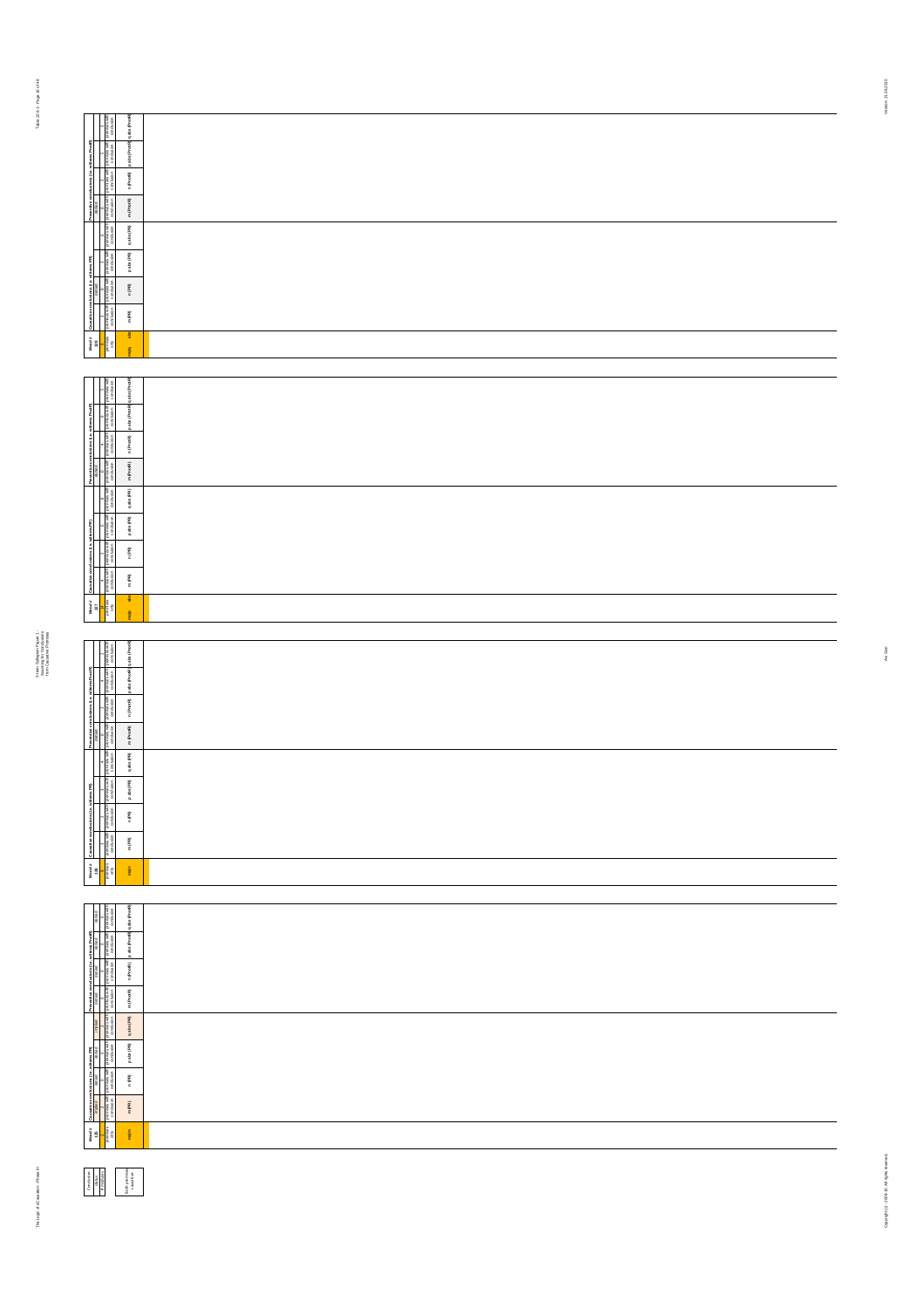| Mood # 128 | Causative conclusions (i.e. with no PP) | | | | Preventive conclusions (i.e. with no Prev) | | | |
|---|---|---|---|---|---|---|---|---|
| premises only | premises with conclusion | premises with conclusion | premises with conclusion | premises with conclusion | premises with conclusion | premises with conclusion | premises with conclusion | premises with conclusion |
| m(ab) | m (PR) | n (PR) | p abs (PR) | q abs (PR) | m (PnotR) | n (PnotR) | p abs (PnotR) | q abs (PnotR) |

| Mood # 127 | Causative conclusions (i.e. with no PP) | | | | Preventive conclusions (i.e. with no Prev) | | | |
|---|---|---|---|---|---|---|---|---|
| premises only | premises with conclusion | premises with conclusion | premises with conclusion | premises with conclusion | premises with conclusion | premises with conclusion | premises with conclusion | premises with conclusion |
| m(ab) | m (PR) | n (PR) | p abs (PR) | q abs (PR) | m (PnotR) | n (PnotR) | p abs (PnotR) | q abs (PnotR) |

| Mood # 126 | Causative conclusions (i.e. with no PP) | | | | Preventive conclusions (i.e. with no Prev) | | | |
|---|---|---|---|---|---|---|---|---|
| premises only | premises with conclusion | premises with conclusion | premises with conclusion | premises with conclusion | premises with conclusion | premises with conclusion | premises with conclusion | premises with conclusion |
| m(ab) | m (PR) | n (PR) | p abs (PR) | q abs (PR) | m (PnotR) | n (PnotR) | p abs (PnotR) | q abs (PnotR) |

| Mood # 125 | Causative conclusions (i.e. with no PP) | | | | Preventive conclusions (i.e. with no Prev) | | | |
|---|---|---|---|---|---|---|---|---|
| premises only | premises with conclusion | premises with conclusion | premises with conclusion | premises with conclusion | premises with conclusion | premises with conclusion | premises with conclusion | premises with conclusion |
| m(ab) | m (PR) | n (PR) | p abs (PR) | q abs (PR) | m (PnotR) | n (PnotR) | p abs (PnotR) | q abs (PnotR) |

| Conclusion status |
|---|
| # moduses |
| Both premises + conclusion |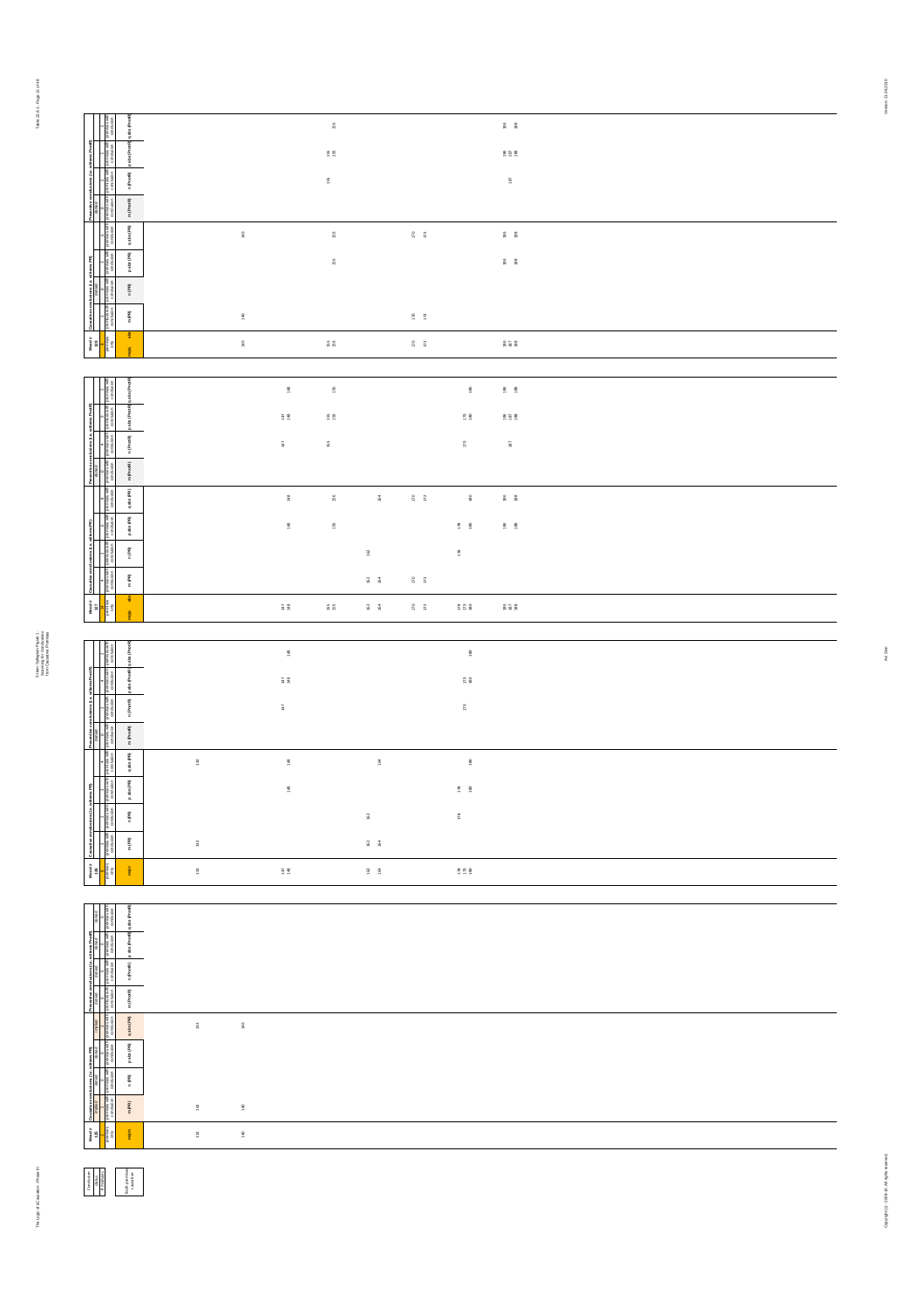| Mood # 188 | Causative conclusions (i.e. wilkens PR) m (PR) | n (PR) | p abs (PR) | q abs (PR) | Preventive conclusions (i.e. wilkens Prod P) m (Prod P) | n (Prod P) | p abs (Prod P) | q abs (Prod P) |
|---|---|---|---|---|---|---|---|---|
| 140 | 140 | | | 140 | | | | |
| 155 156 | | | 156 | 156 | | 155 | 155 156 | 156 |
| 170 172 | 170 172 | | | 170 172 | | | | |
| 186 187 188 | | | 186 188 | 186 188 | | 187 | 186 187 188 | 186 188 |

| Mood # 187 | Causative conclusions (i.e. wilkens PR) m (PR) | n (PR) | p abs (PR) | q abs (PR) | Preventive conclusions (i.e. wilkens Prod P) m (Prod P) | n (Prod P) | p abs (Prod P) | q abs (Prod P) |
|---|---|---|---|---|---|---|---|---|
| 147 148 | | | 148 | 148 | | 147 | 147 148 | 148 |
| 155 156 | | | 156 | 156 | | 155 | 155 156 | 156 |
| 162 164 | 162 164 | 162 | | 164 | | | | |
| 170 172 | 170 172 | | | 170 172 | | | | |
| 178 179 180 | | 178 | 178 180 | 180 | | 179 | 179 180 | 180 |
| 186 187 188 | | | 186 188 | 186 188 | | 187 | 186 187 188 | 186 188 |

| Mood # 186 | Causative conclusions (i.e. wilkens PR) m (PR) | n (PR) | p abs (PR) | q abs (PR) | Preventive conclusions (i.e. wilkens Prod P) m (Prod P) | n (Prod P) | p abs (Prod P) | q abs (Prod P) |
|---|---|---|---|---|---|---|---|---|
| 132 | 132 | | | 132 | | | | |
| 147 148 | | | 148 | 148 | | 147 | 147 148 | 148 |
| 162 164 | 162 164 | 162 | | 164 | | | | |
| 178 179 180 | | 178 | 178 180 | 180 | | 179 | 179 180 | 180 |

| Mood # 185 | Causative conclusions (i.e. wilkens PR) m (PR) | n (PR) | p abs (PR) | q abs (PR) | Preventive conclusions (i.e. wilkens Prod P) m (Prod P) | n (Prod P) | p abs (Prod P) | q abs (Prod P) |
|---|---|---|---|---|---|---|---|---|
| 132 | 132 | | | 132 | | | | |
| 140 | 140 | | | 140 | | | | |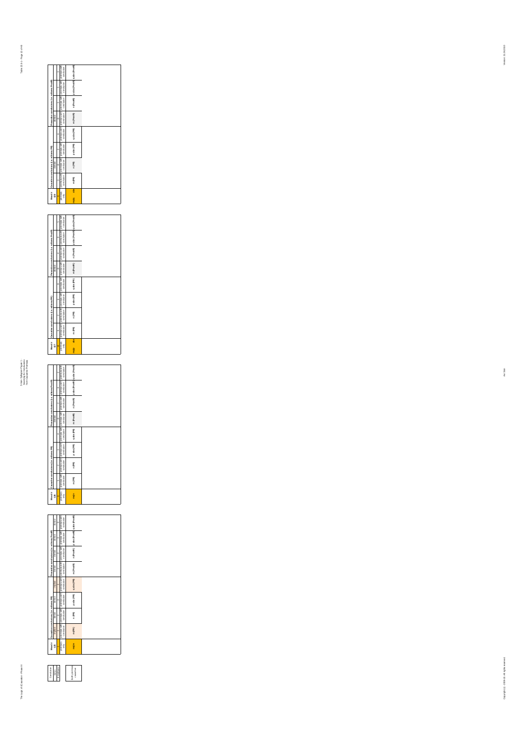| Mood # 125 | Causative conclusions (i.e. with mms P R) | | | | Preventive conclusions (i.e. with mms P not R) | | | |
|---|---|---|---|---|---|---|---|---|
| | invalid | 0 | 0 | invalid | 0 | 0 | 0 | 0 |
| premises only | premises with conclusion | premises with conclusion | premises with conclusion | premises with conclusion | premises with conclusion | premises with conclusion | premises with conclusion | premises with conclusion |
| m(n) | m (PR) | n (PR) | p abs (PR) | q abs (PR) | m (PnotR) | n (PnotR) | p abs (PnotR) | q abs (PnotR) |

| Mood # 126 | Causative conclusions (i.e. with mms P R) | | | | Preventive conclusions (i.e. with mms P not R) | | | |
|---|---|---|---|---|---|---|---|---|
| | 1 | 1 | 1 | 1 | 0 | 1 | 1 | 1 |
| premises only | premises with conclusion | premises with conclusion | premises with conclusion | premises with conclusion | premises with conclusion | premises with conclusion | premises with conclusion | premises with conclusion |
| m(n) | m (PR) | n (PR) | p abs (PR) | q abs (PR) | m (PnotR) | n (PnotR) | p abs (PnotR) | q abs (PnotR) |

| Mood # 127 | Causative conclusions (i.e. with mms P R) | | | | Preventive conclusions (i.e. with mms P not R) | | | |
|---|---|---|---|---|---|---|---|---|
| | 1 | 1 | 1 | 1 | 0 | 1 | 1 | 1 |
| premises only | premises with conclusion | premises with conclusion | premises with conclusion | premises with conclusion | premises with conclusion | premises with conclusion | premises with conclusion | premises with conclusion |
| m(q) abs | m (PR) | n (PR) | p abs (PR) | q abs (PR) | m (PnotR) | n (PnotR) | p abs (PnotR) | q abs (PnotR) |

| Mood # 128 | Causative conclusions (i.e. with mms P R) | | | | Preventive conclusions (i.e. with mms P not R) | | | |
|---|---|---|---|---|---|---|---|---|
| | 1 | 0 | 1 | 1 | 0 | 1 | 1 | 1 |
| premises only | premises with conclusion | premises with conclusion | premises with conclusion | premises with conclusion | premises with conclusion | premises with conclusion | premises with conclusion | premises with conclusion |
| m(q) abs | m (PR) | n (PR) | p abs (PR) | q abs (PR) | m (PnotR) | n (PnotR) | p abs (PnotR) | q abs (PnotR) |

| Conclusion | |
|---|---|
| status | |
| # redundant | |
| | Both premises are causative |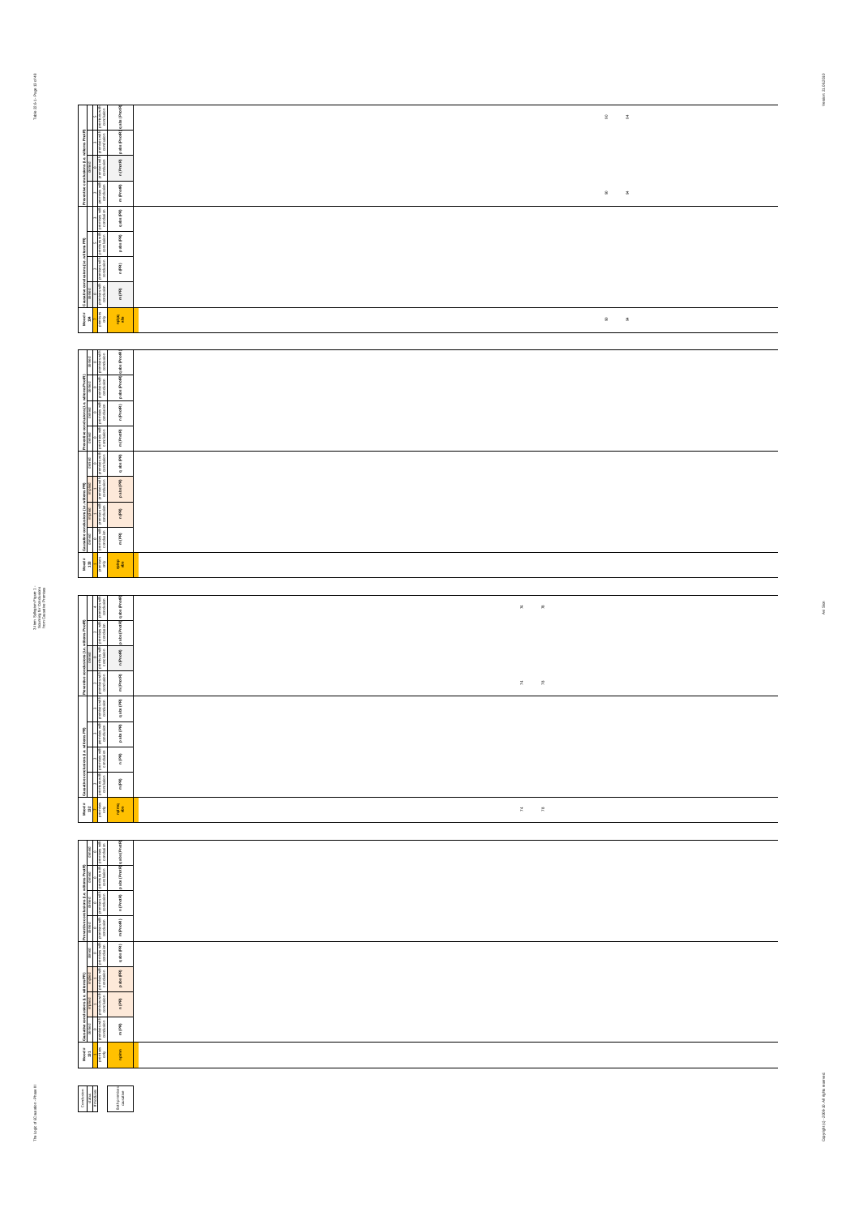| Mood # 130 | Causative conclusions (i.e. with/from PR) | | | | Preventive conclusions (i.e. with/from PreR) | | | |
|---|---|---|---|---|---|---|---|---|
| premises only | premises with conclusion | premises with conclusion | premises with conclusion | premises with conclusion | premises with conclusion | premises with conclusion | premises with conclusion | premises with conclusion |
| m(pq) abs | m (PR) | n (PR) | p abs (PR) | q abs (PR) | m (PreR) | n (PreR) | p abs (PreR) | q abs (PreR) |
| 90, 94 | | | | | 90, 94 | | | 90, 94 |

| Mood # 130 | Causative conclusions (i.e. with/from PR) | | | | Preventive conclusions (i.e. with/from PreR) | | | |
|---|---|---|---|---|---|---|---|---|
| premises only | premises with conclusion | premises with conclusion | premises with conclusion | premises with conclusion | premises with conclusion | premises with conclusion | premises with conclusion | premises with conclusion |
| m(pq) abs | m (PR) | n (PR) | p abs (PR) | q abs (PR) | m (PreR) | n (PreR) | p abs (PreR) | q abs (PreR) |

| Mood # 131 | Causative conclusions (i.e. with/from PR) | | | | Preventive conclusions (i.e. with/from PreR) | | | |
|---|---|---|---|---|---|---|---|---|
| premises only | premises with conclusion | premises with conclusion | premises with conclusion | premises with conclusion | premises with conclusion | premises with conclusion | premises with conclusion | premises with conclusion |
| m(pq) abs | m (PR) | n (PR) | p abs (PR) | q abs (PR) | m (PreR) | n (PreR) | p abs (PreR) | q abs (PreR) |
| 74, 78 | | | | | 74, 78 | | | 74, 78 |

| Mood # 131 | Causative conclusions (i.e. with/from PR) | | | | Preventive conclusions (i.e. with/from PreR) | | | |
|---|---|---|---|---|---|---|---|---|
| premises only | premises with conclusion | premises with conclusion | premises with conclusion | premises with conclusion | premises with conclusion | premises with conclusion | premises with conclusion | premises with conclusion |
| mpnq | m (PR) | n (PR) | p abs (PR) | q abs (PR) | m (PreR) | n (PreR) | p abs (PreR) | q abs (PreR) |

| Conclusion |
|---|
| status |
| # moduses |
| (in)consistency |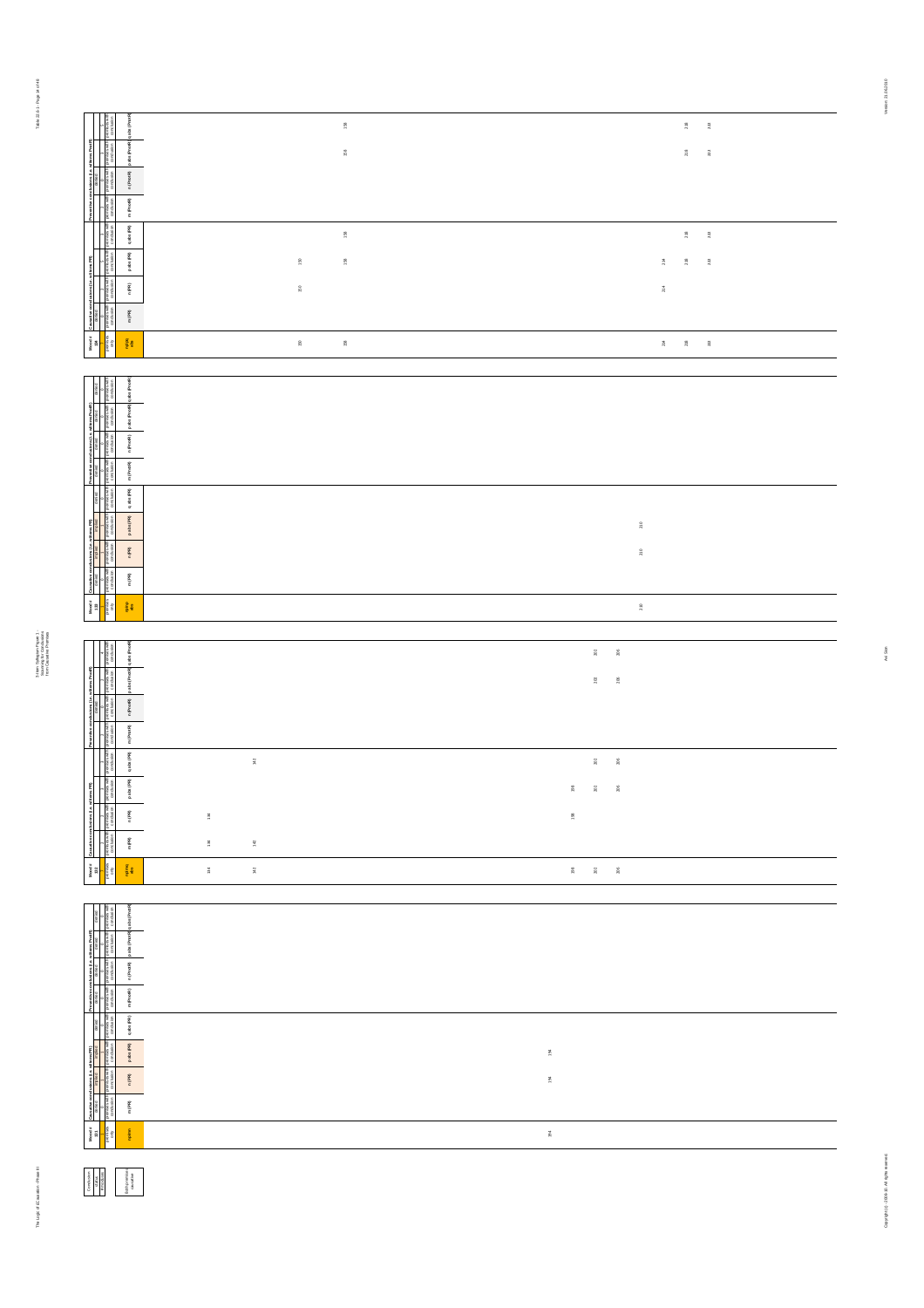| Mood # 138 | Causative conclusions (i.e. with/from PR) | | | | Preventive conclusions (i.e. with/from Prodr) | | | |
|---|---|---|---|---|---|---|---|---|
| premises only | m (PR) | n (PR) | p abs (PR) | q abs (PR) | m (Prodr) | n (Prodr) | p abs (Prodr) | q abs (Prodr) |
| 150 | | 150 | 150 | | | | | |
| 158 | | | 158 | 158 | | | 158 | 158 |
| 214 | | 214 | 214 | | | | | |
| 218 | | | 218 | 218 | | | 218 | 218 |
| 222 | | | 222 | 222 | | | 222 | 222 |

| Mood # 136 | Causative conclusions (i.e. with/from PR) | | | | Preventive conclusions (i.e. with/from Prodr) | | | |
|---|---|---|---|---|---|---|---|---|
| premises only | m (PR) | n (PR) | p abs (PR) | q abs (PR) | m (Prodr) | n (Prodr) | p abs (Prodr) | q abs (Prodr) |
| 210 | | 210 | 210 | | | | | |

| Mood # 133 | Causative conclusions (i.e. with/from PR) | | | | Preventive conclusions (i.e. with/from Prodr) | | | |
|---|---|---|---|---|---|---|---|---|
| premises only | m (PR) | n (PR) | p abs (PR) | q abs (PR) | m (Prodr) | n (Prodr) | p abs (Prodr) | q abs (Prodr) |
| 134 | 134 | 134 | | | | | | |
| 141 | 141 | | | 141 | | | | |
| 198 | | 198 | 198 | | | | | |
| 202 | | | 202 | 202 | | | 202 | 202 |
| 206 | | | 206 | 206 | | | 206 | 206 |

| Mood # 131 | Causative conclusions (i.e. with/from PR) | | | | Preventive conclusions (i.e. with/from Prodr) | | | |
|---|---|---|---|---|---|---|---|---|
| premises only | m (PR) | n (PR) | p abs (PR) | q abs (PR) | m (Prodr) | n (Prodr) | p abs (Prodr) | q abs (Prodr) |
| 194 | | 194 | 194 | | | | | |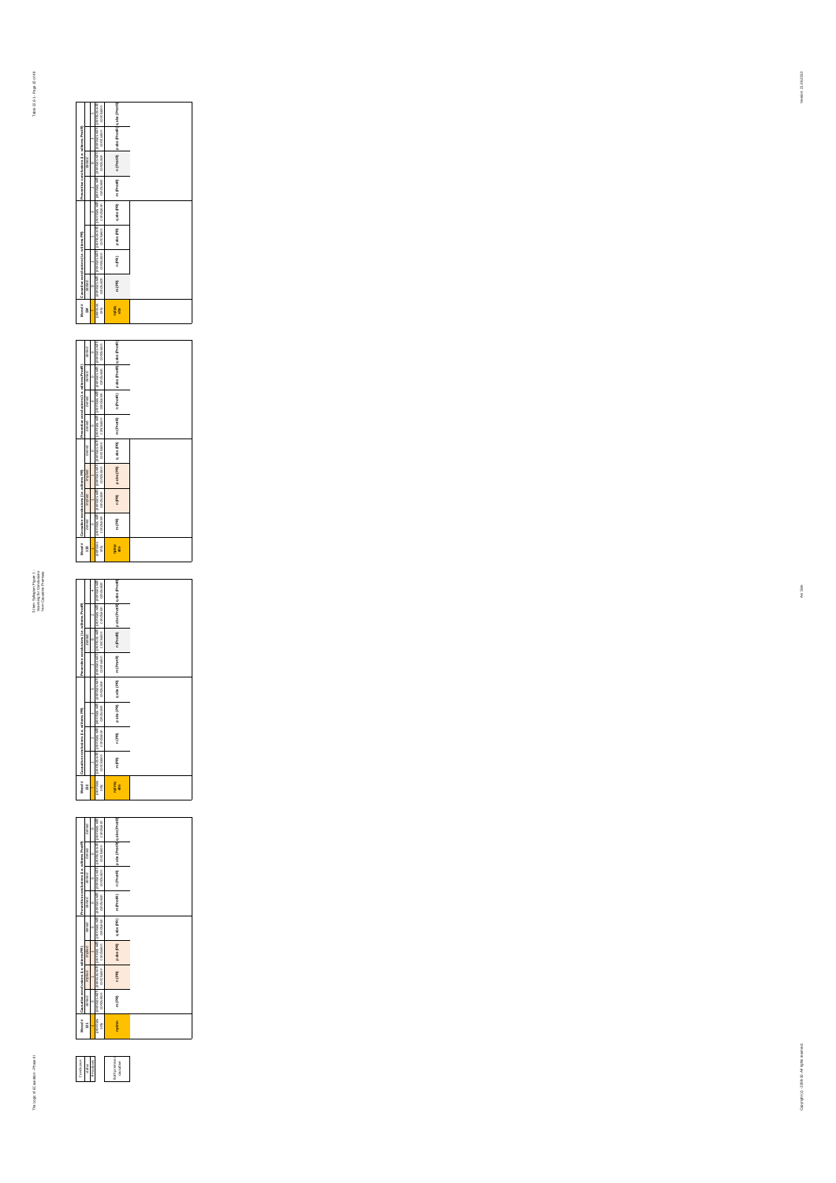| Conclusion |
| --- |
| status |
| #moduses |
| |
| {conclusions} causative |

| Mood # 101 | Causative conclusions (i.e. wellness PR) | | | | Preventive conclusions (i.e. wellness Prev(R)) | | | |
| --- | --- | --- | --- | --- | --- | --- | --- | --- |
| | denied | 0 | 0 | denied | denied | 0 | 0 | denied |
| premises only | premises with conclusion | premises with conclusion | premises with conclusion | premises with conclusion | premises with conclusion | premises with conclusion | premises with conclusion | premises with conclusion |
| nypnos | m (PR) | n (PR) | p abs (PR) | q abs (PR) | m (Prev(R)) | n (Prev(R)) | p abs (Prev(R)) | q abs (Prev(R)) |

| Mood # 102 | Causative conclusions (i.e. wellness PR) | | | | Preventive conclusions (i.e. wellness Prev(R)) | | | |
| --- | --- | --- | --- | --- | --- | --- | --- | --- |
| | | | | | | denied | | 4 |
| premises only | premises with conclusion | premises with conclusion | premises with conclusion | premises with conclusion | premises with conclusion | premises with conclusion | premises with conclusion | premises with conclusion |
| nypnos abs | m (PR) | n (PR) | p abs (PR) | q abs (PR) | m (Prev(R)) | n (Prev(R)) | p abs (Prev(R)) | q abs (Prev(R)) |

| Mood # 103 | Causative conclusions (i.e. wellness PR) | | | | Preventive conclusions (i.e. wellness Prev(R)) | | | |
| --- | --- | --- | --- | --- | --- | --- | --- | --- |
| | denied | denied | denied | denied | denied | denied | denied | denied |
| | 0 | 0 | 0 | | 0 | 0 | 0 | |
| premises only | premises with conclusion | premises with conclusion | premises with conclusion | premises with conclusion | premises with conclusion | premises with conclusion | premises with conclusion | premises with conclusion |
| nypnos abs | m (PR) | n (PR) | p abs (PR) | q abs (PR) | m (Prev(R)) | n (Prev(R)) | p abs (Prev(R)) | q abs (Prev(R)) |

| Mood # 104 | Causative conclusions (i.e. wellness PR) | | | | Preventive conclusions (i.e. wellness Prev(R)) | | | |
| --- | --- | --- | --- | --- | --- | --- | --- | --- |
| | denied | | | | | denied | | |
| | | | 0 | | | | | 4 |
| premises only | premises with conclusion | premises with conclusion | premises with conclusion | premises with conclusion | premises with conclusion | premises with conclusion | premises with conclusion | premises with conclusion |
| nypnos abs | m (PR) | n (PR) | p abs (PR) | q abs (PR) | m (Prev(R)) | n (Prev(R)) | p abs (Prev(R)) | q abs (Prev(R)) |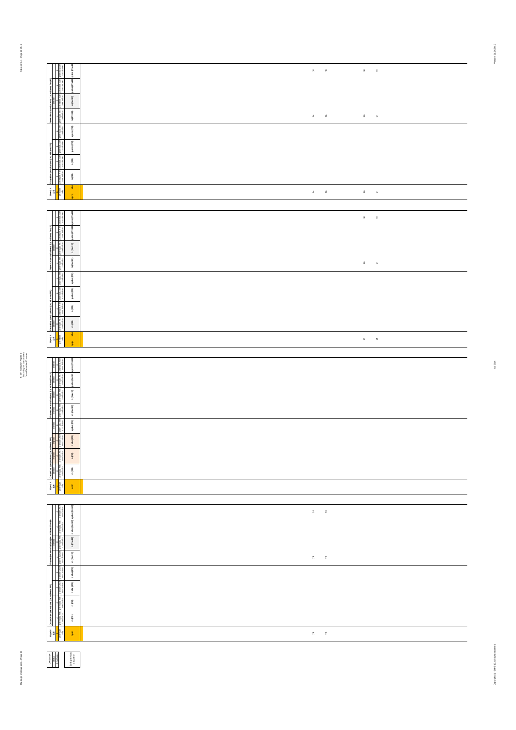| Mood # 133 | Causative conclusions (i.e. with/ens PR) | | | | Preventive conclusions (i.e. with/ens PnotR) | | | |
|---|---|---|---|---|---|---|---|---|
| premises only | 2 premises with conclusion | 3 premises with conclusion | 5 premises with conclusion | 6 premises with conclusion | 2 premises with conclusion | 0 premises with conclusion | 1 premises with conclusion | 3 premises with conclusion |
| npq | m (PR) | n (PR) | p abs (PR) | q abs (PR) | m (PnotR) | n (PnotR) | p abs (PnotR) | q abs (PnotR) |
| 74 78 90 94 | | | | | 74 78 90 94 | | | 74 78 90 94 |

| Mood # 134 | Causative conclusions (i.e. with/ens PR) | | | | Preventive conclusions (i.e. with/ens PnotR) | | | |
|---|---|---|---|---|---|---|---|---|
| premises only | 0 premises with conclusion | 1 premises with conclusion | 1 premises with conclusion | 1 premises with conclusion | 1 premises with conclusion | 0 premises with conclusion | 1 premises with conclusion | 1 premises with conclusion |
| npqx | m (PR) | n (PR) | p abs (PR) | q abs (PR) | m (PnotR) | n (PnotR) | p abs (PnotR) | q abs (PnotR) |
| 90 94 | | | | | 90 94 | | | 90 94 |

| Mood # 135 | Causative conclusions (i.e. with/ens PR) | | | | Preventive conclusions (i.e. with/ens PnotR) | | | |
|---|---|---|---|---|---|---|---|---|
| premises only | 0 premises with conclusion | 1 premises with conclusion | 1 premises with conclusion | 0 premises with conclusion | 0 premises with conclusion | 0 premises with conclusion | 0 premises with conclusion | 0 premises with conclusion |
| npqn | m (PR) | n (PR) | p abs (PR) | q abs (PR) | m (PnotR) | n (PnotR) | p abs (PnotR) | q abs (PnotR) |

| Mood # 136 | Causative conclusions (i.e. with/ens PR) | | | | Preventive conclusions (i.e. with/ens PnotR) | | | |
|---|---|---|---|---|---|---|---|---|
| premises only | 2 premises with conclusion | 3 premises with conclusion | 4 premises with conclusion | 1 premises with conclusion | 2 premises with conclusion | 0 premises with conclusion | 1 premises with conclusion | 1 premises with conclusion |
| npqn | m (PR) | n (PR) | p abs (PR) | q abs (PR) | m (PnotR) | n (PnotR) | p abs (PnotR) | q abs (PnotR) |
| 74 78 | | | | | 74 78 | | | 74 78 |

| Conclusion | |
|---|---|
| valid | Both premises + conclusion |
| invalidated | |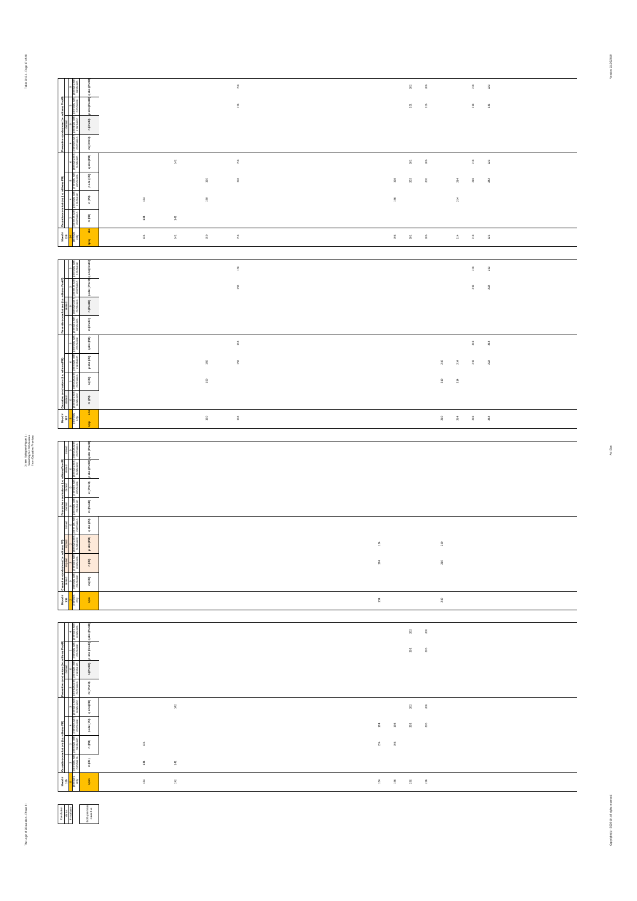| Mood # 138 | Causative conclusions (i.e. with PR) | | | | Preventive conclusions (i.e. with Prevent) | | | |
|---|---|---|---|---|---|---|---|---|
| | m (PR) | n (PR) | p abs (PR) | q abs (PR) | m (PreoR) | n (PreoR) | p abs (PreoR) | q abs (PreoR) |
| 134 | 134 | 134 | | | | | | |
| 142 | 142 | | | 142 | | | | |
| 150 | | 150 | 150 | | | | | |
| 158 | | | 158 | 158 | | | 158 | 158 |
| 198 | | 198 | 198 | | | | | |
| 202 | | | 202 | 202 | | | 202 | 202 |
| 206 | | | 206 | 206 | | | 206 | 206 |
| 214 | | 214 | 214 | | | | | |
| 218 | | | 218 | 218 | | | 218 | 218 |
| 222 | | | 222 | 222 | | | 222 | 222 |

| Mood # 137 | Causative conclusions (i.e. with PR) | | | | Preventive conclusions (i.e. with Prevent) | | | |
|---|---|---|---|---|---|---|---|---|
| | m (PR) | n (PR) | p abs (PR) | q abs (PR) | m (PreoR) | n (PreoR) | p abs (PreoR) | q abs (PreoR) |
| 150 | | 150 | 150 | | | | | |
| 158 | | | 158 | 158 | | | 158 | 158 |
| 210 | | 210 | 210 | | | | | |
| 214 | | 214 | 214 | | | | | |
| 218 | | | 218 | 218 | | | 218 | 218 |
| 222 | | | 222 | 222 | | | 222 | 222 |

| Mood # 136 | Causative conclusions (i.e. with PR) | | | | Preventive conclusions (i.e. with Prevent) | | | |
|---|---|---|---|---|---|---|---|---|
| | m (PR) | n (PR) | p abs (PR) | q abs (PR) | m (PreoR) | n (PreoR) | p abs (PreoR) | q abs (PreoR) |
| 194 | | 194 | 194 | | | | | |
| 210 | | 210 | 210 | | | | | |

| Mood # 135 | Causative conclusions (i.e. with PR) | | | | Preventive conclusions (i.e. with Prevent) | | | |
|---|---|---|---|---|---|---|---|---|
| | m (PR) | n (PR) | p abs (PR) | q abs (PR) | m (PreoR) | n (PreoR) | p abs (PreoR) | q abs (PreoR) |
| 134 | 134 | 134 | | | | | | |
| 142 | 142 | | | 142 | | | | |
| 194 | | 194 | 194 | | | | | |
| 198 | | 198 | 198 | | | | | |
| 202 | | | 202 | 202 | | | 202 | 202 |
| 206 | | | 206 | 206 | | | 206 | 206 |

Both premises causative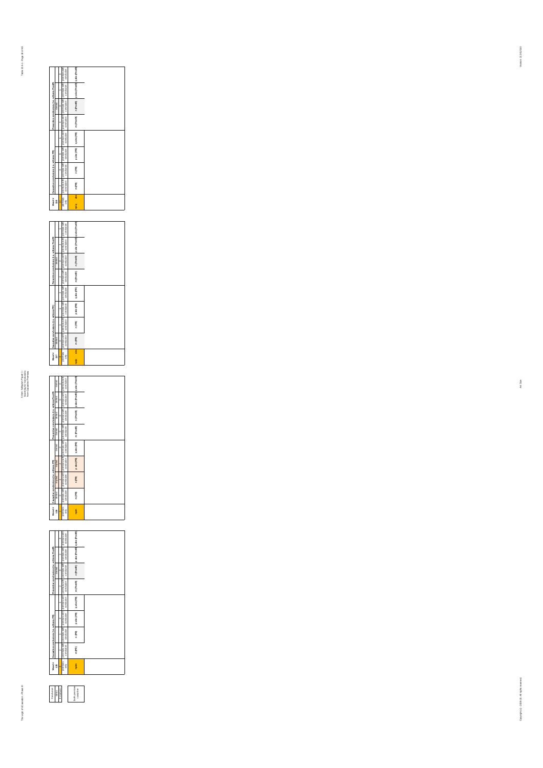Conclusion status: # moods

Both premises causative

| Mood # 135 | Causative conclusions (i.e. wiltrans PR) | | | | Preventive conclusions (i.e. wiltrans PredR) | | | |
|---|---|---|---|---|---|---|---|---|
| premises only | premises with conclusion | premises with conclusion | premises with conclusion | premises with conclusion | premises with conclusion | premises with conclusion | premises with conclusion | premises with conclusion |
| n/p/o | m (PR) | n (PR) | p abs (PR) | q abs (PR) | m (PredR) | n (PredR) | p abs (PredR) | q abs (PredR) |

| Mood # 136 | Causative conclusions (i.e. wiltrans PR) | | | | Preventive conclusions (i.e. wiltrans PredR) | | | |
|---|---|---|---|---|---|---|---|---|
| premises only | premises with conclusion | premises with conclusion | premises with conclusion | premises with conclusion | premises with conclusion | premises with conclusion | premises with conclusion | premises with conclusion |
| n/p/o | m (PR) | n (PR) | p abs (PR) | q abs (PR) | m (PredR) | n (PredR) | p abs (PredR) | q abs (PredR) |

| Mood # 137 | Causative conclusions (i.e. wiltrans PR) | | | | Preventive conclusions (i.e. wiltrans PredR) | | | |
|---|---|---|---|---|---|---|---|---|
| premises only | premises with conclusion | premises with conclusion | premises with conclusion | premises with conclusion | premises with conclusion | premises with conclusion | premises with conclusion | premises with conclusion |
| n/p/o | m (PR) | n (PR) | p abs (PR) | q abs (PR) | m (PredR) | n (PredR) | p abs (PredR) | q abs (PredR) |

| Mood # 138 | Causative conclusions (i.e. wiltrans PR) | | | | Preventive conclusions (i.e. wiltrans PredR) | | | |
|---|---|---|---|---|---|---|---|---|
| premises only | premises with conclusion | premises with conclusion | premises with conclusion | premises with conclusion | premises with conclusion | premises with conclusion | premises with conclusion | premises with conclusion |
| n/p/o | m (PR) | n (PR) | p abs (PR) | q abs (PR) | m (PredR) | n (PredR) | p abs (PredR) | q abs (PredR) |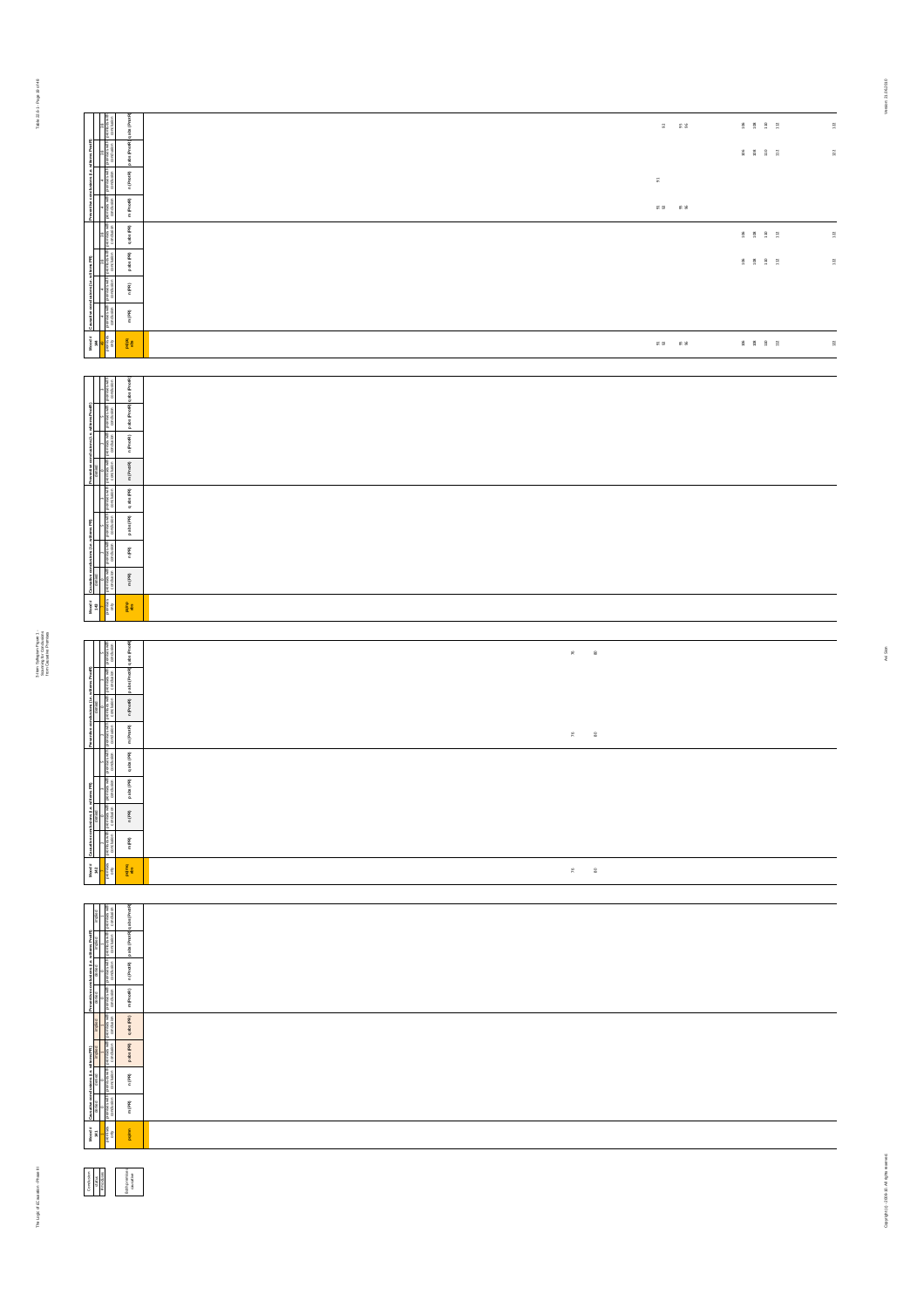| Mood # 188 | Causative conclusions (i.e. wi/items P/R) | | | | Preventive conclusions (i.e. wi/items P/notR) | | | |
|---|---|---|---|---|---|---|---|---|
| premises only | m (PR) | n (PR) | p abs (PR) | q abs (PR) | m (PnotR) | n (PnotR) | p abs (PnotR) | q abs (PnotR) |
| p(PR) abs | | | | | | | | |
| 91 | | | | | 91 | 91 | | 91 |
| 93 | | | | | 93 | | | |
| 95 | | | | | 95 | | | 95 |
| 96 | | | | | 96 | | | 96 |
| 106 | | | 106 | 106 | | | 106 | 106 |
| 108 | | | 108 | 108 | | | 108 | 108 |
| 110 | | | 110 | 110 | | | 110 | 110 |
| 111 | | | 111 | 111 | | | 111 | 111 |
| 122 | | | 122 | 122 | | | 122 | 122 |

| Mood # 189 | Causative conclusions (i.e. wi/items P/R) | | | | Preventive conclusions (i.e. wi/items P/notR) | | | |
|---|---|---|---|---|---|---|---|---|
| premises only | m (PR) | n (PR) | p abs (PR) | q abs (PR) | m (PnotR) | n (PnotR) | p abs (PnotR) | q abs (PnotR) |
| p(PR) abs | | | | | | | | |

| Mood # 190 | Causative conclusions (i.e. wi/items P/R) | | | | Preventive conclusions (i.e. wi/items P/notR) | | | |
|---|---|---|---|---|---|---|---|---|
| premises only | m (PR) | n (PR) | p abs (PR) | q abs (PR) | m (PnotR) | n (PnotR) | p abs (PnotR) | q abs (PnotR) |
| p(PR) abs | | | | | | | | |
| 76 | | | | | 76 | | | 76 |
| 80 | | | | | 80 | | | 80 |

| Mood # 191 | Causative conclusions (i.e. wi/items P/R) | | | | Preventive conclusions (i.e. wi/items P/notR) | | | |
|---|---|---|---|---|---|---|---|---|
| premises only | m (PR) | n (PR) | p abs (PR) | q abs (PR) | m (PnotR) | n (PnotR) | p abs (PnotR) | q abs (PnotR) |
| p(PR) abs | | | | | | | | |

| Conclusion | |
|---|---|
| status | |
| # moods | |
| | # of moods causative |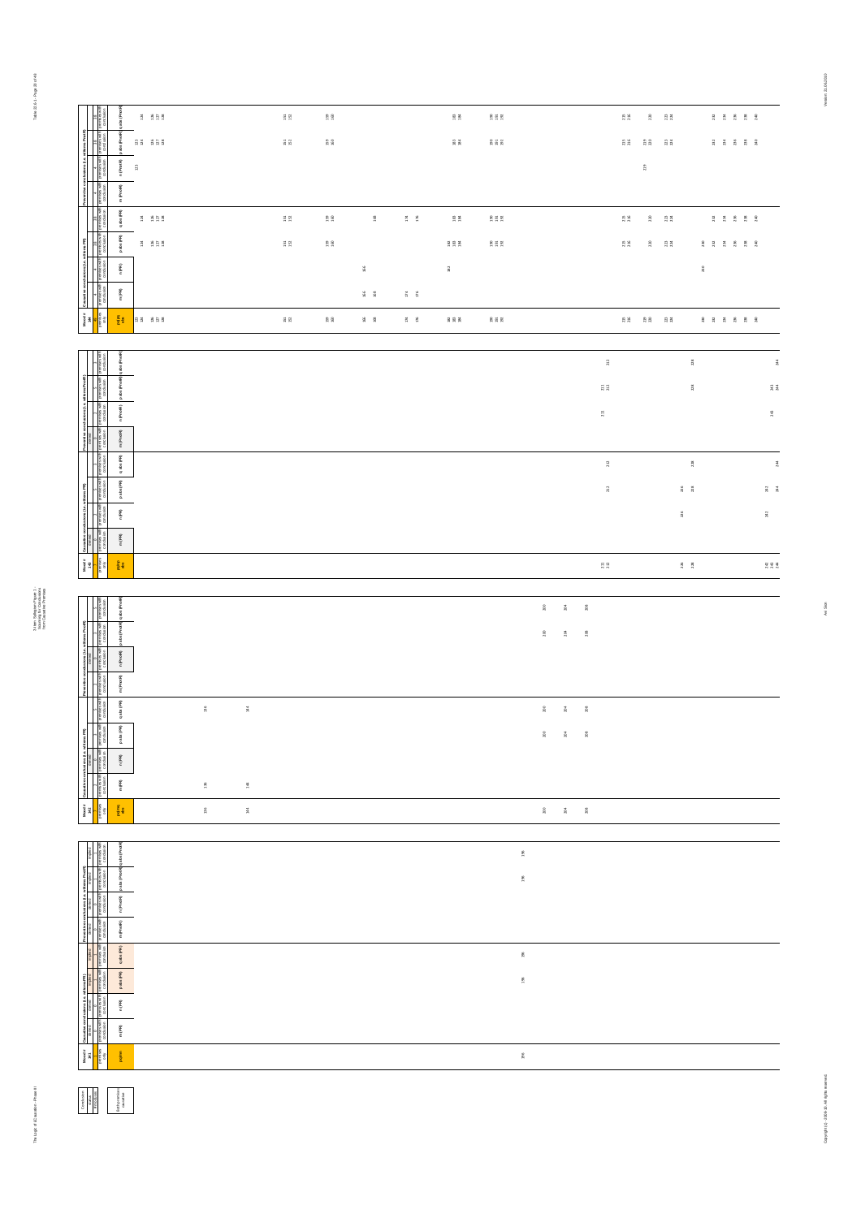| Mood # 8 | Causative conclusions (i.e. with mp PPM) | | | | Preventive conclusions (i.e. with mp ProdB) | | | |
|---|---|---|---|---|---|---|---|---|
| premises only | m (PR) | n (PR) | p abs (PR) | q abs (PR) | m (ProdB) | n (ProdB) | p abs (ProdB) | q abs (ProdB) |
| pqabs | | | | | | | | |
| 133, 134 | | | 134 | 134 | | 133 | 133, 134 | 134 |
| 136, 137, 138 | | | 136, 137, 138 | 136, 137, 138 | | | 136, 137, 138 | 136, 137, 138 |
| 151, 152 | | | 151, 152 | 151, 152 | | | 151, 152 | 151, 152 |
| 159, 160 | | | 159, 160 | 159, 160 | | | 159, 160 | 159, 160 |
| 166, 168 | 166, 168 | 166 | | 168 | | | | |
| 174, 176 | 174, 176 | | | 174, 176 | | | | |
| 182, 183, 184 | | 182 | 182, 183, 184 | 183, 184 | | | 183, 184 | 183, 184 |
| 190, 191, 192 | | | 190, 191, 192 | 190, 191, 192 | | | 190, 191, 192 | 190, 191, 192 |
| 215, 216 | | | 215, 216 | 215, 216 | | | 215, 216 | 215, 216 |
| 219, 220 | | | 220 | 220 | | 219 | 219, 220 | 220 |
| 223, 224 | | | 223, 224 | 223, 224 | | | 223, 224 | 223, 224 |
| 230 | | 230 | 230 | | | | | |
| 232, 234, 236, 238, 240 | | | 232, 234, 236, 238, 240 | 232, 234, 236, 238, 240 | | | 232, 234, 236, 238, 240 | 232, 234, 236, 238, 240 |

| Mood # 16 | Causative conclusions (i.e. with mp PPM) | | | | Preventive conclusions (i.e. with mp ProdB) | | | |
|---|---|---|---|---|---|---|---|---|
| premises only | m (PR) | n (PR) | p abs (PR) | q abs (PR) | m (ProdB) | n (ProdB) | p abs (ProdB) | q abs (ProdB) |
| pqabs | | | | | | | | |
| 211, 212 | | | 212 | 212 | | 211 | 211, 212 | 212 |
| 226, 228 | | 226 | 226, 228 | 228 | | | 228 | 228 |
| 242, 243, 244 | | 242 | 242, 244 | 244 | | 243 | 243, 244 | 244 |

| Mood # 24 | Causative conclusions (i.e. with mp PPM) | | | | Preventive conclusions (i.e. with mp ProdB) | | | |
|---|---|---|---|---|---|---|---|---|
| premises only | m (PR) | n (PR) | p abs (PR) | q abs (PR) | m (ProdB) | n (ProdB) | p abs (ProdB) | q abs (ProdB) |
| pqabs | | | | | | | | |
| 136 | 136 | | | 136 | | | | |
| 144 | 144 | | | 144 | | | | |
| 200 | | | 200 | 200 | | | 200 | 200 |
| 204 | | | 204 | 204 | | | 204 | 204 |
| 208 | | | 208 | 208 | | | 208 | 208 |

| Mood # 32 | Causative conclusions (i.e. with mp PPM) | | | | Preventive conclusions (i.e. with mp ProdB) | | | |
|---|---|---|---|---|---|---|---|---|
| premises only | m (PR) | n (PR) | p abs (PR) | q abs (PR) | m (ProdB) | n (ProdB) | p abs (ProdB) | q abs (ProdB) |
| pqabs | | | | | | | | |
| 196 | | | 196 | 196 | | | 196 | 196 |

| Conclusion | |
|---|---|
| valid | |
| inconclusive | |
| | no/inconclusive conclusion |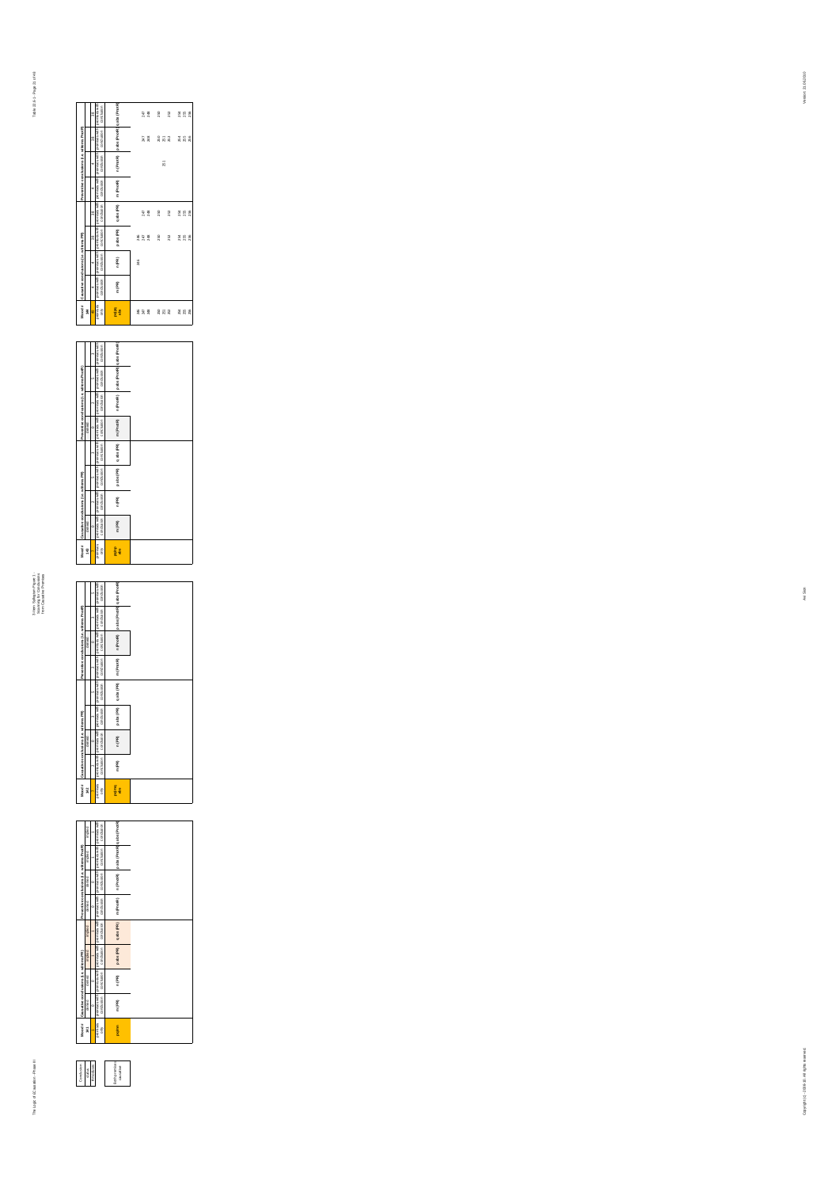3-Item Syllogism Phase II - Scanning for Conclusions from Causative Premises

| Conclusion |
|---|
| status |
| # moduses |
| (b)Pnecessary conclusion |

| Mood # 241 | Causative conclusions (i.e. with/ress PR) | | | | Preventive conclusions (i.e. with/ress PnotR) | | | |
|---|---|---|---|---|---|---|---|---|
| | implied | implied | implied | implied | implied | implied | implied | implied |
| | 0 | 0 | 2 | 2 | 0 | 0 | 0 | 0 |
| premises only | premises with conclusion | premises with conclusion | premises with conclusion | premises with conclusion | premises with conclusion | premises with conclusion | premises with conclusion | premises with conclusion |
| pq/pnn | m (PR) | n (PR) | p abs (PR) | q abs (PR) | m (PnotR) | n (PnotR) | p abs (PnotR) | q abs (PnotR) |

| Mood # 242 | Causative conclusions (i.e. with/ress PR) | | | | Preventive conclusions (i.e. with/ress PnotR) | | | |
|---|---|---|---|---|---|---|---|---|
| | | implied | implied | | | implied | | |
| | 1 | 0 | 1 | 0 | 1 | 0 | 1 | 0 |
| premises only | premises with conclusion | premises with conclusion | premises with conclusion | premises with conclusion | premises with conclusion | premises with conclusion | premises with conclusion | premises with conclusion |
| pq/rnq abs | m (PR) | n (PR) | p abs (PR) | q abs (PR) | m (PnotR) | n (PnotR) | p abs (PnotR) | q abs (PnotR) |

| Mood # 243 | Causative conclusions (i.e. with/ress PR) | | | | Preventive conclusions (i.e. with/ress PnotR) | | | |
|---|---|---|---|---|---|---|---|---|
| | implied | | | | implied | | | |
| | 0 | 1 | 0 | 1 | 0 | 1 | 0 | 1 |
| premises only | premises with conclusion | premises with conclusion | premises with conclusion | premises with conclusion | premises with conclusion | premises with conclusion | premises with conclusion | premises with conclusion |
| pq/rnp abs | m (PR) | n (PR) | p abs (PR) | q abs (PR) | m (PnotR) | n (PnotR) | p abs (PnotR) | q abs (PnotR) |

| Mood # 244 | Causative conclusions (i.e. with/ress PR) | | | | Preventive conclusions (i.e. with/ress PnotR) | | | |
|---|---|---|---|---|---|---|---|---|
| | 0 | 4 | 16 | 16 | 0 | 4 | 16 | 16 |
| premises only | premises with conclusion | premises with conclusion | premises with conclusion | premises with conclusion | premises with conclusion | premises with conclusion | premises with conclusion | premises with conclusion |
| pq/rn abs | m (PR) | n (PR) | p abs (PR) | q abs (PR) | m (PnotR) | n (PnotR) | p abs (PnotR) | q abs (PnotR) |
| 246 | | 246 | 246 | | | | | |
| 247 | | | 247 | 247 | | | 247 | 247 |
| 248 | | | 248 | 248 | | | 248 | 248 |
| 250 | | | 250 | 250 | | | 250 | 250 |
| 251 | | | | | | 251 | 251 | |
| 252 | | | 252 | 252 | | | 252 | 252 |
| 254 | | | 254 | 254 | | | 254 | 254 |
| 255 | | | 255 | 255 | | | 255 | 255 |
| 256 | | | 256 | 256 | | | 256 | 256 |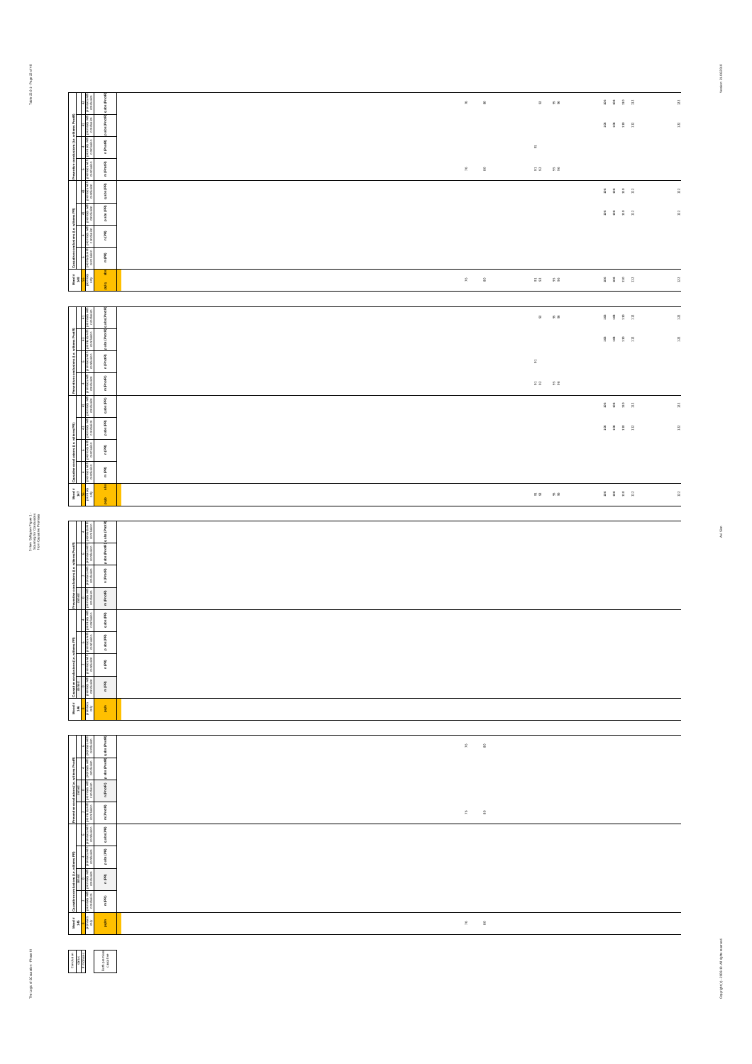Table 22.4-1 - Page 22 of 48

3-Item Syllogism Phase 1: Scanning for Conclusions from Causative Premises

| Mood # 166 | Causative conclusions (i.e. with mere PR) | | | | Preventive conclusions (i.e. with mere Prev) | | | |
|---|---|---|---|---|---|---|---|---|
| premises only | m (PR) | n (PR) | p abs (PR) | q abs (PR) | m (Prev) | n (Prev) | p abs (Prev) | q abs (Prev) |
| 76 80 91 92 95 96 106 108 110 112 122 | | | 106 108 110 112 122 | 106 108 110 112 122 | 76 80 91 92 95 96 | 91 | 106 108 110 112 122 | 76 80 93 95 96 106 108 110 112 122 |

| Mood # 167 | Causative conclusions (i.e. with mere PR) | | | | Preventive conclusions (i.e. with mere Prev) | | | |
|---|---|---|---|---|---|---|---|---|
| premises only | m (PR) | n (PR) | p abs (PR) | q abs (PR) | m (Prev) | n (Prev) | p abs (Prev) | q abs (Prev) |
| 91 92 95 96 106 108 110 112 122 | | | 106 108 110 112 122 | 106 108 110 112 122 | 91 92 95 96 | 91 | 106 108 110 112 122 | 93 95 96 106 108 110 112 122 |

| Mood # 168 | Causative conclusions (i.e. with mere PR) | | | | Preventive conclusions (i.e. with mere Prev) | | | |
|---|---|---|---|---|---|---|---|---|
| premises only | m (PR) | n (PR) | p abs (PR) | q abs (PR) | m (Prev) | n (Prev) | p abs (Prev) | q abs (Prev) |
| | | | | | | | | |

| Mood # 169 | Causative conclusions (i.e. with mere PR) | | | | Preventive conclusions (i.e. with mere Prev) | | | |
|---|---|---|---|---|---|---|---|---|
| premises only | m (PR) | n (PR) | p abs (PR) | q abs (PR) | m (Prev) | n (Prev) | p abs (Prev) | q abs (Prev) |
| 76 80 | | | | | 76 80 | | | 76 80 |

Conclusion status: # moods; Both premises + conclusion

Avi Sion

Version: 21.09.2010

Copyright (c) - 2008-10. All rights reserved.

The Logic of Causation - Phase III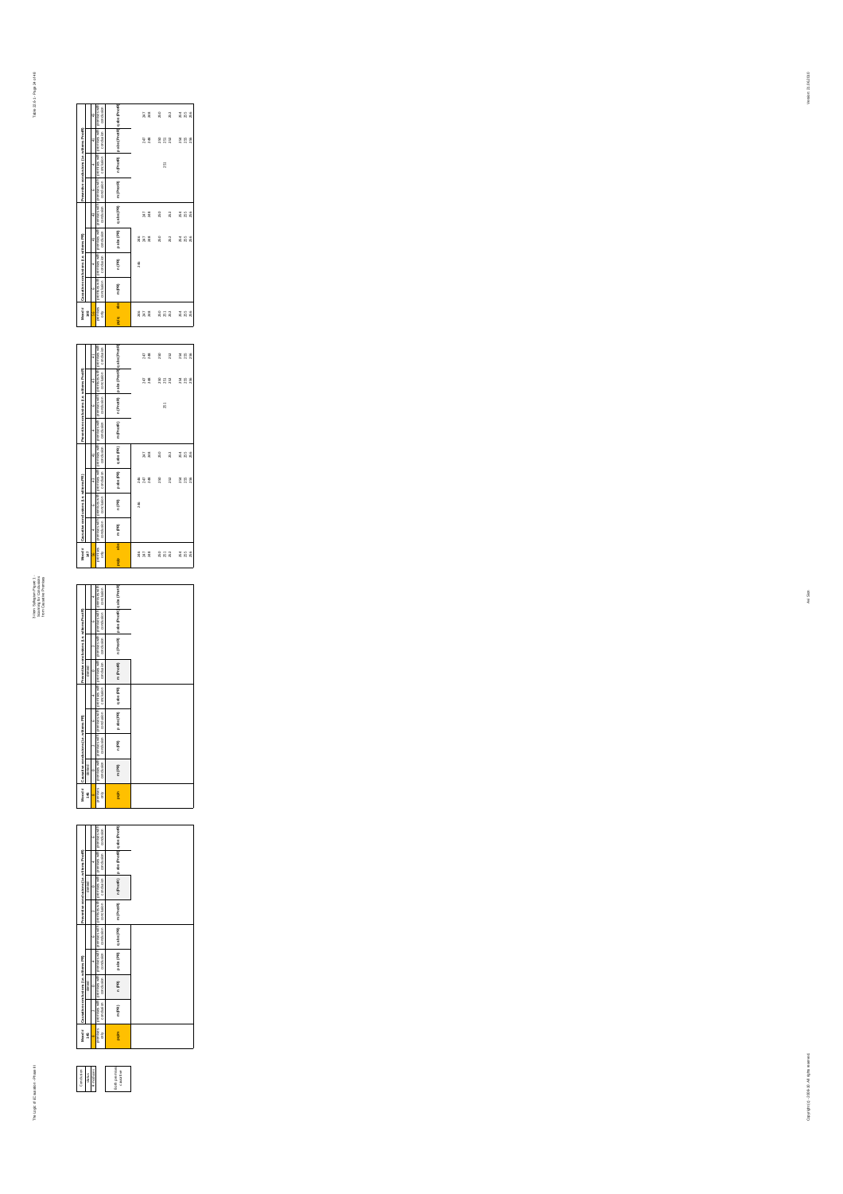# 3-Item Syllogism Page 2 - Scanning for Conclusions from Causative Premises

| Conclusion | |
|---|---|
| status | |
| # moods valid | |
| Both premises causative | |

## Mood # 145

| Mood # 145 | Causative conclusions (i.e. with mns PR) | | | | Preventive conclusions (i.e. with mns Prevd R) | | | |
|---|---|---|---|---|---|---|---|---|
| 0 | 2 | 0 | 4 | 4 | 2 | 0 | 4 | 4 |
| | | invalid | | | | invalid | | |
| premises only | premises with conclusion | premises with conclusion | premises with conclusion | premises with conclusion | premises with conclusion | premises with conclusion | premises with conclusion | premises with conclusion |
| pqm | m (PR) | n (PR) | p abs (PR) | q abs (PR) | m (PrevdR) | n (PrevdR) | p abs (PrevdR) | q abs (PrevdR) |

## Mood # 146

| Mood # 146 | Causative conclusions (i.e. with mns PR) | | | | Preventive conclusions (i.e. with mns Prevd R) | | | |
|---|---|---|---|---|---|---|---|---|
| 0 | 0 | 2 | 4 | 4 | 0 | 2 | 4 | 4 |
| | invalid | | | | invalid | | | |
| premises only | premises with conclusion | premises with conclusion | premises with conclusion | premises with conclusion | premises with conclusion | premises with conclusion | premises with conclusion | premises with conclusion |
| pqm | m (PR) | n (PR) | p abs (PR) | q abs (PR) | m (PrevdR) | n (PrevdR) | p abs (PrevdR) | q abs (PrevdR) |

## Mood # 147

| Mood # 147 | Causative conclusions (i.e. with mns PR) | | | | Preventive conclusions (i.e. with mns Prevd R) | | | |
|---|---|---|---|---|---|---|---|---|
| 26 | 4 | 6 | 41 | 41 | 4 | 6 | 41 | 41 |
| premises only | premises with conclusion | premises with conclusion | premises with conclusion | premises with conclusion | premises with conclusion | premises with conclusion | premises with conclusion | premises with conclusion |
| pqm | m (PR) | n (PR) | p abs (PR) | q abs (PR) | m (PrevdR) | n (PrevdR) | p abs (PrevdR) | q abs (PrevdR) |
| 246 | | 246 | 246 | | | | | |
| 247 | | | 247 | 247 | | | 247 | 247 |
| 248 | | | 248 | 248 | | | 248 | 248 |
| 250 | | | 250 | 250 | | | 250 | 250 |
| 251 | | | | | | 251 | 251 | |
| 252 | | | 252 | 252 | | | 252 | 252 |
| 254 | | | 254 | 254 | | | 254 | 254 |
| 255 | | | 255 | 255 | | | 255 | 255 |
| 256 | | | 256 | 256 | | | 256 | 256 |

## Mood # 148

| Mood # 148 | Causative conclusions (i.e. with mns PR) | | | | Preventive conclusions (i.e. with mns Prevd R) | | | |
|---|---|---|---|---|---|---|---|---|
| 26 | 4 | 6 | 41 | 41 | 4 | 6 | 41 | 41 |
| premises only | premises with conclusion | premises with conclusion | premises with conclusion | premises with conclusion | premises with conclusion | premises with conclusion | premises with conclusion | premises with conclusion |
| pqm | m (PR) | n (PR) | p abs (PR) | q abs (PR) | m (PrevdR) | n (PrevdR) | p abs (PrevdR) | q abs (PrevdR) |
| 246 | | 246 | 246 | | | | | |
| 247 | | | 247 | 247 | | | 247 | 247 |
| 248 | | | 248 | 248 | | | 248 | 248 |
| 250 | | | 250 | 250 | | | 250 | 250 |
| 251 | | | | | | 251 | 251 | |
| 252 | | | 252 | 252 | | | 252 | 252 |
| 254 | | | 254 | 254 | | | 254 | 254 |
| 255 | | | 255 | 255 | | | 255 | 255 |
| 256 | | | 256 | 256 | | | 256 | 256 |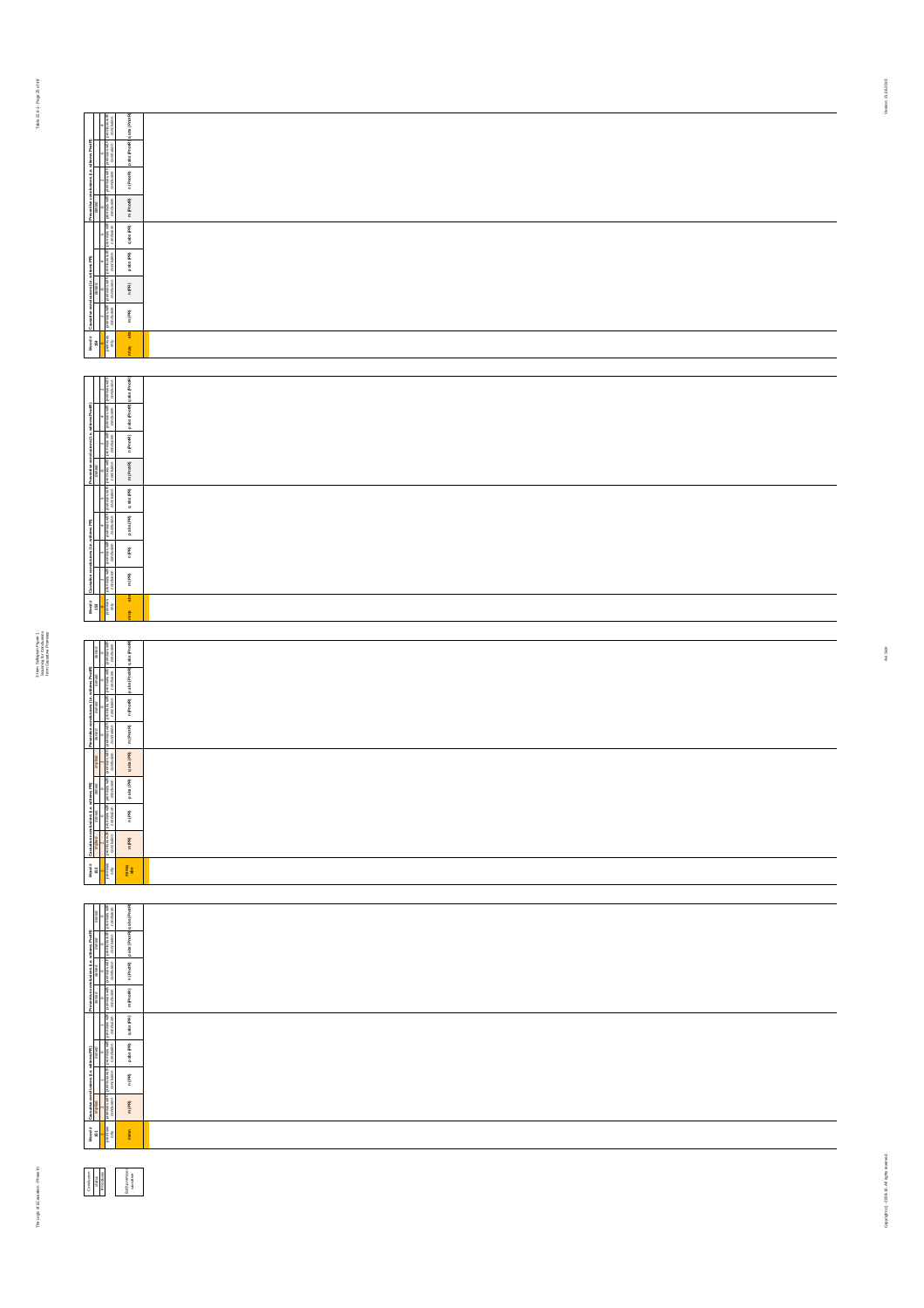| Mood # 1 | Causative conclusions (i.e. with/wo PR) | | | | Preventive conclusions (i.e. with/wo PreR) | | | |
|---|---|---|---|---|---|---|---|---|
| premises only | premises with conclusion | premises with conclusion | premises with conclusion | premises with conclusion | premises with conclusion | premises with conclusion | premises with conclusion | premises with conclusion |
| m/p/q abs | m (PR) | n (PR) | p abs (PR) | q abs (PR) | m (PreR) | n (PreR) | p abs (PreR) | q abs (PreR) |

| Mood # 2 | Causative conclusions (i.e. with/wo PR) | | | | Preventive conclusions (i.e. with/wo PreR) | | | |
|---|---|---|---|---|---|---|---|---|
| premises only | premises with conclusion | premises with conclusion | premises with conclusion | premises with conclusion | premises with conclusion | premises with conclusion | premises with conclusion | premises with conclusion |
| m/p abs | m (PR) | n (PR) | p abs (PR) | q abs (PR) | m (PreR) | n (PreR) | p abs (PreR) | q abs (PreR) |

| Mood # 3 | Causative conclusions (i.e. with/wo PR) | | | | Preventive conclusions (i.e. with/wo PreR) | | | |
|---|---|---|---|---|---|---|---|---|
| premises only | premises with conclusion | premises with conclusion | premises with conclusion | premises with conclusion | premises with conclusion | premises with conclusion | premises with conclusion | premises with conclusion |
| m/q abs | m (PR) | n (PR) | p abs (PR) | q abs (PR) | m (PreR) | n (PreR) | p abs (PreR) | q abs (PreR) |

| Mood # 4 | Causative conclusions (i.e. with/wo PR) | | | | Preventive conclusions (i.e. with/wo PreR) | | | |
|---|---|---|---|---|---|---|---|---|
| premises only | premises with conclusion | premises with conclusion | premises with conclusion | premises with conclusion | premises with conclusion | premises with conclusion | premises with conclusion | premises with conclusion |
| m/n | m (PR) | n (PR) | p abs (PR) | q abs (PR) | m (PreR) | n (PreR) | p abs (PreR) | q abs (PreR) |

| Conclusion | Status | Premises |
|---|---|---|
| | | |

Sufficient conclusion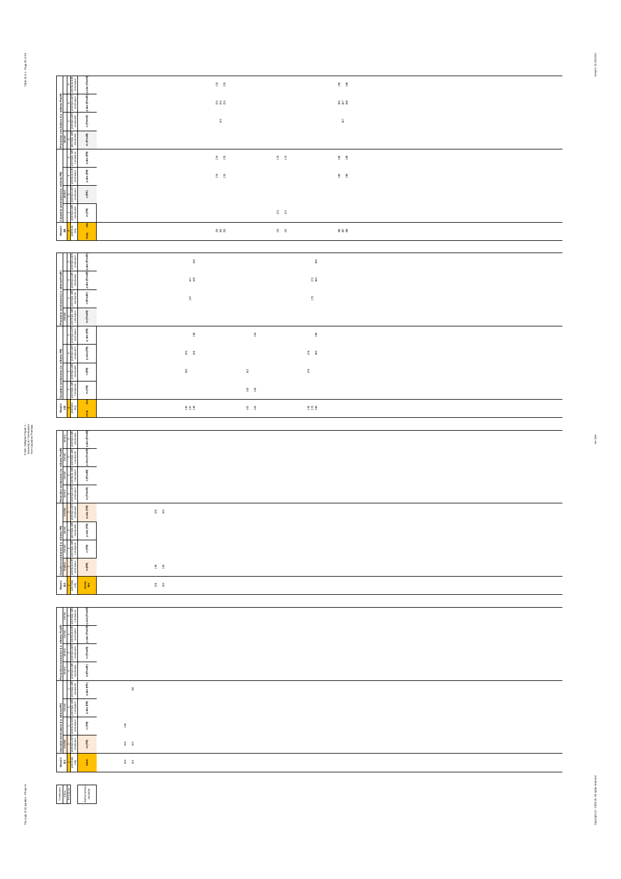| Mood # | Causative conclusions (i.e. with mm PP) | | | | Preventive conclusions (i.e. with mm Prec/P) | | | |
|---|---|---|---|---|---|---|---|---|
| | m (PR) | n (PR) | p abs (PR) | q abs (PR) | m (PrecP) | n (PrecP) | p abs (PrecP) | q abs (PrecP) |
| 154 155 156 | | | 154 156 | 154 156 | | 155 | 154 155 156 | 154 156 |
| 170 172 | 170 172 | | | 170 172 | | | | |
| 186 187 188 | | | 186 188 | 186 188 | | 187 | 186 187 188 | 186 188 |

| Mood # | Causative conclusions (i.e. with mm PP) | | | | Preventive conclusions (i.e. with mm Prec/P) | | | |
|---|---|---|---|---|---|---|---|---|
| | m (PR) | n (PR) | p abs (PR) | q abs (PR) | m (PrecP) | n (PrecP) | p abs (PrecP) | q abs (PrecP) |
| 146 147 148 | | 146 | 146 148 | 148 | | 147 | 147 148 | 148 |
| 162 164 | 162 164 | 162 | | 164 | | | | |
| 178 179 180 | | 178 | 178 180 | 180 | | 179 | 179 180 | 180 |

| Mood # | Causative conclusions (i.e. with mm PP) | | | | Preventive conclusions (i.e. with mm Prec/P) | | | |
|---|---|---|---|---|---|---|---|---|
| | m (PR) | n (PR) | p abs (PR) | q abs (PR) | m (PrecP) | n (PrecP) | p abs (PrecP) | q abs (PrecP) |
| 138 140 | 138 140 | | | 138 140 | | | | |

| Mood # | Causative conclusions (i.e. with mm PP) | | | | Preventive conclusions (i.e. with mm Prec/P) | | | |
|---|---|---|---|---|---|---|---|---|
| | m (PR) | n (PR) | p abs (PR) | q abs (PR) | m (PrecP) | n (PrecP) | p abs (PrecP) | q abs (PrecP) |
| 130 132 | 130 132 | 130 | | 132 | | | | |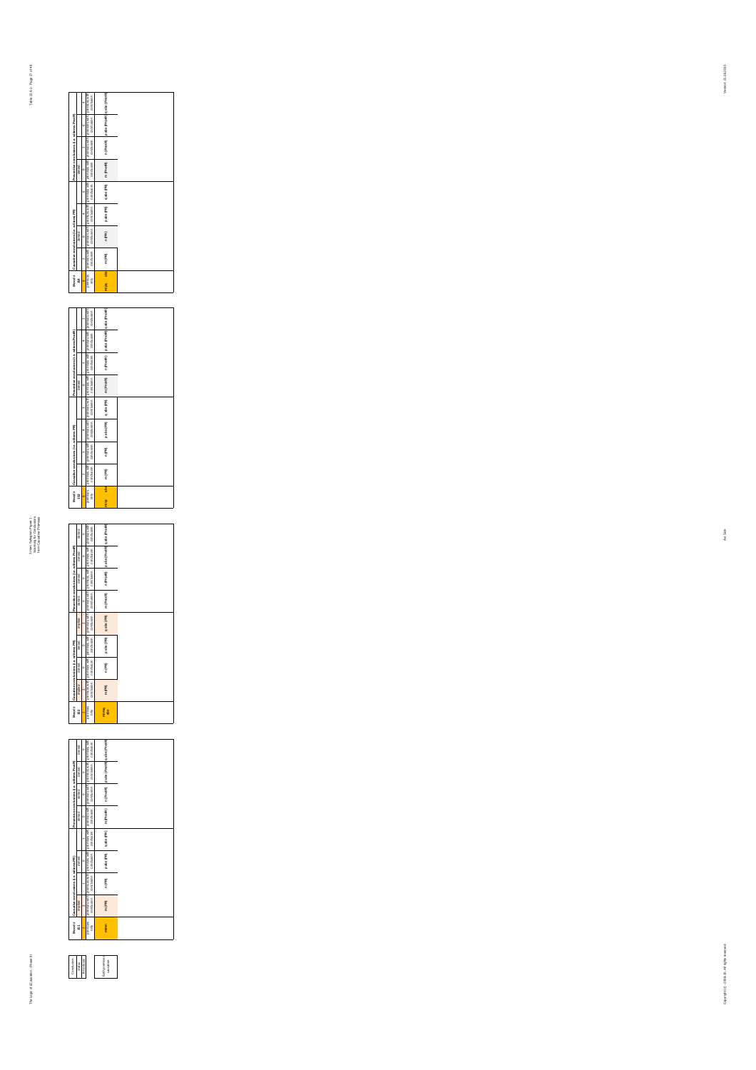| Mood # 351 | Causative conclusions (i.e. within PR) | | | | Preventive conclusions (i.e. within PnotR) | | | |
|---|---|---|---|---|---|---|---|---|
| | implied | 0 | 0 | 0 | 0 | 0 | 0 | 0 |
| premises only | premises with conclusion | premises with conclusion | premises with conclusion | premises with conclusion | premises with conclusion | premises with conclusion | premises with conclusion | premises with conclusion |
| mn | m (PR) | n (PR) | p abs (PR) | q abs (PR) | m (PnotR) | n (PnotR) | p abs (PnotR) | q abs (PnotR) |

| Mood # 352 | Causative conclusions (i.e. within PR) | | | | Preventive conclusions (i.e. within PnotR) | | | |
|---|---|---|---|---|---|---|---|---|
| | implied | 0 | 0 | implied | 0 | 0 | 0 | 0 |
| premises only | premises with conclusion | premises with conclusion | premises with conclusion | premises with conclusion | premises with conclusion | premises with conclusion | premises with conclusion | premises with conclusion |
| m (PR) q abs | m (PR) | n (PR) | p abs (PR) | q abs (PR) | m (PnotR) | n (PnotR) | p abs (PnotR) | q abs (PnotR) |

| Mood # 353 | Causative conclusions (i.e. within PR) | | | | Preventive conclusions (i.e. within PnotR) | | | |
|---|---|---|---|---|---|---|---|---|
| | 1 | 1 | 4 | 4 | 0 | 1 | 4 | 4 |
| premises only | premises with conclusion | premises with conclusion | premises with conclusion | premises with conclusion | premises with conclusion | premises with conclusion | premises with conclusion | premises with conclusion |
| m p q abs | m (PR) | n (PR) | p abs (PR) | q abs (PR) | m (PnotR) | n (PnotR) | p abs (PnotR) | q abs (PnotR) |

| Mood # 354 | Causative conclusions (i.e. within PR) | | | | Preventive conclusions (i.e. within PnotR) | | | |
|---|---|---|---|---|---|---|---|---|
| | 1 | 0 | 4 | 4 | 0 | 1 | 4 | 4 |
| premises only | premises with conclusion | premises with conclusion | premises with conclusion | premises with conclusion | premises with conclusion | premises with conclusion | premises with conclusion | premises with conclusion |
| m p q abs | m (PR) | n (PR) | p abs (PR) | q abs (PR) | m (PnotR) | n (PnotR) | p abs (PnotR) | q abs (PnotR) |

| Conclusion |
|---|
| valid |
| inconclusive |
| Sum of numerous conclusions |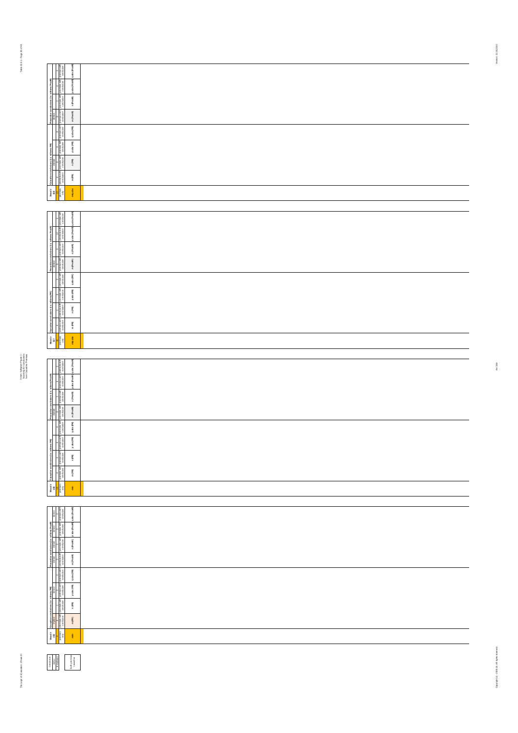| Mood # 1N | Causative conclusions (i.e. with mere PR) | | | | Preventive conclusions (i.e. with mere Prev/R) | | | |
|---|---|---|---|---|---|---|---|---|
| dtcr / premises only | premises with conclusion | premises with conclusion | premises with conclusion | premises with conclusion | premises with conclusion | premises with conclusion | premises with conclusion | premises with conclusion |
| mn,abs | m (PR) | n (PR) | p abs (PR) | q abs (PR) | m (PrevR) | n (PrevR) | p abs (PrevR) | q abs (PrevR) |

| Mood # 1N1 | Causative conclusions (i.e. with mere PR) | | | | Preventive conclusions (i.e. with mere Prev/R) | | | |
|---|---|---|---|---|---|---|---|---|
| dtcr / premises only | premises with conclusion | premises with conclusion | premises with conclusion | premises with conclusion | premises with conclusion | premises with conclusion | premises with conclusion | premises with conclusion |
| mp,abs | m (PR) | n (PR) | p abs (PR) | q abs (PR) | m (PrevR) | n (PrevR) | p abs (PrevR) | q abs (PrevR) |

| Mood # 1N8 | Causative conclusions (i.e. with mere PR) | | | | Preventive conclusions (i.e. with mere Prev/R) | | | |
|---|---|---|---|---|---|---|---|---|
| dtcr / premises only | premises with conclusion | premises with conclusion | premises with conclusion | premises with conclusion | premises with conclusion | premises with conclusion | premises with conclusion | premises with conclusion |
| mn | m (PR) | n (PR) | p abs (PR) | q abs (PR) | m (PrevR) | n (PrevR) | p abs (PrevR) | q abs (PrevR) |

| Mood # 1N9 | Causative conclusions (i.e. with mere PR) | | | | Preventive conclusions (i.e. with mere Prev/R) | | | |
|---|---|---|---|---|---|---|---|---|
| dtcr / premises only | premises with conclusion | premises with conclusion | premises with conclusion | premises with conclusion | premises with conclusion | premises with conclusion | premises with conclusion | premises with conclusion |
| mn | m (PR) | n (PR) | p abs (PR) | q abs (PR) | m (PrevR) | n (PrevR) | p abs (PrevR) | q abs (PrevR) |

| Conclusion status # |
|---|
| both premises + conclusion |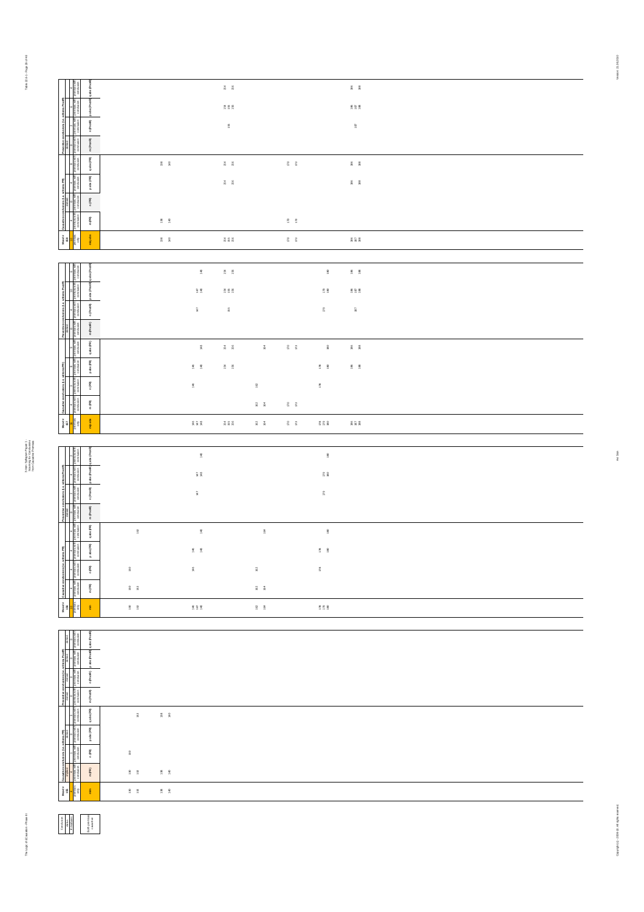| Mood # 166 | Causative conclusions (i.e. with/wo PP) | | | | Preventive conclusions (i.e. with/wo Prev(P)) | | | |
|---|---|---|---|---|---|---|---|---|
| mn, abs | m (PR) | n (PR) | p abs (PR) | q abs (PR) | m (Prev(P)) | n (Prev(P)) | p abs (Prev(P)) | q abs (Prev(P)) |
| 138 140 | 138 140 | | | 138 140 | | | | |
| 154 155 156 | | | 154 156 | 154 156 | | 155 | 154 155 156 | 154 156 |
| 170 172 | 170 172 | | | 170 172 | | | | |
| 186 187 188 | | | 186 188 | 186 188 | | 187 | 186 187 188 | 186 188 |

| Mood # 161 | Causative conclusions (i.e. with/wo PP) | | | | Preventive conclusions (i.e. with/wo Prev(P)) | | | |
|---|---|---|---|---|---|---|---|---|
| mn, abs | m (PR) | n (PR) | p abs (PR) | q abs (PR) | m (Prev(P)) | n (Prev(P)) | p abs (Prev(P)) | q abs (Prev(P)) |
| 146 147 148 | | 146 | 146 148 | 148 | | 147 | 147 148 | 148 |
| 154 155 156 | | | 154 156 | 154 156 | | 155 | 154 155 156 | 154 156 |
| 162 164 | 162 164 | 162 | | 164 | | | | |
| 170 172 | 170 172 | | | 170 172 | | | | |
| 178 179 180 | | 178 | 178 180 | 180 | | 179 | 179 180 | 180 |
| 186 187 188 | | | 186 188 | 186 188 | | 187 | 186 187 188 | 186 188 |

| Mood # 156 | Causative conclusions (i.e. with/wo PP) | | | | Preventive conclusions (i.e. with/wo Prev(P)) | | | |
|---|---|---|---|---|---|---|---|---|
| mn | m (PR) | n (PR) | p abs (PR) | q abs (PR) | m (Prev(P)) | n (Prev(P)) | p abs (Prev(P)) | q abs (Prev(P)) |
| 130 132 | 130 132 | 130 | | 132 | | | | |
| 146 147 148 | | 146 | 146 148 | 148 | | 147 | 147 148 | 148 |
| 162 164 | 162 164 | 162 | | 164 | | | | |
| 178 179 180 | | 178 | 178 180 | 180 | | 179 | 179 180 | 180 |

| Mood # 155 | Causative conclusions (i.e. with/wo PP) | | | | Preventive conclusions (i.e. with/wo Prev(P)) | | | |
|---|---|---|---|---|---|---|---|---|
| mn | m (PR) | n (PR) | p abs (PR) | q abs (PR) | m (Prev(P)) | n (Prev(P)) | p abs (Prev(P)) | q abs (Prev(P)) |
| 130 132 | 130 132 | 130 | | 132 | | | | |
| 138 140 | 138 140 | | | 138 140 | | | | |

| Conclusion status |
|---|
| Both premises causative |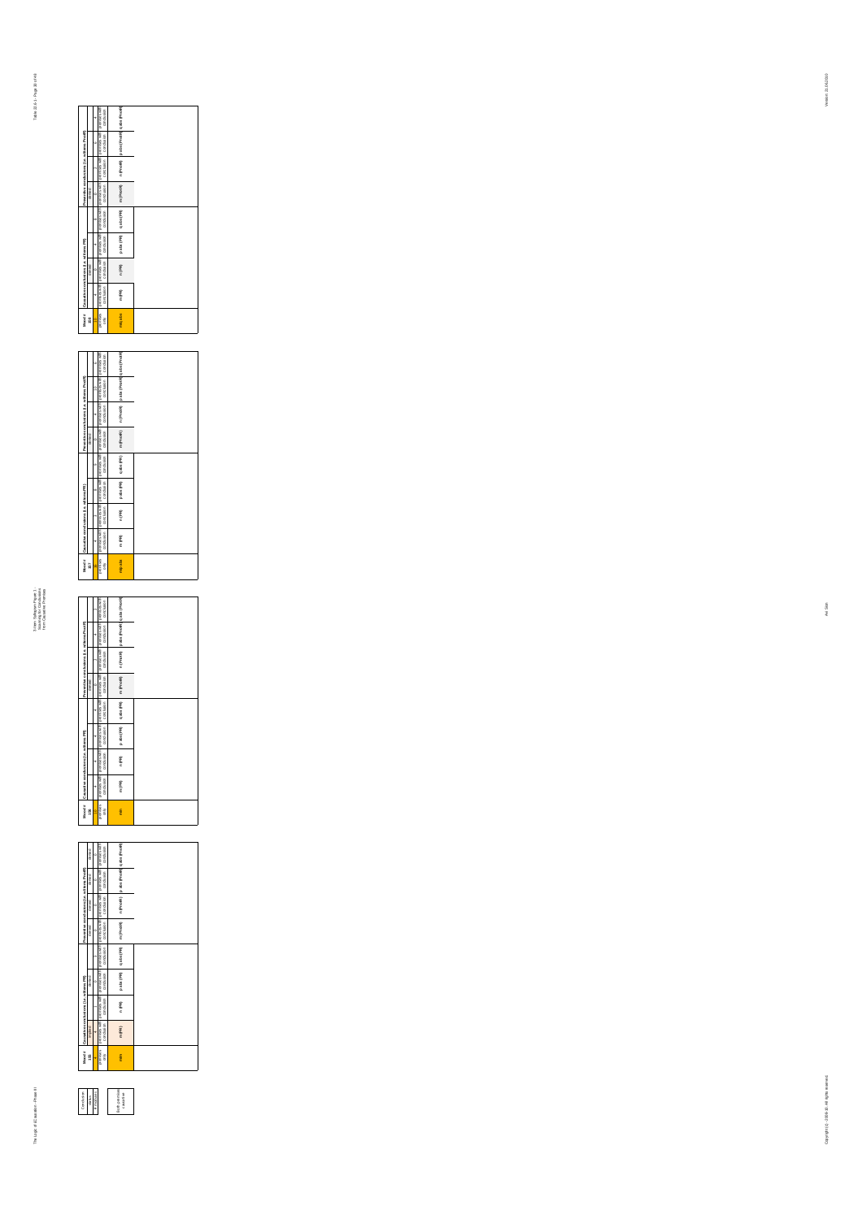3-Item Syllogism Figure 1 - Scanning for Conclusions from Causative Premises

| Conclusion status |
| --- |
| (blank) |
| # redundant |

| Both premises causative |
| --- |

| Mood # 155 | Causative conclusions (i.e. with mn PR) | | | | Preventive conclusions (i.e. with mn Prod R) | | | |
| --- | --- | --- | --- | --- | --- | --- | --- | --- |
| valid | 4 | 1 | 0 | 0 | 0 | 0 | 0 | 0 |
| premises only | premises with conclusion | premises with conclusion | premises with conclusion | premises with conclusion | premises with conclusion | premises with conclusion | premises with conclusion | premises with conclusion |
| mn | m (PR) | n (PR) | p abs (PR) | q abs (PR) | m (ProdR) | n (ProdR) | p abs (ProdR) | q abs (ProdR) |

| Mood # 156 | Causative conclusions (i.e. with mn PR) | | | | Preventive conclusions (i.e. with mn Prod R) | | | |
| --- | --- | --- | --- | --- | --- | --- | --- | --- |
| valid | 4 | 4 | 4 | 4 | 0 | 4 | 4 | 4 |
| premises only | premises with conclusion | premises with conclusion | premises with conclusion | premises with conclusion | premises with conclusion | premises with conclusion | premises with conclusion | premises with conclusion |
| mn | m (PR) | n (PR) | p abs (PR) | q abs (PR) | m (ProdR) | n (ProdR) | p abs (ProdR) | q abs (ProdR) |

| Mood # 157 | Causative conclusions (i.e. with mn PR) | | | | Preventive conclusions (i.e. with mn Prod R) | | | |
| --- | --- | --- | --- | --- | --- | --- | --- | --- |
| valid | 4 | 1 | 4 | 4 | 0 | 4 | 10 | 4 |
| premises only | premises with conclusion | premises with conclusion | premises with conclusion | premises with conclusion | premises with conclusion | premises with conclusion | premises with conclusion | premises with conclusion |
| mn p abs | m (PR) | n (PR) | p abs (PR) | q abs (PR) | m (ProdR) | n (ProdR) | p abs (ProdR) | q abs (ProdR) |

| Mood # 158 | Causative conclusions (i.e. with mn PR) | | | | Preventive conclusions (i.e. with mn Prod R) | | | |
| --- | --- | --- | --- | --- | --- | --- | --- | --- |
| valid | 1 | 0 | 4 | 1 | 0 | 1 | 4 | 4 |
| premises only | premises with conclusion | premises with conclusion | premises with conclusion | premises with conclusion | premises with conclusion | premises with conclusion | premises with conclusion | premises with conclusion |
| mn q abs | m (PR) | n (PR) | p abs (PR) | q abs (PR) | m (ProdR) | n (ProdR) | p abs (ProdR) | q abs (ProdR) |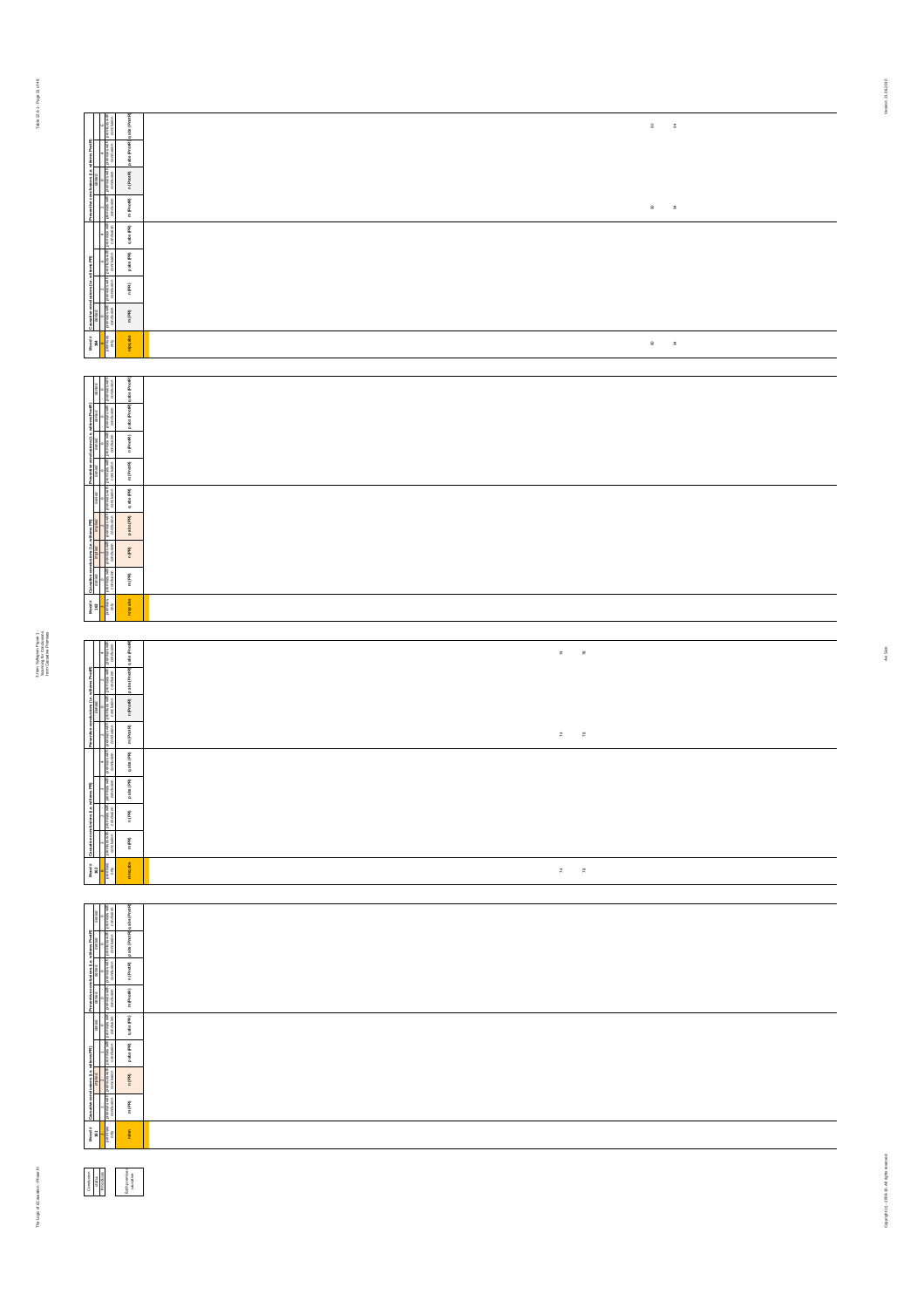| Mood # 98 | Causative conclusions (i.e. with mn PR) | | | | Preventive conclusions (i.e. with mn PreR) | | | |
|---|---|---|---|---|---|---|---|---|
| premises only | m (PR) | n (PR) | p abs (PR) | q abs (PR) | m (PreR) | n (PreR) | p abs (PreR) | q abs (PreR) |
| n/p abs | | | | | | | | |
| 90 94 | | | | | 90 94 | | | 90 94 |

| Mood # 100 | Causative conclusions (i.e. with mn PR) | | | | Preventive conclusions (i.e. with mn PreR) | | | |
|---|---|---|---|---|---|---|---|---|
| premises only | m (PR) | n (PR) | p abs (PR) | q abs (PR) | m (PreR) | n (PreR) | p abs (PreR) | q abs (PreR) |
| n/p abs | | | | | | | | |

| Mood # 102 | Causative conclusions (i.e. with mn PR) | | | | Preventive conclusions (i.e. with mn PreR) | | | |
|---|---|---|---|---|---|---|---|---|
| premises only | m (PR) | n (PR) | p abs (PR) | q abs (PR) | m (PreR) | n (PreR) | p abs (PreR) | q abs (PreR) |
| m/n abs | | | | | | | | |
| 74 78 | | | | | 74 78 | | | 74 78 |

| Mood # 104 | Causative conclusions (i.e. with mn PR) | | | | Preventive conclusions (i.e. with mn PreR) | | | |
|---|---|---|---|---|---|---|---|---|
| premises only | m (PR) | n (PR) | p abs (PR) | q abs (PR) | m (PreR) | n (PreR) | p abs (PreR) | q abs (PreR) |
| m/nn | | | | | | | | |

| Conclusion | Colour |
|---|---|
| Premises | |
| Implicit conclusion | |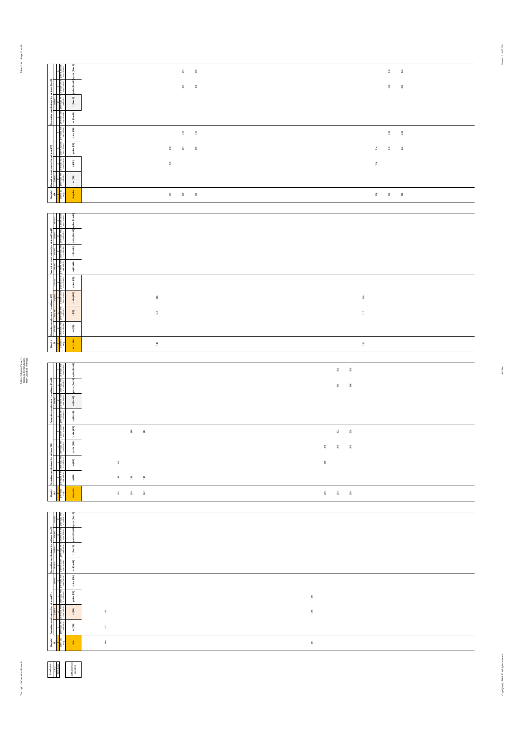| Mood # 368 | Causative conclusions (i.e. with premises PR) | | | | Preventive conclusions (i.e. with premises Pnot R) | | | |
|---|---|---|---|---|---|---|---|---|
| | m (PR) | n (PR) | p abs (PR) | q abs (PR) | m (PnotR) | n (PnotR) | p abs (PnotR) | q abs (PnotR) |
| n/p abs: 150, 154, 158, 214, 218, 222 | | 150, 214 | 150, 154, 158, 214, 218, 222 | 154, 158, 218, 222 | | | 154, 158, 218, 222 | 154, 158, 218, 222 |

| Mood # 369 | Causative conclusions (i.e. with premises PR) | | | | Preventive conclusions (i.e. with premises Pnot R) | | | |
|---|---|---|---|---|---|---|---|---|
| | m (PR) | n (PR) | p abs (PR) | q abs (PR) | m (PnotR) | n (PnotR) | p abs (PnotR) | q abs (PnotR) |
| n/p abs: 146, 210 | | 146, 210 | 146, 210 | | | | | |

| Mood # 360 | Causative conclusions (i.e. with premises PR) | | | | Preventive conclusions (i.e. with premises Pnot R) | | | |
|---|---|---|---|---|---|---|---|---|
| | m (PR) | n (PR) | p abs (PR) | q abs (PR) | m (PnotR) | n (PnotR) | p abs (PnotR) | q abs (PnotR) |
| m/n/p abs: 134, 138, 142, 198, 202, 206 | 134, 138, 142 | 134, 198 | 198, 202, 206 | 138, 142, 202, 206 | | | 202, 206 | 202, 206 |

| Mood # 361 | Causative conclusions (i.e. with premises PR) | | | | Preventive conclusions (i.e. with premises Pnot R) | | | |
|---|---|---|---|---|---|---|---|---|
| | m (PR) | n (PR) | p abs (PR) | q abs (PR) | m (PnotR) | n (PnotR) | p abs (PnotR) | q abs (PnotR) |
| m/n: 130, 194 | 130 | 130, 194 | 194 | | | | | |

Conclusion / Valid / Inclusion — Both premises causative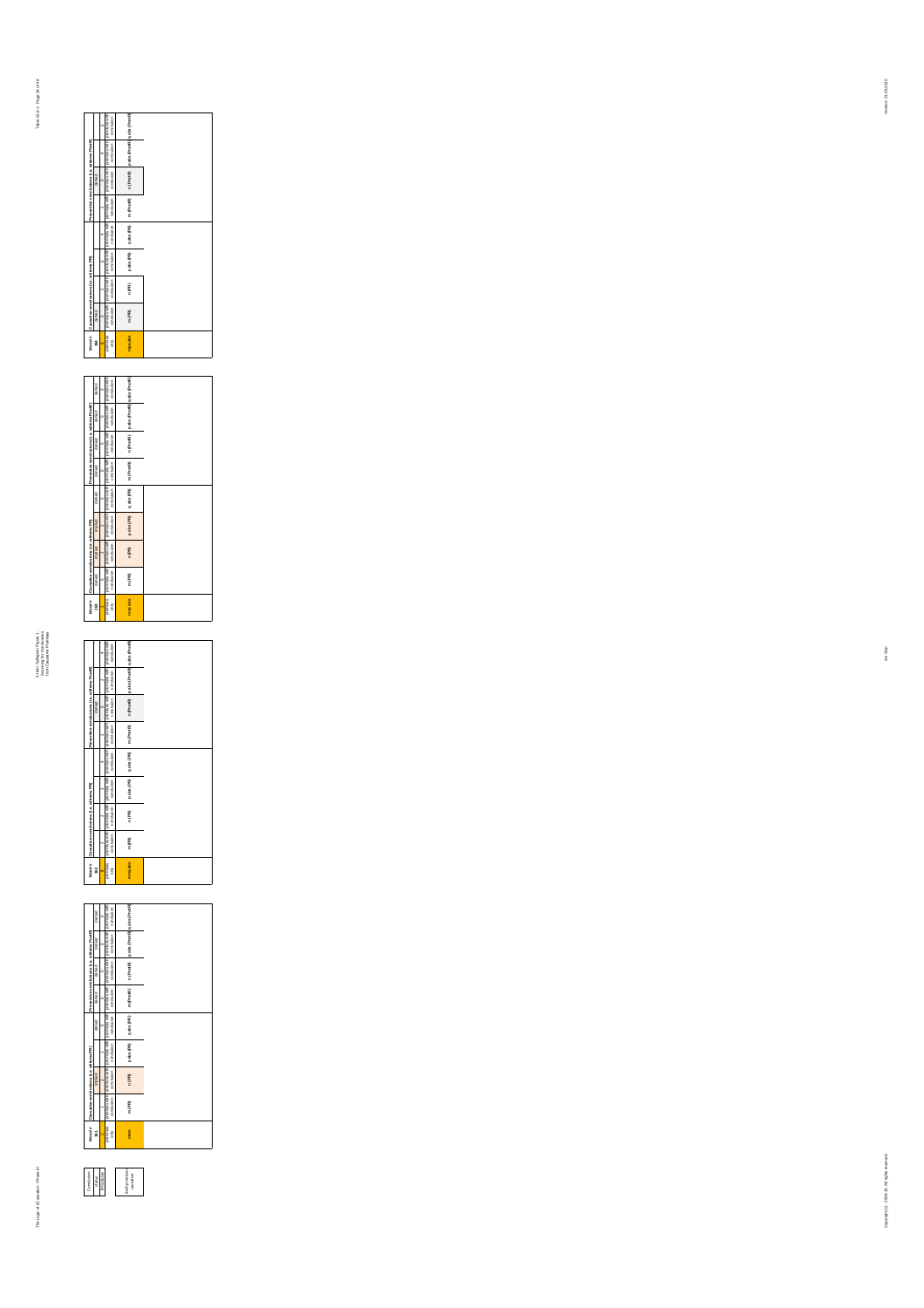| Conclusion | Status |
|---|---|
| # moduses | |
| | (un)conclusive... |

| Mood # 351 | Causative conclusions (i.e. with one PR) | | | | Preventive conclusions (i.e. with one PnotR) | | | |
|---|---|---|---|---|---|---|---|---|
| premises only | premises with conclusion | premises with conclusion | premises with conclusion | premises with conclusion | premises with conclusion | premises with conclusion | premises with conclusion | premises with conclusion |
| m/nm | m (PR) | n (PR) | p abs (PR) | q abs (PR) | m (PnotR) | n (PnotR) | p abs (PnotR) | q abs (PnotR) |

| Mood # 352 | Causative conclusions (i.e. with one PR) | | | | Preventive conclusions (i.e. with one PnotR) | | | |
|---|---|---|---|---|---|---|---|---|
| premises only | premises with conclusion | premises with conclusion | premises with conclusion | premises with conclusion | premises with conclusion | premises with conclusion | premises with conclusion | premises with conclusion |
| m/n abs | m (PR) | n (PR) | p abs (PR) | q abs (PR) | m (PnotR) | n (PnotR) | p abs (PnotR) | q abs (PnotR) |

| Mood # 353 | Causative conclusions (i.e. with one PR) | | | | Preventive conclusions (i.e. with one PnotR) | | | |
|---|---|---|---|---|---|---|---|---|
| premises only | premises with conclusion | premises with conclusion | premises with conclusion | premises with conclusion | premises with conclusion | premises with conclusion | premises with conclusion | premises with conclusion |
| n/p abs | m (PR) | n (PR) | p abs (PR) | q abs (PR) | m (PnotR) | n (PnotR) | p abs (PnotR) | q abs (PnotR) |

| Mood # 354 | Causative conclusions (i.e. with one PR) | | | | Preventive conclusions (i.e. with one PnotR) | | | |
|---|---|---|---|---|---|---|---|---|
| premises only | premises with conclusion | premises with conclusion | premises with conclusion | premises with conclusion | premises with conclusion | premises with conclusion | premises with conclusion | premises with conclusion |
| n/p abs | m (PR) | n (PR) | p abs (PR) | q abs (PR) | m (PnotR) | n (PnotR) | p abs (PnotR) | q abs (PnotR) |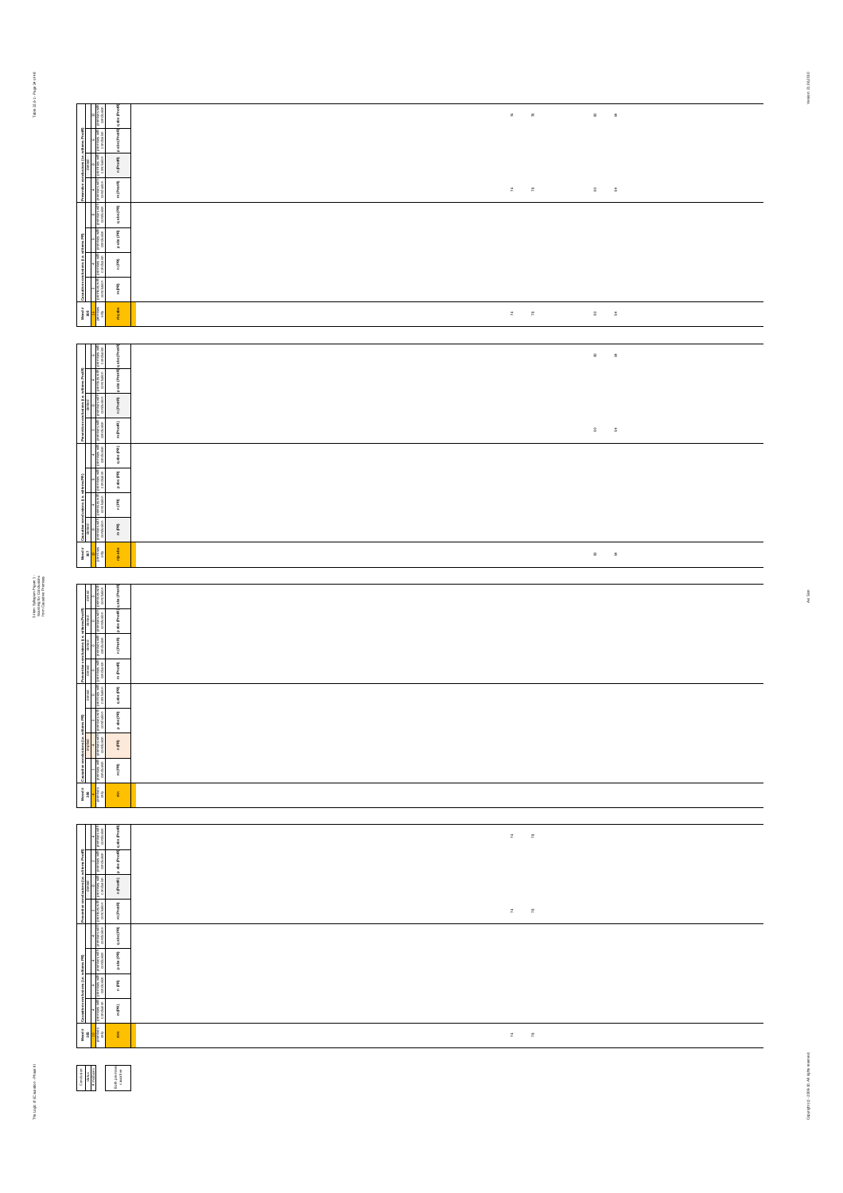| Mood # 165 | Causative conclusions (i.e. with mrs PR) | | | | Preventive conclusions (i.e. with mrs PreR) | | | | |
|---|---|---|---|---|---|---|---|---|---|
| | m (PR) | n (PR) | p abs (PR) | q abs (PR) | m (PreR) | n (PreR) | p abs (PreR) | q abs (PreR) | |
| m n | | | | | 74 78 90 94 | | | 74 78 90 94 | 74 78 90 94 |

| Mood # 166 | Causative conclusions (i.e. with mrs PR) | | | | Preventive conclusions (i.e. with mrs PreR) | | | | |
|---|---|---|---|---|---|---|---|---|---|
| | m (PR) | n (PR) | p abs (PR) | q abs (PR) | m (PreR) | n (PreR) | p abs (PreR) | q abs (PreR) | |
| n p abs | | | | | 90 94 | | | 90 94 | 90 94 |

| Mood # 167 | Causative conclusions (i.e. with mrs PR) | | | | Preventive conclusions (i.e. with mrs PreR) | | | | |
|---|---|---|---|---|---|---|---|---|---|
| | m (PR) | n (PR) | p abs (PR) | q abs (PR) | m (PreR) | n (PreR) | p abs (PreR) | q abs (PreR) | |
| m n | | | | | | | | | |

| Mood # 168 | Causative conclusions (i.e. with mrs PR) | | | | Preventive conclusions (i.e. with mrs PreR) | | | | |
|---|---|---|---|---|---|---|---|---|---|
| | m (PR) | n (PR) | p abs (PR) | q abs (PR) | m (PreR) | n (PreR) | p abs (PreR) | q abs (PreR) | |
| m n | | | | | 74 78 | | | 74 78 | 74 78 |

Both premises causative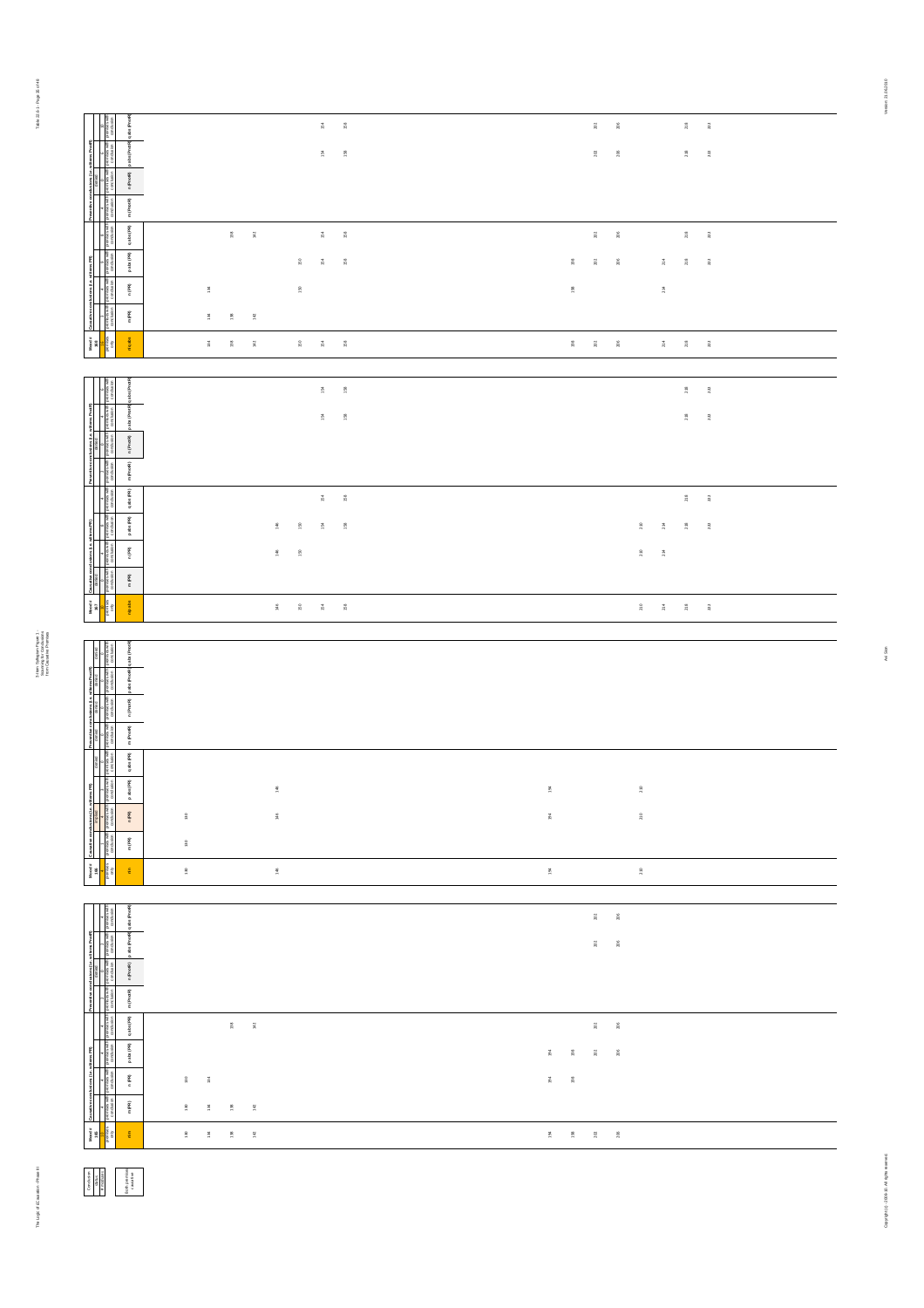## Mood # 186

| Mood | Causative conclusions (i.e. with/mn PR) | | | | Preventive conclusions (i.e. with/mn PnotR) | | | |
|---|---|---|---|---|---|---|---|---|
| n/a | m (PR) | n (PR) | p abs (PR) | q abs (PR) | m (PnotR) | n (PnotR) | p abs (PnotR) | q abs (PnotR) |
| 134 | 134 | 134 | | | | | | |
| 138 | 138 | | | 138 | | | | |
| 142 | 142 | | | 142 | | | | |
| 150 | | 150 | 150 | | | | | |
| 154 | | | 154 | 154 | | | 154 | 154 |
| 158 | | | 158 | 158 | | | 158 | 158 |
| 198 | | 198 | 198 | | | | | |
| 202 | | | 202 | 202 | | | 202 | 202 |
| 206 | | | 206 | 206 | | | 206 | 206 |
| 214 | | 214 | 214 | | | | | |
| 218 | | | 218 | 218 | | | 218 | 218 |
| 222 | | | 222 | 222 | | | 222 | 222 |

## Mood # 187

| Mood | Causative conclusions (i.e. with/mn PR) | | | | Preventive conclusions (i.e. with/mn PnotR) | | | |
|---|---|---|---|---|---|---|---|---|
| n/p abs | m (PR) | n (PR) | p abs (PR) | q abs (PR) | m (PnotR) | n (PnotR) | p abs (PnotR) | q abs (PnotR) |
| 146 | | 146 | 146 | | | | | |
| 150 | | 150 | 150 | | | | | |
| 154 | | | 154 | 154 | | | 154 | 154 |
| 158 | | | 158 | 158 | | | 158 | 158 |
| 210 | | 210 | 210 | | | | | |
| 214 | | 214 | 214 | | | | | |
| 218 | | | 218 | 218 | | | 218 | 218 |
| 222 | | | 222 | 222 | | | 222 | 222 |

## Mood # 188

| Mood | Causative conclusions (i.e. with/mn PR) | | | | Preventive conclusions (i.e. with/mn PnotR) | | | |
|---|---|---|---|---|---|---|---|---|
| m/n | m (PR) | n (PR) | p abs (PR) | q abs (PR) | m (PnotR) | n (PnotR) | p abs (PnotR) | q abs (PnotR) |
| 130 | 130 | 130 | | | | | | |
| 146 | | 146 | 146 | | | | | |
| 194 | | 194 | 194 | | | | | |
| 210 | | 210 | 210 | | | | | |

## Mood # 189

| Mood | Causative conclusions (i.e. with/mn PR) | | | | Preventive conclusions (i.e. with/mn PnotR) | | | |
|---|---|---|---|---|---|---|---|---|
| m/n | m (PR) | n (PR) | p abs (PR) | q abs (PR) | m (PnotR) | n (PnotR) | p abs (PnotR) | q abs (PnotR) |
| 130 | 130 | 130 | | | | | | |
| 134 | 134 | 134 | | | | | | |
| 138 | 138 | | | 138 | | | | |
| 142 | 142 | | | 142 | | | | |
| 194 | | 194 | 194 | | | | | |
| 198 | | 198 | 198 | | | | | |
| 202 | | | 202 | 202 | | | 202 | 202 |
| 206 | | | 206 | 206 | | | 206 | 206 |

| Conclusion status | |
|---|---|
| # moodsvalid | Both premises causative |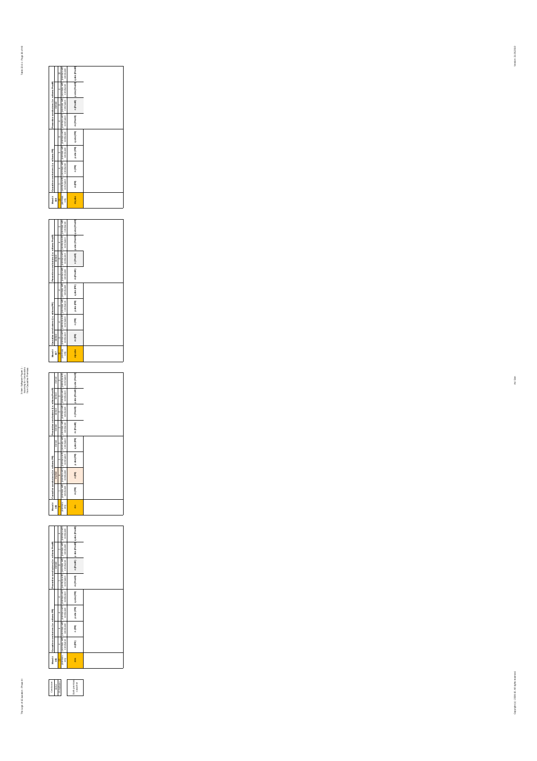# 3-Item Syllogism Figure 1 - Scanning for Conclusions from Causative Premises

| Conclusion status |
| --- |
| # moodsets |
| both premises causative |

| Mood # 165 | Causative conclusions (i.e. with/mere PR) | | | | Preventive conclusions (i.e. with/mere PnotR) | | | |
| --- | --- | --- | --- | --- | --- | --- | --- | --- |
| premises only | premises with conclusion | premises with conclusion | premises with conclusion | premises with conclusion | premises with conclusion | premises with conclusion | premises with conclusion | premises with conclusion |
| m/n | m (PR) | n (PR) | p abs (PR) | q abs (PR) | m (PnotR) | n (PnotR) | p abs (PnotR) | q abs (PnotR) |

| Mood # 166 | Causative conclusions (i.e. with/mere PR) | | | | Preventive conclusions (i.e. with/mere PnotR) | | | |
| --- | --- | --- | --- | --- | --- | --- | --- | --- |
| premises only | premises with conclusion | premises with conclusion | premises with conclusion | premises with conclusion | premises with conclusion | premises with conclusion | premises with conclusion | premises with conclusion |
| m/n | m (PR) | n (PR) | p abs (PR) | q abs (PR) | m (PnotR) | n (PnotR) | p abs (PnotR) | q abs (PnotR) |

| Mood # 167 | Causative conclusions (i.e. with/mere PR) | | | | Preventive conclusions (i.e. with/mere PnotR) | | | |
| --- | --- | --- | --- | --- | --- | --- | --- | --- |
| premises only | premises with conclusion | premises with conclusion | premises with conclusion | premises with conclusion | premises with conclusion | premises with conclusion | premises with conclusion | premises with conclusion |
| m/p abs | m (PR) | n (PR) | p abs (PR) | q abs (PR) | m (PnotR) | n (PnotR) | p abs (PnotR) | q abs (PnotR) |

| Mood # 168 | Causative conclusions (i.e. with/mere PR) | | | | Preventive conclusions (i.e. with/mere PnotR) | | | |
| --- | --- | --- | --- | --- | --- | --- | --- | --- |
| premises only | premises with conclusion | premises with conclusion | premises with conclusion | premises with conclusion | premises with conclusion | premises with conclusion | premises with conclusion | premises with conclusion |
| m/q abs | m (PR) | n (PR) | p abs (PR) | q abs (PR) | m (PnotR) | n (PnotR) | p abs (PnotR) | q abs (PnotR) |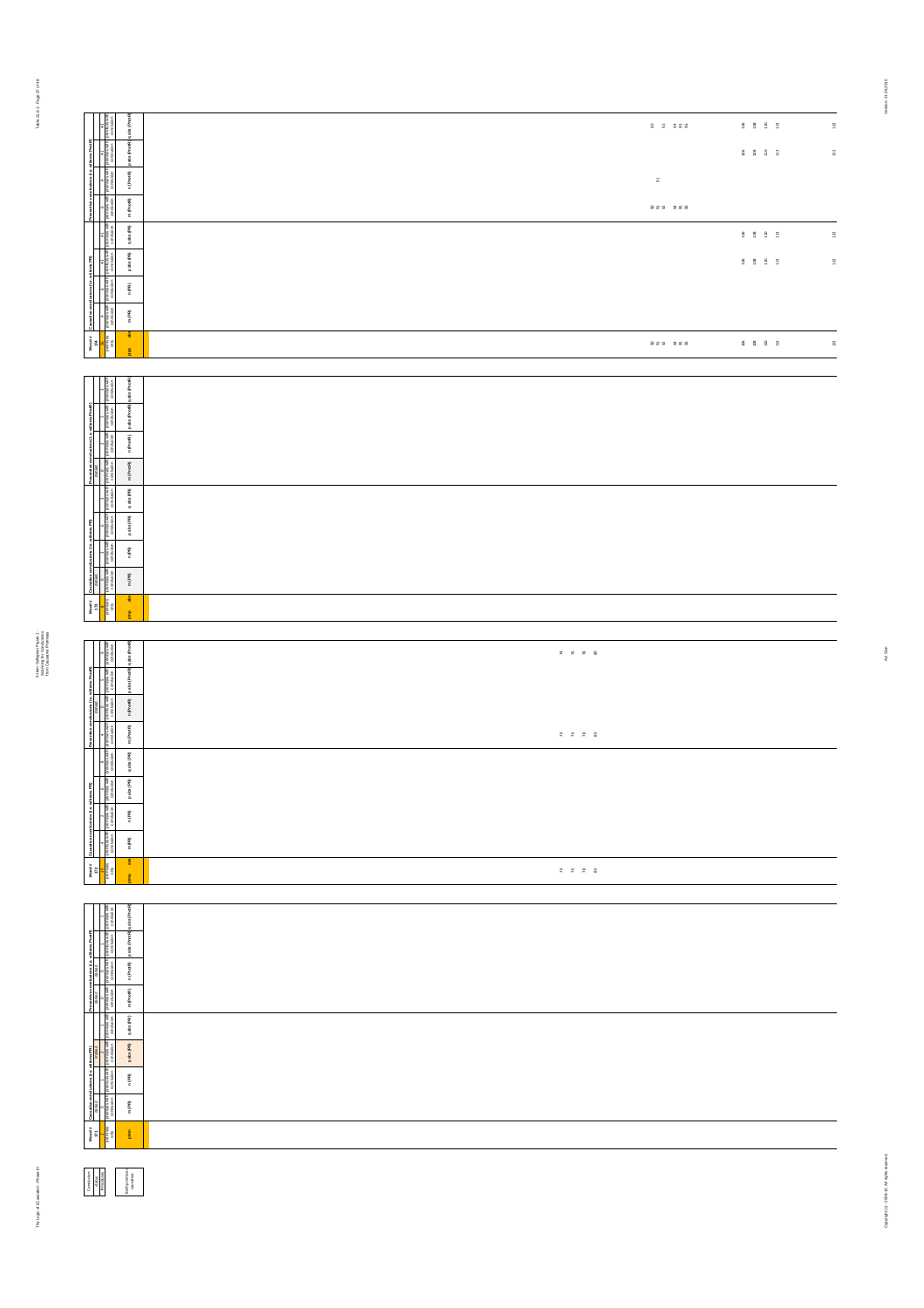## Mood # 138

| Causative conclusions (i.e. with/wrt PR) | | | | Preventive conclusions (i.e. with/wrt Prod R) | | | | Mood # 138 |
|---|---|---|---|---|---|---|---|---|
| m (PR) | n (PR) | p abs (PR) | q abs (PR) | m (ProdR) | n (ProdR) | p abs (ProdR) | q abs (ProdR) | p/q abs |
| | | 105, 108, 110, 112, 132 | 105, 108, 110, 112, 132 | 90, 92, 93, 94, 95, 96 | 91 | 105, 108, 110, 112, 132 | 90, 92, 94, 95, 96, 105, 108, 110, 112, 132 | 90, 92, 93, 94, 95, 96, 105, 108, 110, 112, 132 |

## Mood # 139

| Causative conclusions (i.e. with/wrt PR) | | | | Preventive conclusions (i.e. with/wrt Prod R) | | | | Mood # 139 |
|---|---|---|---|---|---|---|---|---|
| m (PR) | n (PR) | p abs (PR) | q abs (PR) | m (ProdR) | n (ProdR) | p abs (ProdR) | q abs (ProdR) | p/q abs |
| | | | | | | | | |

## Mood # 140

| Causative conclusions (i.e. with/wrt PR) | | | | Preventive conclusions (i.e. with/wrt Prod R) | | | | Mood # 140 |
|---|---|---|---|---|---|---|---|---|
| m (PR) | n (PR) | p abs (PR) | q abs (PR) | m (ProdR) | n (ProdR) | p abs (ProdR) | q abs (ProdR) | p/q abs |
| | | | | 74, 76, 78, 80 | | | 74, 76, 78, 80 | 74, 76, 78, 80 |

## Mood # 141

| Causative conclusions (i.e. with/wrt PR) | | | | Preventive conclusions (i.e. with/wrt Prod R) | | | | Mood # 141 |
|---|---|---|---|---|---|---|---|---|
| m (PR) | n (PR) | p abs (PR) | q abs (PR) | m (ProdR) | n (ProdR) | p abs (ProdR) | q abs (ProdR) | p/q abs |
| | | | | | | | | |

| Conclusion status | Legend |
|---|---|
| | Ich(conclusion) |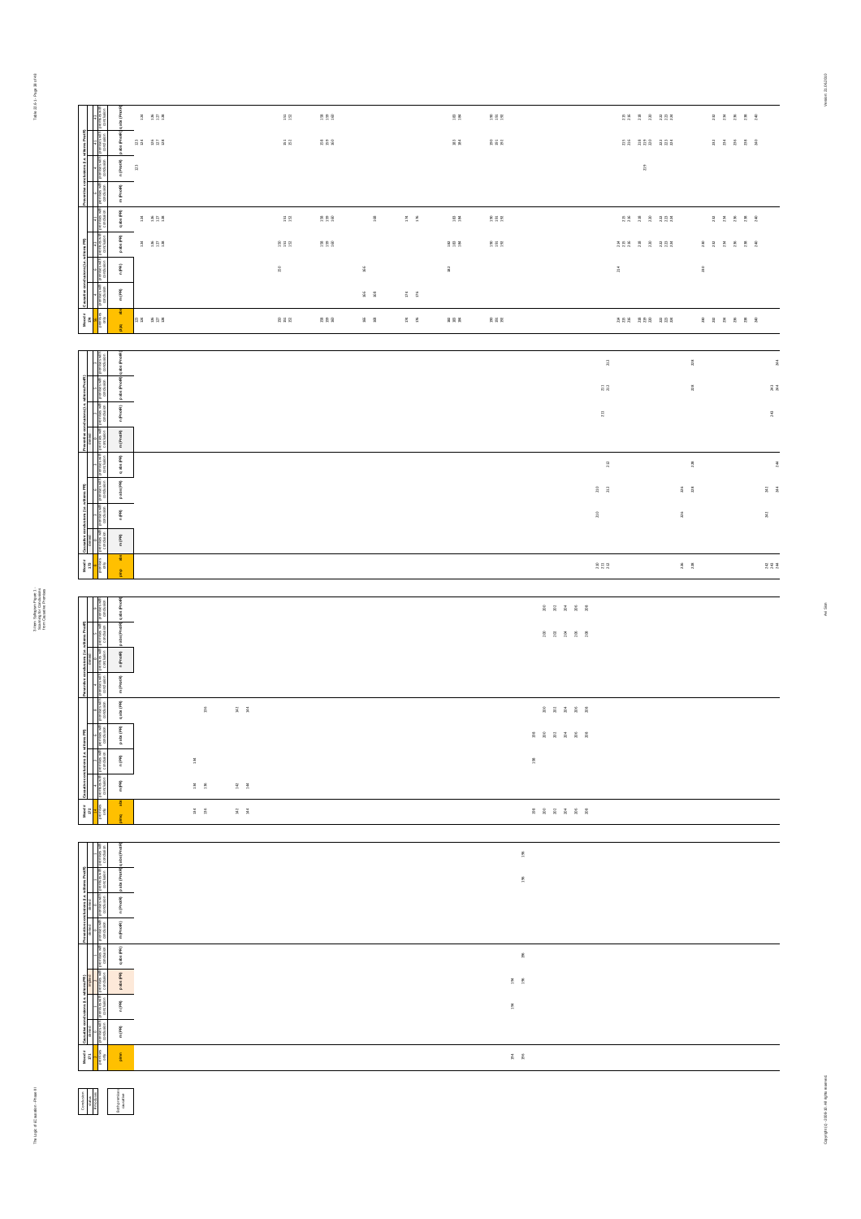3-item syllogism Figure 1 - Scanning for Conclusions from Causative Premises

| Mood # | | Causative conclusions (i.e. with zero PR) | | | | Preventive conclusions (i.e. with zero Prod R) | | | |
|---|---|---|---|---|---|---|---|---|---|
| premises only | abs | m (PR) | n (PR) | p abs (PR) | q abs (PR) | m (ProdR) | n (ProdR) | p abs (ProdR) | q abs (ProdR) |
| 113 134 136 137 138 | | | | 134 136 137 138 | 134 136 137 138 | | 113 | 113 134 136 137 138 | 134 136 137 138 |
| 150 151 152 | | | 150 | 150 151 152 | 151 152 | | | 151 152 | 151 152 |
| 158 159 160 | | | | 158 159 160 | 158 159 160 | | | 158 159 160 | 158 159 160 |
| 166 168 | | 166 168 | 166 | | 168 | | | | |
| 174 176 | | 174 176 | | | 174 176 | | | | |
| 182 183 184 | | | 182 | 182 183 184 | 183 184 | | | 183 184 | 183 184 |
| 190 191 192 | | | | 190 191 192 | 190 191 192 | | | 190 191 192 | 190 191 192 |
| 214 215 216 | | | 214 | 214 215 216 | 215 216 | | | 215 216 | 215 216 |
| 218 219 220 | | | | 218 220 | 218 220 | | 219 | 218 219 220 | 218 220 |
| 222 223 224 | | | | 222 223 224 | 222 223 224 | | | 222 223 224 | 222 223 224 |
| 230 232 234 236 238 240 | | | 230 | 230 232 234 236 238 240 | 232 234 236 238 240 | | | 232 234 236 238 240 | 232 234 236 238 240 |

| Mood # | | Causative conclusions (i.e. with zero PR) | | | | Preventive conclusions (i.e. with zero Prod R) | | | |
|---|---|---|---|---|---|---|---|---|---|
| premises only | abs | m (PR) | n (PR) | p abs (PR) | q abs (PR) | m (ProdR) | n (ProdR) | p abs (ProdR) | q abs (ProdR) |
| 210 211 212 | | | 210 | 210 212 | 212 | | 211 | 211 212 | 212 |
| 226 228 | | | 226 | 226 228 | 228 | | | 228 | 228 |
| 242 243 244 | | | 242 | 242 244 | 244 | | 243 | 243 244 | 244 |

| Mood # | | Causative conclusions (i.e. with zero PR) | | | | Preventive conclusions (i.e. with zero Prod R) | | | |
|---|---|---|---|---|---|---|---|---|---|
| premises only | p/mq | m (PR) | n (PR) | p abs (PR) | q abs (PR) | m (ProdR) | n (ProdR) | p abs (ProdR) | q abs (ProdR) |
| 134 136 | | 134 136 | 134 | | 136 | | | | |
| 142 144 | | 142 144 | | | 142 144 | | | | |
| 198 200 202 204 206 208 | | | 198 | 198 200 202 204 206 208 | 200 202 204 206 208 | | | 200 202 204 206 208 | 200 202 204 206 208 |

| Mood # | | Causative conclusions (i.e. with zero PR) | | | | Preventive conclusions (i.e. with zero Prod R) | | | |
|---|---|---|---|---|---|---|---|---|---|
| premises only | p/mn | m (PR) | n (PR) | p abs (PR) | q abs (PR) | m (ProdR) | n (ProdR) | p abs (ProdR) | q abs (ProdR) |
| 194 196 | | | 194 | 194 196 | 196 | | | 196 | 196 |

| Conclusion | Codes |
|---|---|
| | Conclusion |
| | Premises |
| | Abbreviations |
| | conclusions available |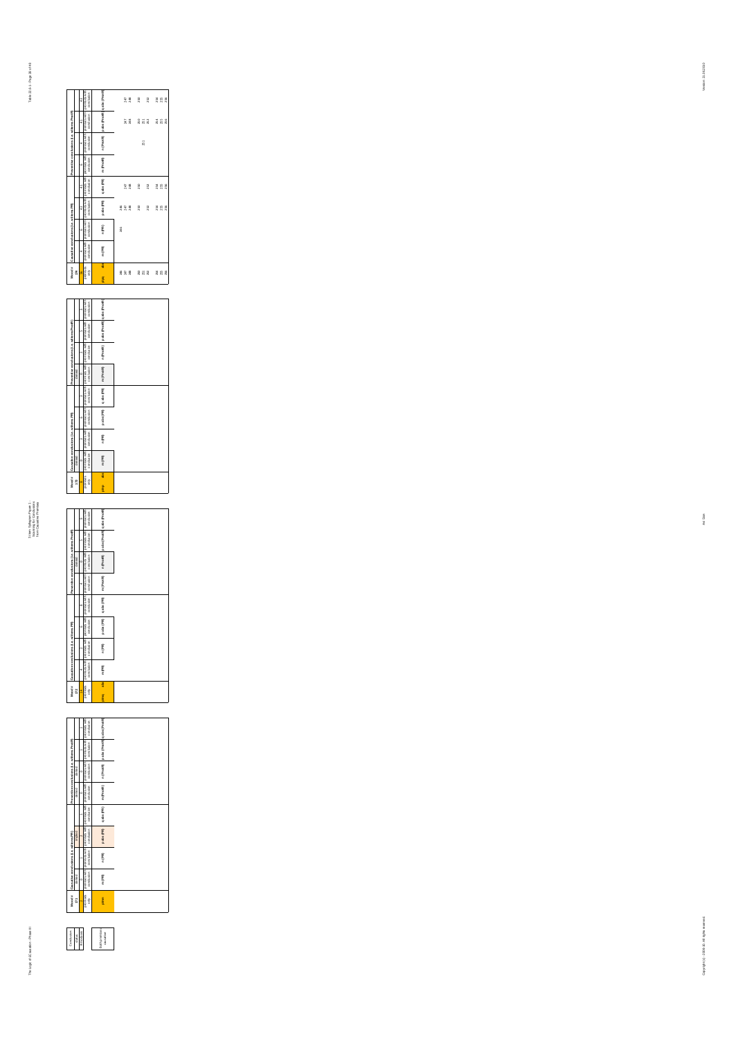| Conclusion |
|---|
| status |
| # moodboxes |
| |
| (o)i if conclusive conclusion |

| Mood # 221 | Causative conclusions (i.e. with zero PP) | | | | Preventive conclusions (i.e. with zero PnotR) | | | |
|---|---|---|---|---|---|---|---|---|
| 2 | 0 | 0 | 0 | 0 | 0 | 0 | 1 | 1 |
| premises only | premises with conclusion | premises with conclusion | premises with conclusion | premises with conclusion | premises with conclusion | premises with conclusion | premises with conclusion | premises with conclusion |
| pmn | m (PR) | n (PR) | p abs (PR) | q abs (PR) | m (PnotR) | n (PnotR) | p abs (PnotR) | q abs (PnotR) |

| Mood # 222 | Causative conclusions (i.e. with zero PP) | | | | Preventive conclusions (i.e. with zero PnotR) | | | |
|---|---|---|---|---|---|---|---|---|
| premises only | premises with conclusion | premises with conclusion | premises with conclusion | premises with conclusion | premises with conclusion | premises with conclusion | premises with conclusion | premises with conclusion |
| pmq abs | m (PR) | n (PR) | p abs (PR) | q abs (PR) | m (PnotR) | n (PnotR) | p abs (PnotR) | q abs (PnotR) |

| Mood # 223 | Causative conclusions (i.e. with zero PP) | | | | Preventive conclusions (i.e. with zero PnotR) | | | |
|---|---|---|---|---|---|---|---|---|
| premises only | premises with conclusion | premises with conclusion | premises with conclusion | premises with conclusion | premises with conclusion | premises with conclusion | premises with conclusion | premises with conclusion |
| pmq abs | m (PR) | n (PR) | p abs (PR) | q abs (PR) | m (PnotR) | n (PnotR) | p abs (PnotR) | q abs (PnotR) |

| Mood # 224 | Causative conclusions (i.e. with zero PP) | | | | Preventive conclusions (i.e. with zero PnotR) | | | |
|---|---|---|---|---|---|---|---|---|
| premises only | premises with conclusion | premises with conclusion | premises with conclusion | premises with conclusion | premises with conclusion | premises with conclusion | premises with conclusion | premises with conclusion |
| pnq abs | m (PR) | n (PR) | p abs (PR) | q abs (PR) | m (PnotR) | n (PnotR) | p abs (PnotR) | q abs (PnotR) |
| 246 | | 246 | 246 | | | | | |
| 247 | | | 247 | 247 | | | 247 | 247 |
| 248 | | | 248 | 248 | | | 248 | 248 |
| 250 | | | 250 | 250 | | | 250 | 250 |
| 251 | | | | | | 251 | 251 | |
| 252 | | | 252 | 252 | | | 252 | 252 |
| 254 | | | 254 | 254 | | | 254 | 254 |
| 255 | | | 255 | 255 | | | 255 | 255 |
| 256 | | | 256 | 256 | | | 256 | 256 |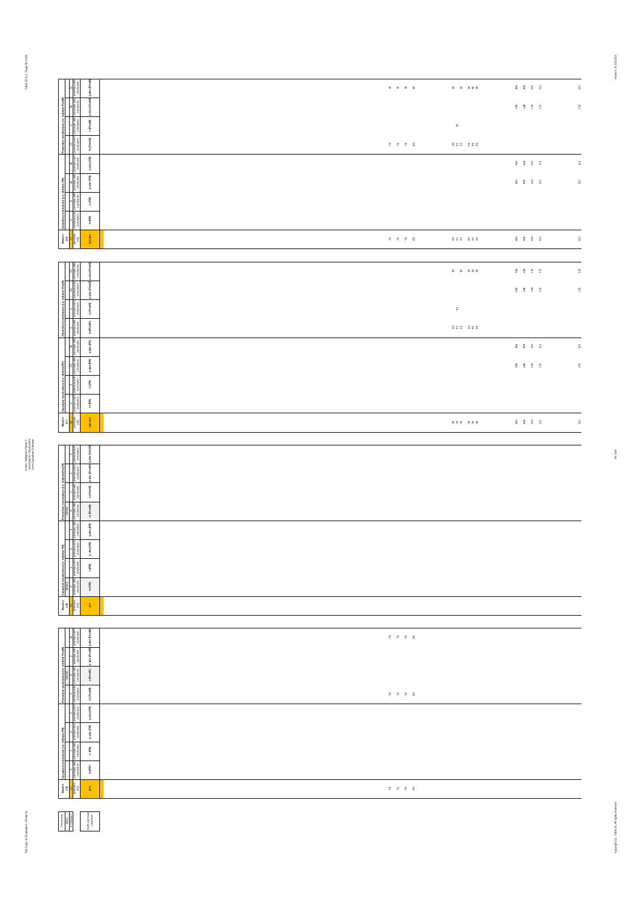| Mood # 4 | Causative conclusions (i.e. with mood PR) | | | | Preventive conclusions (i.e. with mood PnotR) | | | |
|---|---|---|---|---|---|---|---|---|
| premises only | premises with conclusion | | | | | | | |
| p/q abs | m (PR) | n (PR) | p abs (PR) | q abs (PR) | m (PnotR) | n (PnotR) | p abs (PnotR) | q abs (PnotR) |
| 74 76 78 80 | | | | | 74 76 78 80 | | | 74 76 78 80 |
| 90 91 92 94 95 96 | | | | | 90 91 92 94 95 96 | 91 | | 90 92 94 95 96 |
| 106 108 110 112 | | | 106 108 110 112 | 106 108 110 112 | | | 106 108 110 112 | 106 108 110 112 |
| 122 | | | 122 | 122 | | | 122 | 122 |

| Mood # 4 | Causative conclusions (i.e. with mood PR) | | | | Preventive conclusions (i.e. with mood PnotR) | | | |
|---|---|---|---|---|---|---|---|---|
| premises only | premises with conclusion | | | | | | | |
| p/q abs | m (PR) | n (PR) | p abs (PR) | q abs (PR) | m (PnotR) | n (PnotR) | p abs (PnotR) | q abs (PnotR) |
| 90 91 92 94 95 96 | | | | | 90 91 92 94 95 96 | 91 | | 90 92 94 95 96 |
| 106 108 110 112 | | | 106 108 110 112 | 106 108 110 112 | | | 106 108 110 112 | 106 108 110 112 |
| 122 | | | 122 | 122 | | | 122 | 122 |

| Mood # | Causative conclusions (i.e. with mood PR) | | | | Preventive conclusions (i.e. with mood PnotR) | | | |
|---|---|---|---|---|---|---|---|---|
| premises only | premises with conclusion | | | | | | | |
| p/n | m (PR) | n (PR) | p abs (PR) | q abs (PR) | m (PnotR) | n (PnotR) | p abs (PnotR) | q abs (PnotR) |

| Mood # | Causative conclusions (i.e. with mood PR) | | | | Preventive conclusions (i.e. with mood PnotR) | | | |
|---|---|---|---|---|---|---|---|---|
| premises only | premises with conclusion | | | | | | | |
| p/n | m (PR) | n (PR) | p abs (PR) | q abs (PR) | m (PnotR) | n (PnotR) | p abs (PnotR) | q abs (PnotR) |
| 74 76 78 80 | | | | | 74 76 78 80 | | | 74 76 78 80 |

| Conclusion status |
|---|
| Both premises + conclusion |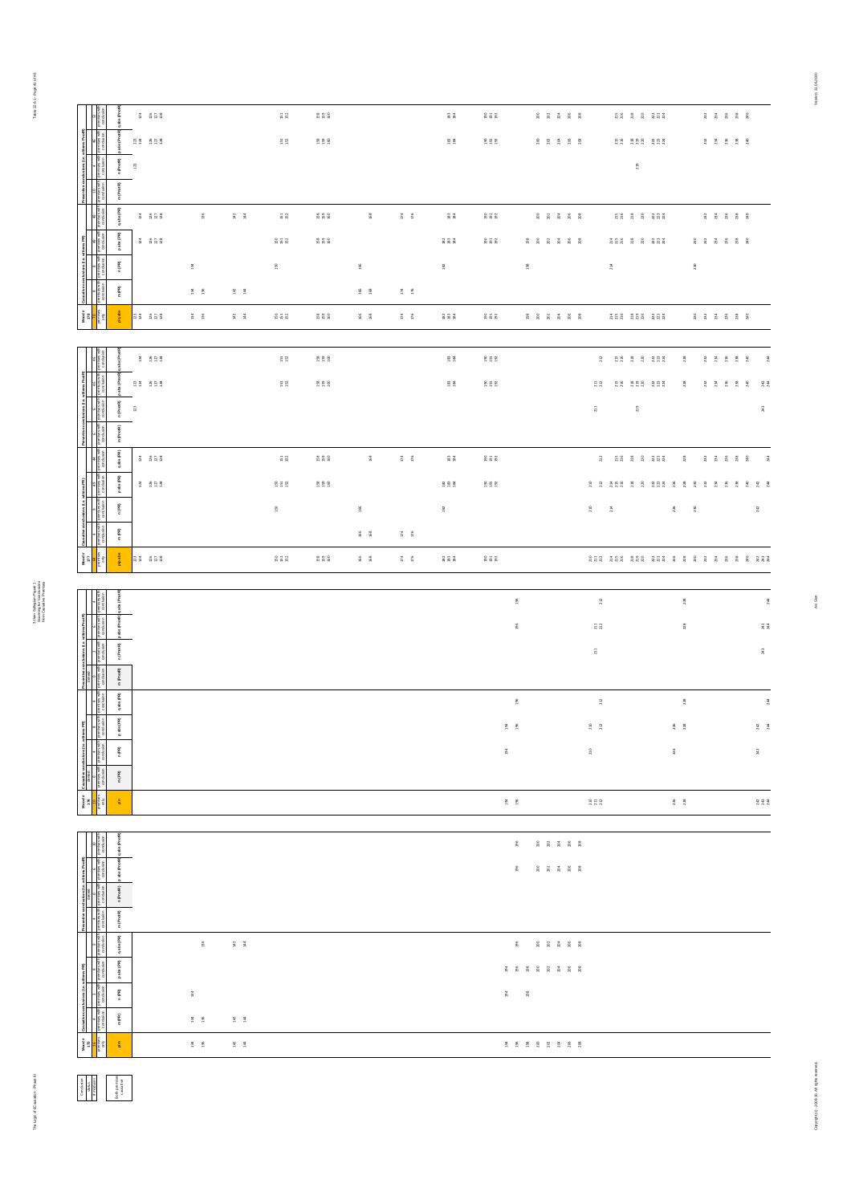| Mood # | Causative conclusions (i.e. with mere PR) | | | | Preventive conclusions (i.e. with mere Prevl) | | | |
|---|---|---|---|---|---|---|---|---|
| premises only | premises with conclusion | premises with conclusion | premises with conclusion | premises with conclusion | premises with conclusion | premises with conclusion | premises with conclusion | premises with conclusion |
| p/q abs | m (PR) | n (PR) | p abs (PR) | q abs (PR) | m (PrevN) | n (PrevN) | p abs (PrevN) | q abs (PrevN) |

| Conclusion status |
|---|
| Both premises causative |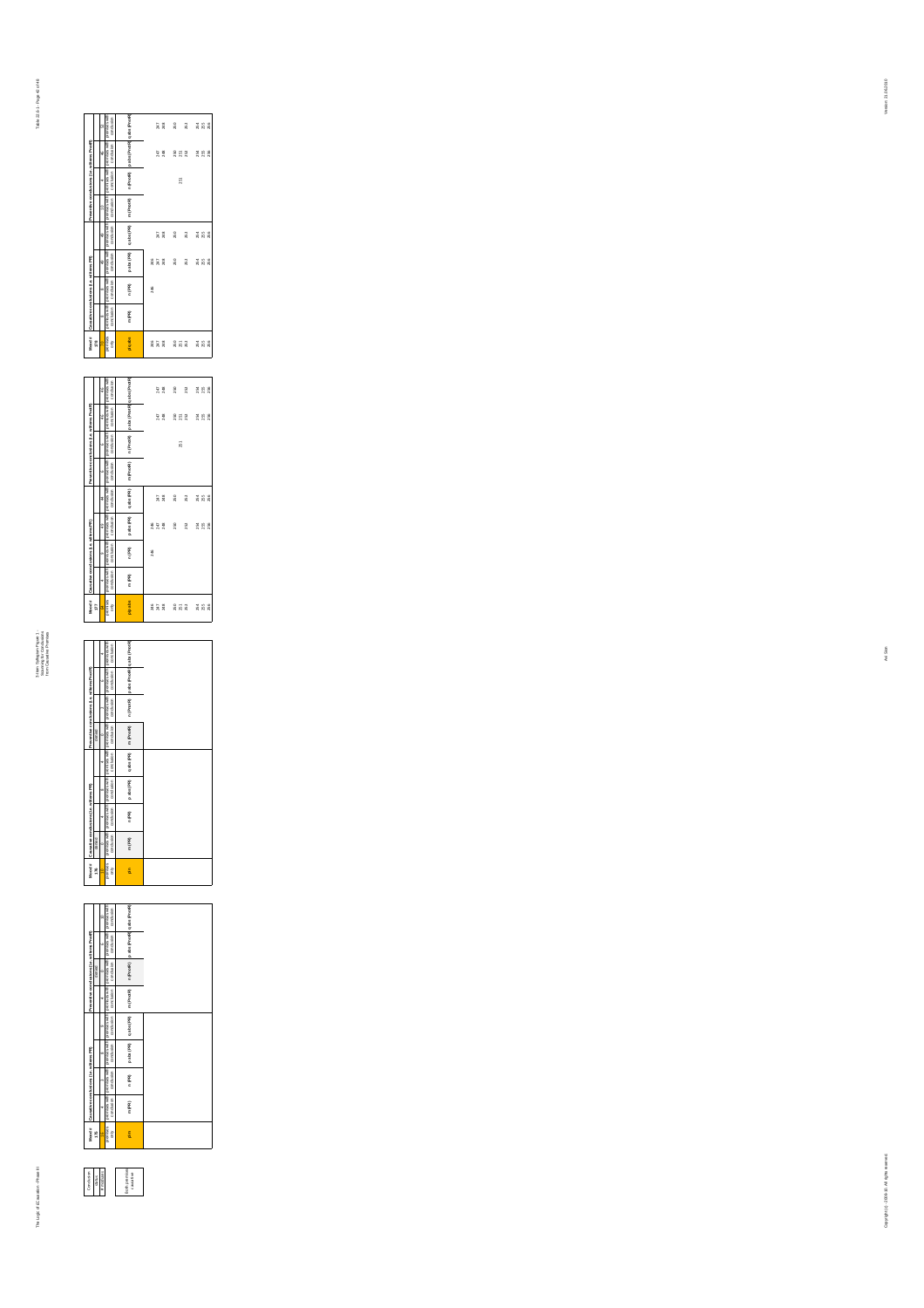Table 10.6-1 - Page 42 of 48

3-Item Syllogism Phase II - Scanning for Conclusions from Causative Premises

| Conclusion | | | | | | | | | |
|---|---|---|---|---|---|---|---|---|---|
| status | | | | | | | | | |
| # moods | | | | | | | | | |
| Both premises causative | | | | | | | | | |

| Mood # 135 | Causative conclusions (i.e. with/via PR) | | | | Preventive conclusions (i.e. with/via Prod) | | | |
|---|---|---|---|---|---|---|---|---|
| 16 | 4 | 4 | 8 | 8 | 4 | 0 | 0 | 16 |
| premises only | premises with conclusion | premises with conclusion | premises with conclusion | premises with conclusion | premises with conclusion | premises with conclusion | premises with conclusion | premises with conclusion |
| p/n | m (PR) | n (PR) | p abs (PR) | q abs (PR) | m (Prod) | n (Prod) | p abs (Prod) | q abs (Prod) |

| Mood # 136 | Causative conclusions (i.e. with/via PR) | | | | Preventive conclusions (i.e. with/via Prod) | | | |
|---|---|---|---|---|---|---|---|---|
| 0 | 0 | 4 | 4 | 4 | 0 | 4 | 4 | 4 |
| premises only | premises with conclusion | premises with conclusion | premises with conclusion | premises with conclusion | premises with conclusion | premises with conclusion | premises with conclusion | premises with conclusion |
| p/n | m (PR) | n (PR) | p abs (PR) | q abs (PR) | m (Prod) | n (Prod) | p abs (Prod) | q abs (Prod) |

| Mood # 137 | Causative conclusions (i.e. with/via PR) | | | | Preventive conclusions (i.e. with/via Prod) | | | |
|---|---|---|---|---|---|---|---|---|
| 48 | 4 | 8 | 40 | 44 | 0 | 4 | 40 | 44 |
| premises only | premises with conclusion | premises with conclusion | premises with conclusion | premises with conclusion | premises with conclusion | premises with conclusion | premises with conclusion | premises with conclusion |
| p/q abs | m (PR) | n (PR) | p abs (PR) | q abs (PR) | m (Prod) | n (Prod) | p abs (Prod) | q abs (Prod) |
| 246 | | 246 | 246 | | | | | |
| 247 | | | 247 | 247 | | | 247 | 247 |
| 248 | | | 248 | 248 | | | 248 | 248 |
| 250 | | | 250 | 250 | | | 250 | 250 |
| 251 | | | | | | 251 | 251 | |
| 252 | | | 252 | 252 | | | 252 | 252 |
| 254 | | | 254 | 254 | | | 254 | 254 |
| 255 | | | 255 | 255 | | | 255 | 255 |
| 256 | | | 256 | 256 | | | 256 | 256 |

| Mood # 138 | Causative conclusions (i.e. with/via PR) | | | | Preventive conclusions (i.e. with/via Prod) | | | |
|---|---|---|---|---|---|---|---|---|
| 48 | 0 | 8 | 40 | 40 | 12 | 4 | 36 | 32 |
| premises only | premises with conclusion | premises with conclusion | premises with conclusion | premises with conclusion | premises with conclusion | premises with conclusion | premises with conclusion | premises with conclusion |
| p/q abs | m (PR) | n (PR) | p abs (PR) | q abs (PR) | m (Prod) | n (Prod) | p abs (Prod) | q abs (Prod) |
| 246 | | 246 | 246 | | | | | |
| 247 | | | 247 | 247 | | | 247 | 247 |
| 248 | | | 248 | 248 | | | 248 | 248 |
| 250 | | | 250 | 250 | | | 250 | 250 |
| 251 | | | | | | 251 | 251 | |
| 252 | | | 252 | 252 | | | 252 | 252 |
| 254 | | | 254 | 254 | | | 254 | 254 |
| 255 | | | 255 | 255 | | | 255 | 255 |
| 256 | | | 256 | 256 | | | 256 | 256 |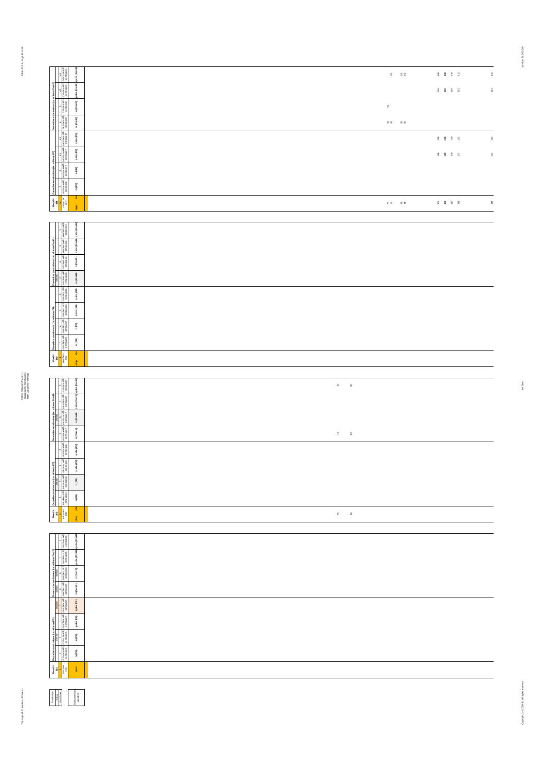| Mood # 384 | | Causative conclusions (i.e. with/ems PR) | | | | Preventive conclusions (i.e. with/ems PnotR) | | | |
|---|---|---|---|---|---|---|---|---|---|
| premises only | | premises with conclusion | premises with conclusion | premises with conclusion | premises with conclusion | premises with conclusion | premises with conclusion | premises with conclusion | premises with conclusion |
| qabs | abs | m (PR) | n (PR) | p abs (PR) | q abs (PR) | m (PnotR) | n (PnotR) | p abs (PnotR) | q abs (PnotR) |
| 91, 93, 95, 96, 106, 108, 110, 112, 122 | | | | 106, 108, 110, 112, 122 | 106, 108, 110, 112, 122 | 91, 93, 95, 96 | 91 | 106, 108, 110, 112, 122 | 91, 95, 96, 106, 108, 110, 112, 122 |

| Mood # 385 | | Causative conclusions (i.e. with/ems PR) | | | | Preventive conclusions (i.e. with/ems PnotR) | | | |
|---|---|---|---|---|---|---|---|---|---|
| premises only | | premises with conclusion | premises with conclusion | premises with conclusion | premises with conclusion | premises with conclusion | premises with conclusion | premises with conclusion | premises with conclusion |
| qabs | abs | m (PR) | n (PR) | p abs (PR) | q abs (PR) | m (PnotR) | n (PnotR) | p abs (PnotR) | q abs (PnotR) |
| | | | | | | | | | |

| Mood # 386 | | Causative conclusions (i.e. with/ems PR) | | | | Preventive conclusions (i.e. with/ems PnotR) | | | |
|---|---|---|---|---|---|---|---|---|---|
| premises only | | premises with conclusion | premises with conclusion | premises with conclusion | premises with conclusion | premises with conclusion | premises with conclusion | premises with conclusion | premises with conclusion |
| qabs | abs | m (PR) | n (PR) | p abs (PR) | q abs (PR) | m (PnotR) | n (PnotR) | p abs (PnotR) | q abs (PnotR) |
| 76, 80 | | | | | | 76, 80 | | | 76, 80 |

| Mood # 387 | Causative conclusions (i.e. with/ems PR) | | | | Preventive conclusions (i.e. with/ems PnotR) | | | |
|---|---|---|---|---|---|---|---|---|
| premises only | premises with conclusion | premises with conclusion | premises with conclusion | premises with conclusion | premises with conclusion | premises with conclusion | premises with conclusion | premises with conclusion |
| qabs | m (PR) | n (PR) | p abs (PR) | q abs (PR) | m (PnotR) | n (PnotR) | p abs (PnotR) | q abs (PnotR) |
| | | | | | | | | |

| Conclusion | |
|---|---|
| status | |
| # moduses | |
| | list of numerous causative |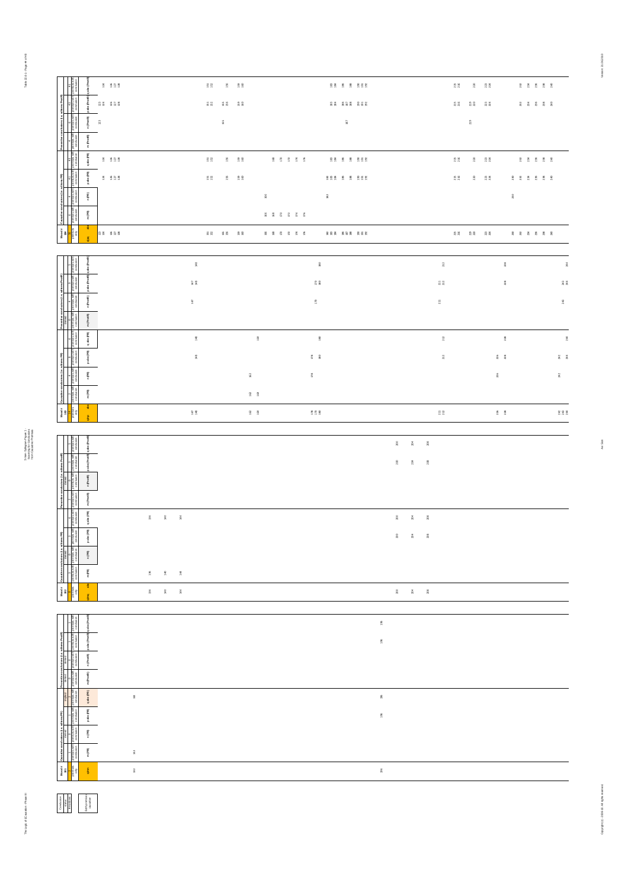| Mood # | | Causative conclusions (i.e. with zero PP) | | | | Preventive conclusions (i.e. with zero Pnot(P)) | | | |
|---|---|---|---|---|---|---|---|---|---|
| premises only | | premises with conclusion | premises with conclusion | premises with conclusion | premises with conclusion | premises with conclusion | premises with conclusion | premises with conclusion | premises with conclusion |
| q(m) | abs | m (PR) | n (PR) | p abs (PR) | q abs (PR) | m (Pnot(P)) | n (Pnot(P)) | p abs (Pnot(P)) | q abs (Pnot(P)) |

| Conclusion | | |
|---|---|---|
| value | | |
| # modulus | | |
| | | both premises causative |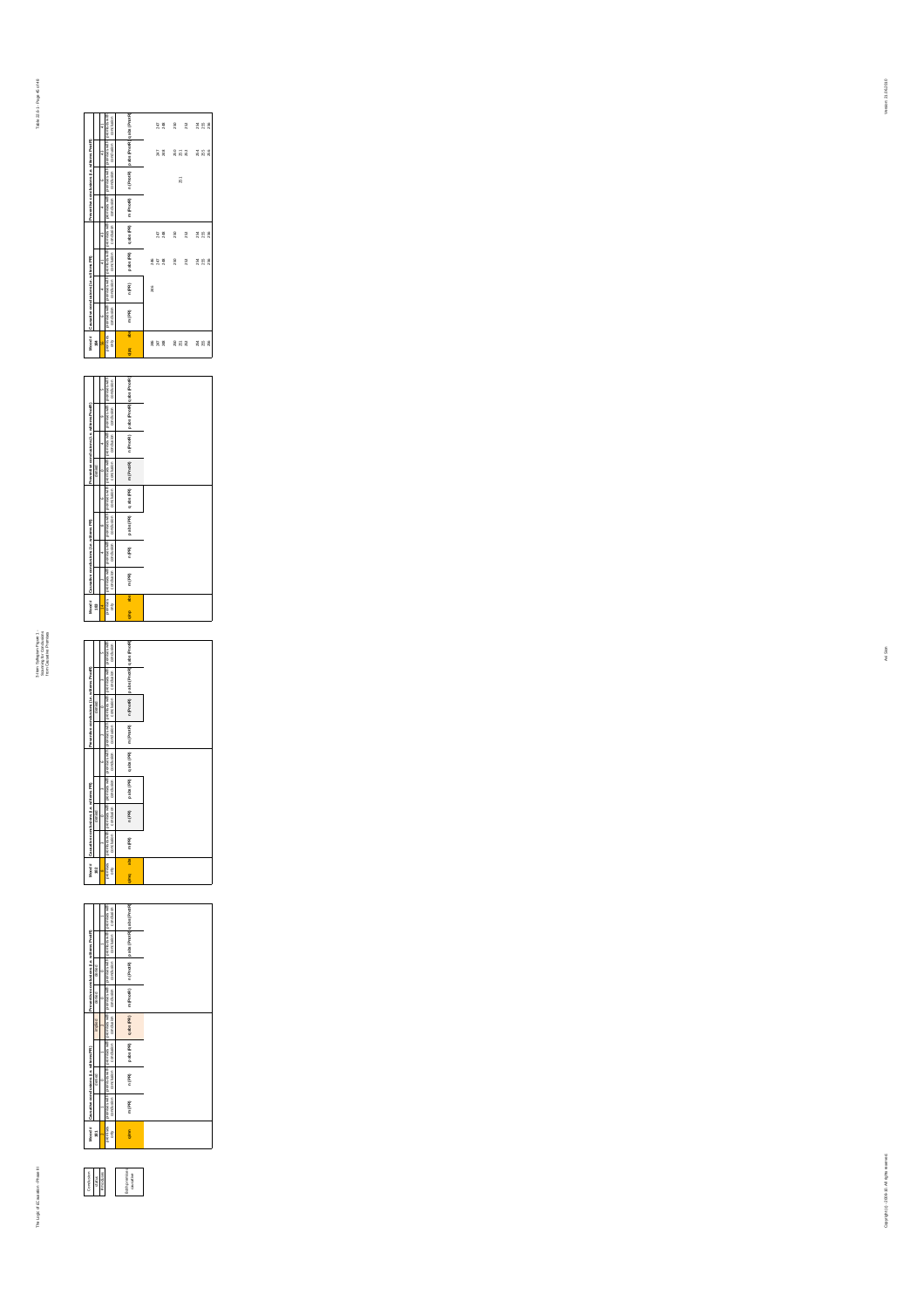| Conclusion |
|---|
| status |
| # moods |
| 3 |

| LD Premises |
|---|

| Mood # 301 | Causative conclusions (i.e. with Ohm PP) | | | | Preventive conclusions (i.e. with Ohm Prodf) | | | |
|---|---|---|---|---|---|---|---|---|
| | | | | empty | | | | |
| premises only | premises with conclusion | premises with conclusion | premises with conclusion | premises with conclusion | premises with conclusion | premises with conclusion | premises with conclusion | premises with conclusion |
| q(m) | m (PP) | n (PP) | p abs (PP) | q abs (PP) | m (Prodf) | n (Prodf) | p abs (Prodf) | q abs (Prodf) |

| Mood # 302 | Causative conclusions (i.e. with Ohm PP) | | | | Preventive conclusions (i.e. with Ohm Prodf) | | | |
|---|---|---|---|---|---|---|---|---|
| | | empty | | | | empty | | |
| premises only | premises with conclusion | premises with conclusion | premises with conclusion | premises with conclusion | premises with conclusion | premises with conclusion | premises with conclusion | premises with conclusion |
| q(m) abs | m (PP) | n (PP) | p abs (PP) | q abs (PP) | m (Prodf) | n (Prodf) | p abs (Prodf) | q abs (Prodf) |

| Mood # 303 | Causative conclusions (i.e. with Ohm PP) | | | | Preventive conclusions (i.e. with Ohm Prodf) | | | |
|---|---|---|---|---|---|---|---|---|
| | | | | | empty | | | |
| premises only | premises with conclusion | premises with conclusion | premises with conclusion | premises with conclusion | premises with conclusion | premises with conclusion | premises with conclusion | premises with conclusion |
| q(m) abs | m (PP) | n (PP) | p abs (PP) | q abs (PP) | m (Prodf) | n (Prodf) | p abs (Prodf) | q abs (Prodf) |

| Mood # 304 | Causative conclusions (i.e. with Ohm PP) | | | | Preventive conclusions (i.e. with Ohm Prodf) | | | |
|---|---|---|---|---|---|---|---|---|
| premises only | premises with conclusion | premises with conclusion | premises with conclusion | premises with conclusion | premises with conclusion | premises with conclusion | premises with conclusion | premises with conclusion |
| q(m) abs | m (PP) | n (PP) | p abs (PP) | q abs (PP) | m (Prodf) | n (Prodf) | p abs (Prodf) | q abs (Prodf) |
| 246 | | 246 | 246 | | | | | |
| 247 | | | 247 | 247 | | | 247 | 247 |
| 248 | | | 248 | 248 | | | 248 | 248 |
| 250 | | | 250 | 250 | | | 250 | 250 |
| 251 | | | | | | 251 | 251 | |
| 252 | | | 252 | 252 | | | 252 | 252 |
| 254 | | | 254 | 254 | | | 254 | 254 |
| 255 | | | 255 | 255 | | | 255 | 255 |
| 256 | | | 256 | 256 | | | 256 | 256 |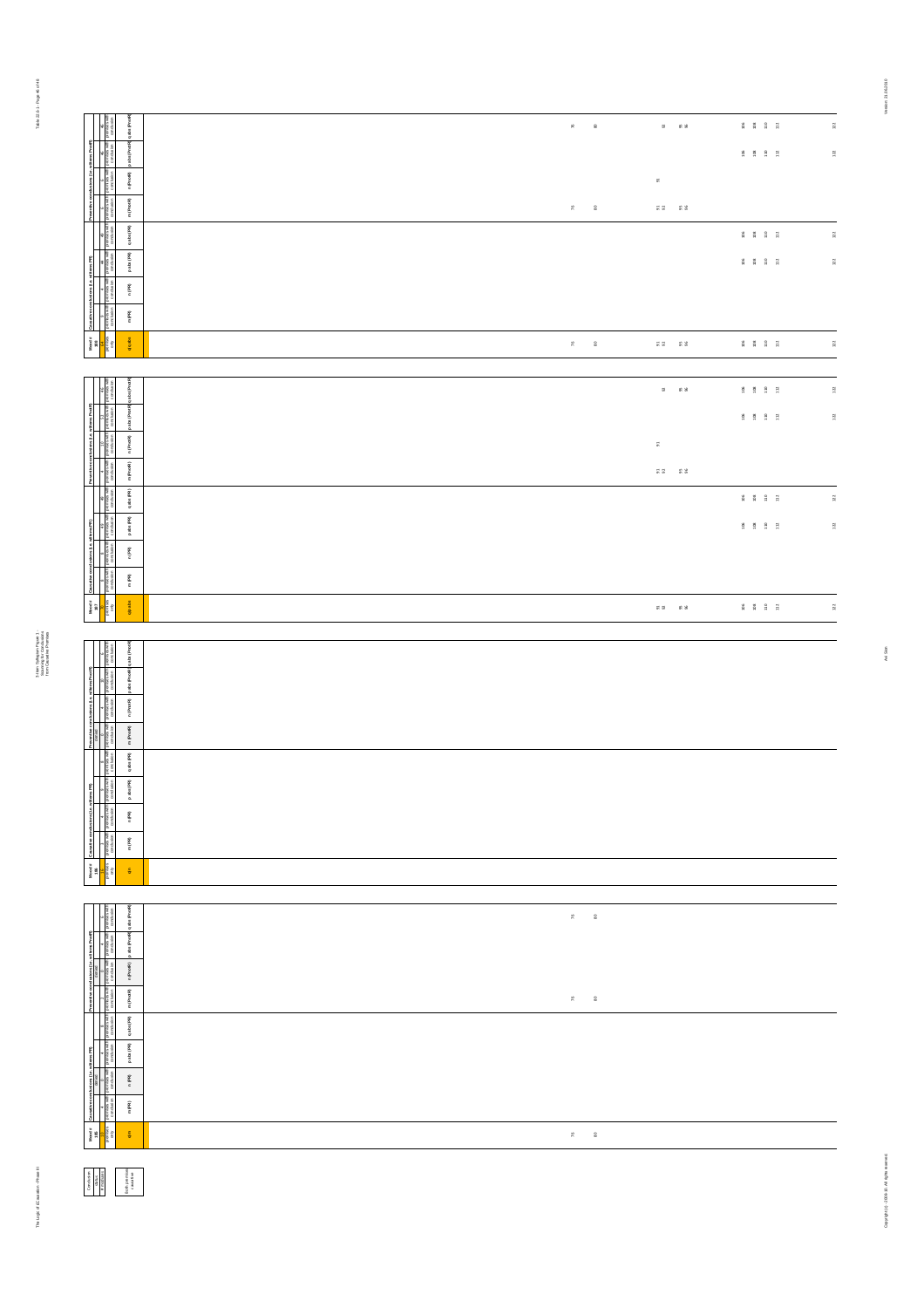| Mood # 188 | Causative conclusions (i.e. with/wrt PR) | | | | Preventive conclusions (i.e. with/wrt PreR) | | | |
|---|---|---|---|---|---|---|---|---|
| q/p/abs | m (PR) | n (PR) | p abs (PR) | q abs (PR) | m (PreR) | n (PreR) | p abs (PreR) | q abs (PreR) |
| 76 80 91 92 95 96 106 108 110 112 122 | | | 106 108 110 112 122 | 106 108 110 112 122 | 76 80 91 92 95 96 | 91 | 106 108 110 112 122 | 76 80 93 95 96 106 108 110 112 122 |

| Mood # 187 | Causative conclusions (i.e. with/wrt PR) | | | | Preventive conclusions (i.e. with/wrt PreR) | | | |
|---|---|---|---|---|---|---|---|---|
| q/p/abs | m (PR) | n (PR) | p abs (PR) | q abs (PR) | m (PreR) | n (PreR) | p abs (PreR) | q abs (PreR) |
| 91 92 95 96 106 108 110 112 122 | | | 106 108 110 112 122 | 106 108 110 112 122 | 91 92 95 96 | 91 | 106 108 110 112 122 | 93 95 96 106 108 110 112 122 |

| Mood # 186 | Causative conclusions (i.e. with/wrt PR) | | | | Preventive conclusions (i.e. with/wrt PreR) | | | |
|---|---|---|---|---|---|---|---|---|
| q/n | m (PR) | n (PR) | p abs (PR) | q abs (PR) | m (PreR) | n (PreR) | p abs (PreR) | q abs (PreR) |
| | | | | | | | | |

| Mood # 185 | Causative conclusions (i.e. with/wrt PR) | | | | Preventive conclusions (i.e. with/wrt PreR) | | | |
|---|---|---|---|---|---|---|---|---|
| q/n | m (PR) | n (PR) | p abs (PR) | q abs (PR) | m (PreR) | n (PreR) | p abs (PreR) | q abs (PreR) |
| 76 80 | | | | | 76 80 | | | 76 80 |

Conclusion status: Both premises causative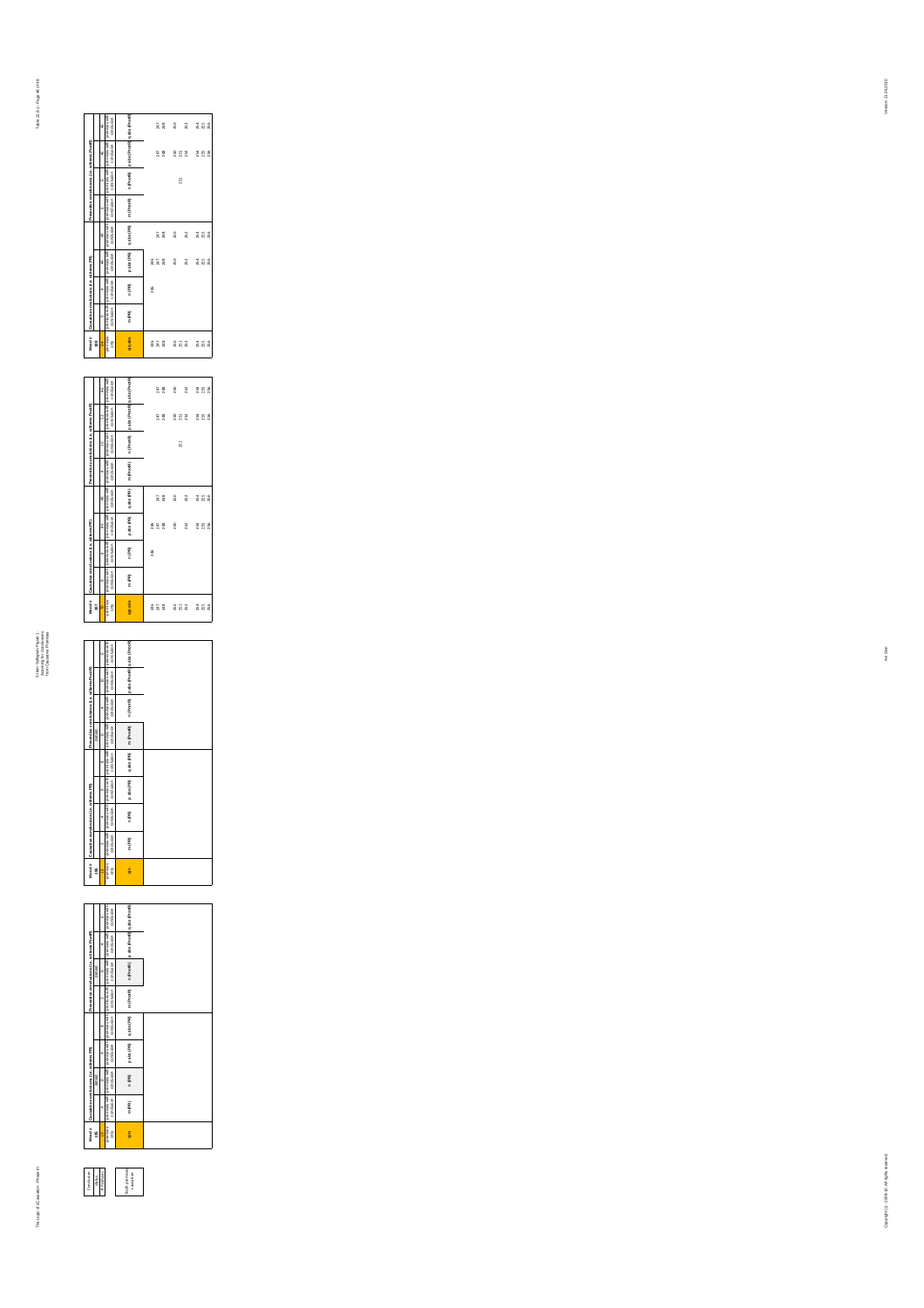| Conclusion |
|---|
| status |
| # moods |
| Both premises causative |

| Mood # 185 | Causative conclusions (i.e. with/in PR) | | | | Preventive conclusions (i.e. with/in PredR) | | | |
|---|---|---|---|---|---|---|---|---|
| premises only | premises with conclusion | premises with conclusion | premises with conclusion | premises with conclusion | premises with conclusion | premises with conclusion | premises with conclusion | premises with conclusion |
| q/n | m (PR) | n (PR) | p abs (PR) | q abs (PR) | m (PredR) | n (PredR) | p abs (PredR) | q abs (PredR) |

| Mood # 186 | Causative conclusions (i.e. with/in PR) | | | | Preventive conclusions (i.e. with/in PredR) | | | |
|---|---|---|---|---|---|---|---|---|
| premises only | premises with conclusion | premises with conclusion | premises with conclusion | premises with conclusion | premises with conclusion | premises with conclusion | premises with conclusion | premises with conclusion |
| q/n | m (PR) | n (PR) | p abs (PR) | q abs (PR) | m (PredR) | n (PredR) | p abs (PredR) | q abs (PredR) |

| Mood # 187 | Causative conclusions (i.e. with/in PR) | | | | Preventive conclusions (i.e. with/in PredR) | | | |
|---|---|---|---|---|---|---|---|---|
| premises only | premises with conclusion | premises with conclusion | premises with conclusion | premises with conclusion | premises with conclusion | premises with conclusion | premises with conclusion | premises with conclusion |
| q/p abs | m (PR) | n (PR) | p abs (PR) | q abs (PR) | m (PredR) | n (PredR) | p abs (PredR) | q abs (PredR) |
| 246 | | 246 | 246 | | | | | |
| 247 | | | 247 | 247 | | | 247 | 247 |
| 248 | | | 248 | 248 | | | 248 | 248 |
| 250 | | | 250 | 250 | | | 250 | 250 |
| 251 | | | | | | 251 | 251 | |
| 252 | | | 252 | 252 | | | 252 | 252 |
| 254 | | | 254 | 254 | | | 254 | 254 |
| 255 | | | 255 | 255 | | | 255 | 255 |
| 256 | | | 256 | 256 | | | 256 | 256 |

| Mood # 188 | Causative conclusions (i.e. with/in PR) | | | | Preventive conclusions (i.e. with/in PredR) | | | |
|---|---|---|---|---|---|---|---|---|
| premises only | premises with conclusion | premises with conclusion | premises with conclusion | premises with conclusion | premises with conclusion | premises with conclusion | premises with conclusion | premises with conclusion |
| q/p abs | m (PR) | n (PR) | p abs (PR) | q abs (PR) | m (PredR) | n (PredR) | p abs (PredR) | q abs (PredR) |
| 246 | | 246 | 246 | | | | | |
| 247 | | | 247 | 247 | | | 247 | 247 |
| 248 | | | 248 | 248 | | | 248 | 248 |
| 250 | | | 250 | 250 | | | 250 | 250 |
| 251 | | | | | | 251 | 251 | |
| 252 | | | 252 | 252 | | | 252 | 252 |
| 254 | | | 254 | 254 | | | 254 | 254 |
| 255 | | | 255 | 255 | | | 255 | 255 |
| 256 | | | 256 | 256 | | | 256 | 256 |